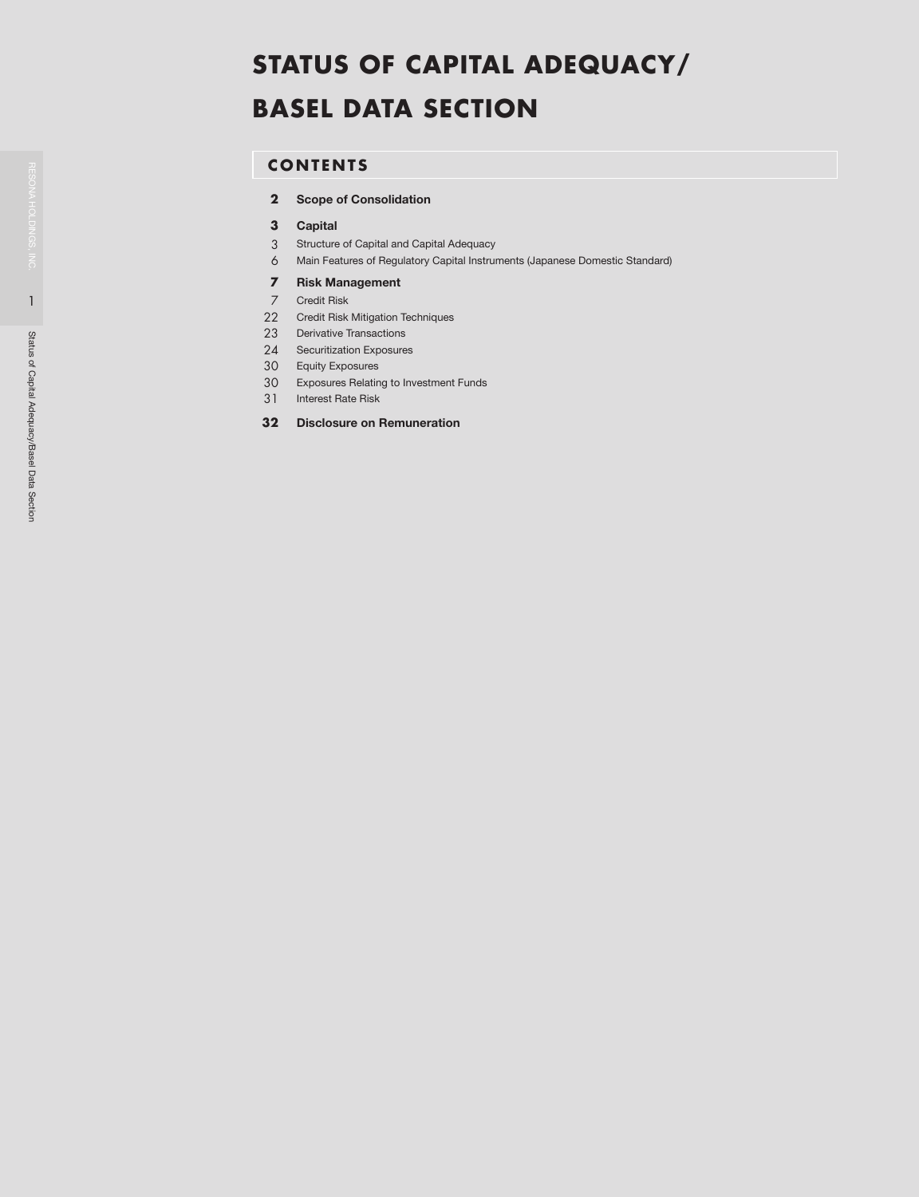# STATUS OF CAPITAL ADEQUACY/ BASEL DATA SECTION

## CONTENTS

**2** **Scope of Consolidation**

**3** **Capital**

3 Structure of Capital and Capital Adequacy

6 Main Features of Regulatory Capital Instruments (Japanese Domestic Standard)

**7** **Risk Management**

7 Credit Risk

22 Credit Risk Mitigation Techniques

23 Derivative Transactions

24 Securitization Exposures

30 Equity Exposures

30 Exposures Relating to Investment Funds

31 Interest Rate Risk

**32** **Disclosure on Remuneration**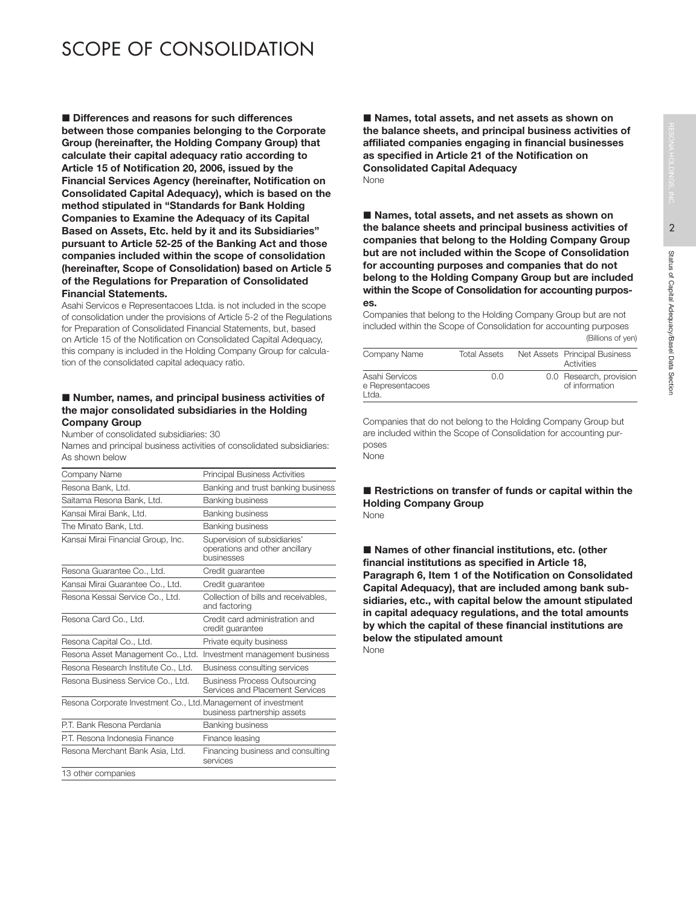# SCOPE OF CONSOLIDATION

■ **Differences and reasons for such differences between those companies belonging to the Corporate Group (hereinafter, the Holding Company Group) that calculate their capital adequacy ratio according to Article 15 of Notification 20, 2006, issued by the Financial Services Agency (hereinafter, Notification on Consolidated Capital Adequacy), which is based on the method stipulated in "Standards for Bank Holding Companies to Examine the Adequacy of its Capital Based on Assets, Etc. held by it and its Subsidiaries" pursuant to Article 52-25 of the Banking Act and those companies included within the scope of consolidation (hereinafter, Scope of Consolidation) based on Article 5 of the Regulations for Preparation of Consolidated Financial Statements.**

Asahi Servicos e Representacoes Ltda. is not included in the scope of consolidation under the provisions of Article 5-2 of the Regulations for Preparation of Consolidated Financial Statements, but, based on Article 15 of the Notification on Consolidated Capital Adequacy, this company is included in the Holding Company Group for calculation of the consolidated capital adequacy ratio.

■ **Number, names, and principal business activities of the major consolidated subsidiaries in the Holding Company Group**

Number of consolidated subsidiaries: 30

Names and principal business activities of consolidated subsidiaries: As shown below

| Company Name | Principal Business Activities |
|---|---|
| Resona Bank, Ltd. | Banking and trust banking business |
| Saitama Resona Bank, Ltd. | Banking business |
| Kansai Mirai Bank, Ltd. | Banking business |
| The Minato Bank, Ltd. | Banking business |
| Kansai Mirai Financial Group, Inc. | Supervision of subsidiaries' operations and other ancillary businesses |
| Resona Guarantee Co., Ltd. | Credit guarantee |
| Kansai Mirai Guarantee Co., Ltd. | Credit guarantee |
| Resona Kessai Service Co., Ltd. | Collection of bills and receivables, and factoring |
| Resona Card Co., Ltd. | Credit card administration and credit guarantee |
| Resona Capital Co., Ltd. | Private equity business |
| Resona Asset Management Co., Ltd. | Investment management business |
| Resona Research Institute Co., Ltd. | Business consulting services |
| Resona Business Service Co., Ltd. | Business Process Outsourcing Services and Placement Services |
| Resona Corporate Investment Co., Ltd. | Management of investment business partnership assets |
| P.T. Bank Resona Perdania | Banking business |
| P.T. Resona Indonesia Finance | Finance leasing |
| Resona Merchant Bank Asia, Ltd. | Financing business and consulting services |
| 13 other companies | |

■ **Names, total assets, and net assets as shown on the balance sheets, and principal business activities of affiliated companies engaging in financial businesses as specified in Article 21 of the Notification on Consolidated Capital Adequacy**

None

■ **Names, total assets, and net assets as shown on the balance sheets and principal business activities of companies that belong to the Holding Company Group but are not included within the Scope of Consolidation for accounting purposes and companies that do not belong to the Holding Company Group but are included within the Scope of Consolidation for accounting purposes.**

Companies that belong to the Holding Company Group but are not included within the Scope of Consolidation for accounting purposes

(Billions of yen)

| Company Name | Total Assets | Net Assets | Principal Business Activities |
|---|---|---|---|
| Asahi Servicos e Representacoes Ltda. | 0.0 | 0.0 | Research, provision of information |

Companies that do not belong to the Holding Company Group but are included within the Scope of Consolidation for accounting purposes

None

■ **Restrictions on transfer of funds or capital within the Holding Company Group**

None

■ **Names of other financial institutions, etc. (other financial institutions as specified in Article 18, Paragraph 6, Item 1 of the Notification on Consolidated Capital Adequacy), that are included among bank subsidiaries, etc., with capital below the amount stipulated in capital adequacy regulations, and the total amounts by which the capital of these financial institutions are below the stipulated amount**

None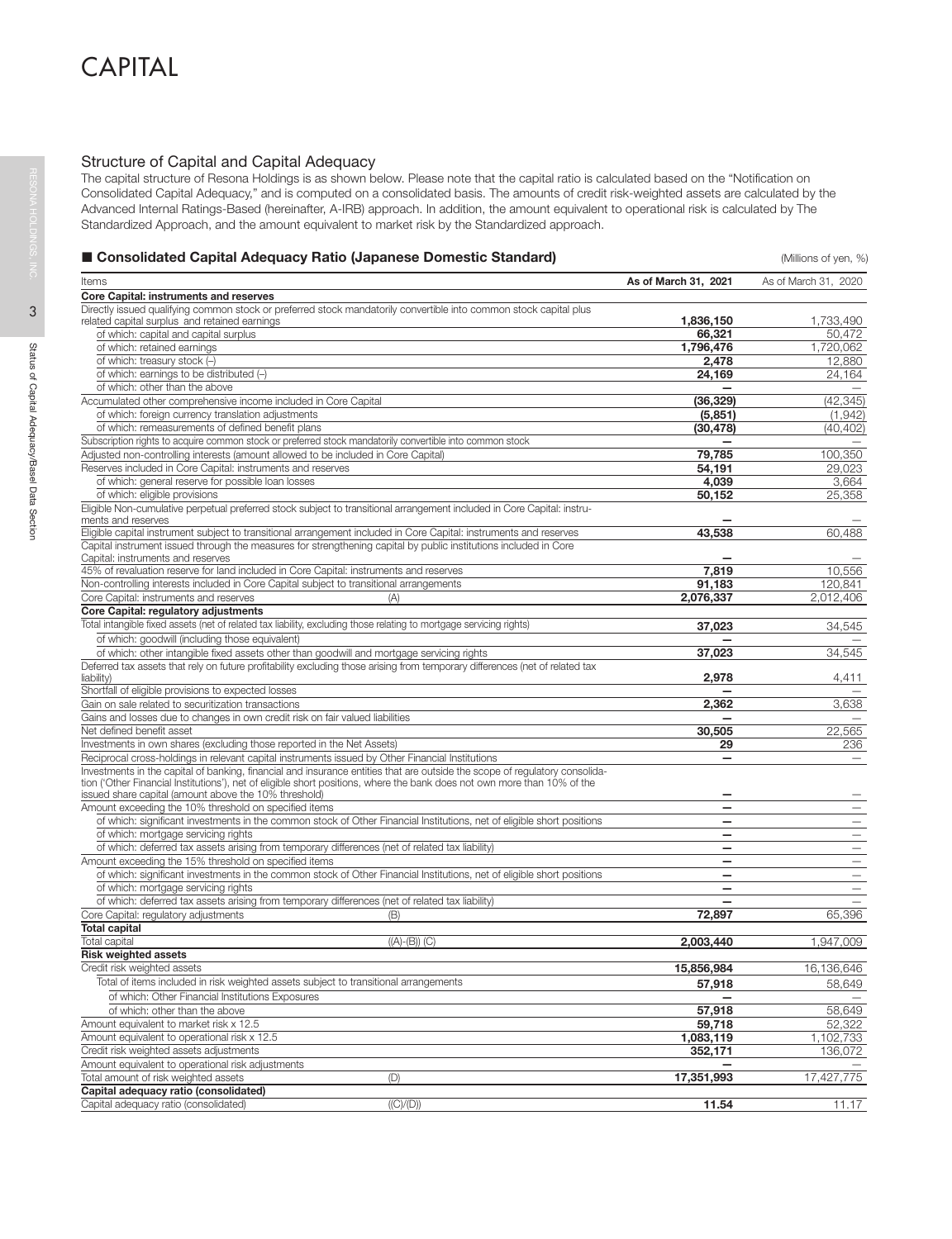# CAPITAL

## Structure of Capital and Capital Adequacy

The capital structure of Resona Holdings is as shown below. Please note that the capital ratio is calculated based on the "Notification on Consolidated Capital Adequacy," and is computed on a consolidated basis. The amounts of credit risk-weighted assets are calculated by the Advanced Internal Ratings-Based (hereinafter, A-IRB) approach. In addition, the amount equivalent to operational risk is calculated by The Standardized Approach, and the amount equivalent to market risk by the Standardized approach.

### ■ Consolidated Capital Adequacy Ratio (Japanese Domestic Standard)

(Millions of yen, %)

| Items | | As of March 31, 2021 | As of March 31, 2020 |
|---|---|---|---|
| **Core Capital: instruments and reserves** | | | |
| Directly issued qualifying common stock or preferred stock mandatorily convertible into common stock capital plus related capital surplus and retained earnings | | **1,836,150** | 1,733,490 |
| of which: capital and capital surplus | | **66,321** | 50,472 |
| of which: retained earnings | | **1,796,476** | 1,720,062 |
| of which: treasury stock (–) | | **2,478** | 12,880 |
| of which: earnings to be distributed (–) | | **24,169** | 24,164 |
| of which: other than the above | | **—** | — |
| Accumulated other comprehensive income included in Core Capital | | **(36,329)** | (42,345) |
| of which: foreign currency translation adjustments | | **(5,851)** | (1,942) |
| of which: remeasurements of defined benefit plans | | **(30,478)** | (40,402) |
| Subscription rights to acquire common stock or preferred stock mandatorily convertible into common stock | | **—** | — |
| Adjusted non-controlling interests (amount allowed to be included in Core Capital) | | **79,785** | 100,350 |
| Reserves included in Core Capital: instruments and reserves | | **54,191** | 29,023 |
| of which: general reserve for possible loan losses | | **4,039** | 3,664 |
| of which: eligible provisions | | **50,152** | 25,358 |
| Eligible Non-cumulative perpetual preferred stock subject to transitional arrangement included in Core Capital: instruments and reserves | | **—** | — |
| Eligible capital instrument subject to transitional arrangement included in Core Capital: instruments and reserves | | **43,538** | 60,488 |
| Capital instrument issued through the measures for strengthening capital by public institutions included in Core Capital: instruments and reserves | | **—** | — |
| 45% of revaluation reserve for land included in Core Capital: instruments and reserves | | **7,819** | 10,556 |
| Non-controlling interests included in Core Capital subject to transitional arrangements | | **91,183** | 120,841 |
| Core Capital: instruments and reserves | (A) | **2,076,337** | 2,012,406 |
| **Core Capital: regulatory adjustments** | | | |
| Total intangible fixed assets (net of related tax liability, excluding those relating to mortgage servicing rights) | | **37,023** | 34,545 |
| of which: goodwill (including those equivalent) | | **—** | — |
| of which: other intangible fixed assets other than goodwill and mortgage servicing rights | | **37,023** | 34,545 |
| Deferred tax assets that rely on future profitability excluding those arising from temporary differences (net of related tax liability) | | **2,978** | 4,411 |
| Shortfall of eligible provisions to expected losses | | **—** | — |
| Gain on sale related to securitization transactions | | **2,362** | 3,638 |
| Gains and losses due to changes in own credit risk on fair valued liabilities | | **—** | — |
| Net defined benefit asset | | **30,505** | 22,565 |
| Investments in own shares (excluding those reported in the Net Assets) | | **29** | 236 |
| Reciprocal cross-holdings in relevant capital instruments issued by Other Financial Institutions | | **—** | — |
| Investments in the capital of banking, financial and insurance entities that are outside the scope of regulatory consolidation ('Other Financial Institutions'), net of eligible short positions, where the bank does not own more than 10% of the issued share capital (amount above the 10% threshold) | | **—** | — |
| Amount exceeding the 10% threshold on specified items | | **—** | — |
| of which: significant investments in the common stock of Other Financial Institutions, net of eligible short positions | | **—** | — |
| of which: mortgage servicing rights | | **—** | — |
| of which: deferred tax assets arising from temporary differences (net of related tax liability) | | **—** | — |
| Amount exceeding the 15% threshold on specified items | | **—** | — |
| of which: significant investments in the common stock of Other Financial Institutions, net of eligible short positions | | **—** | — |
| of which: mortgage servicing rights | | **—** | — |
| of which: deferred tax assets arising from temporary differences (net of related tax liability) | | **—** | — |
| Core Capital: regulatory adjustments | (B) | **72,897** | 65,396 |
| **Total capital** | | | |
| Total capital | ((A)-(B)) (C) | **2,003,440** | 1,947,009 |
| **Risk weighted assets** | | | |
| Credit risk weighted assets | | **15,856,984** | 16,136,646 |
| Total of items included in risk weighted assets subject to transitional arrangements | | **57,918** | 58,649 |
| of which: Other Financial Institutions Exposures | | **—** | — |
| of which: other than the above | | **57,918** | 58,649 |
| Amount equivalent to market risk x 12.5 | | **59,718** | 52,322 |
| Amount equivalent to operational risk x 12.5 | | **1,083,119** | 1,102,733 |
| Credit risk weighted assets adjustments | | **352,171** | 136,072 |
| Amount equivalent to operational risk adjustments | | **—** | — |
| Total amount of risk weighted assets | (D) | **17,351,993** | 17,427,775 |
| **Capital adequacy ratio (consolidated)** | | | |
| Capital adequacy ratio (consolidated) | ((C)/(D)) | **11.54** | 11.17 |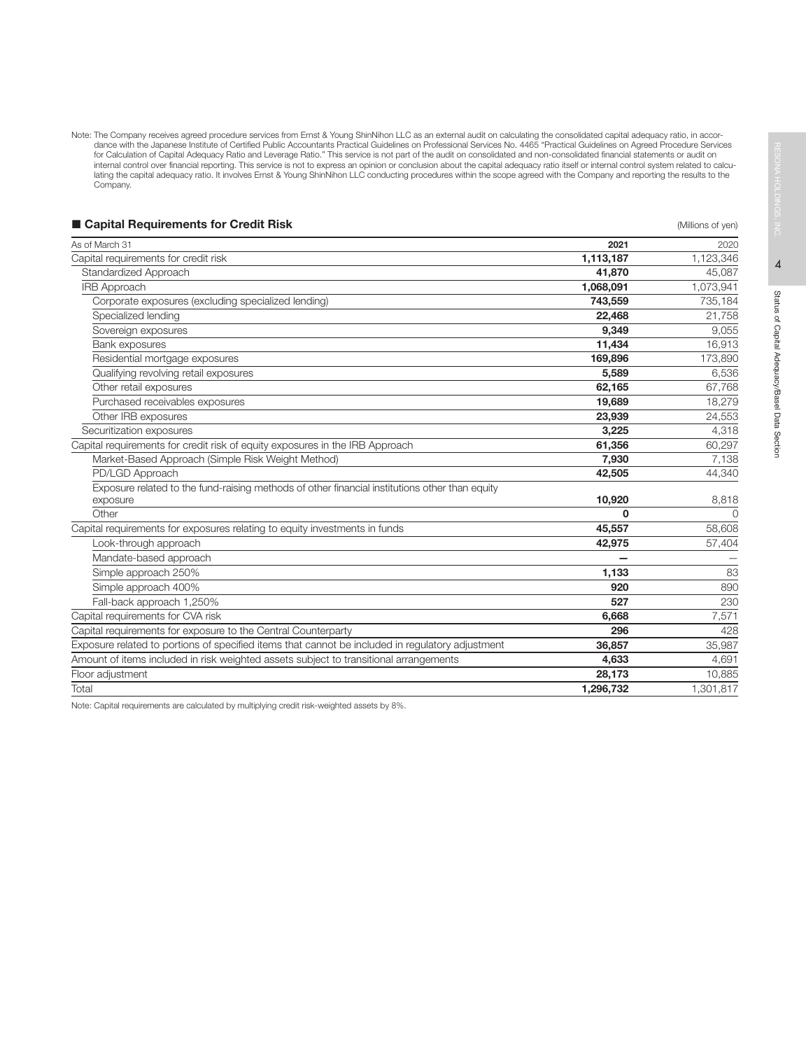Note: The Company receives agreed procedure services from Ernst & Young ShinNihon LLC as an external audit on calculating the consolidated capital adequacy ratio, in accordance with the Japanese Institute of Certified Public Accountants Practical Guidelines on Professional Services No. 4465 "Practical Guidelines on Agreed Procedure Services for Calculation of Capital Adequacy Ratio and Leverage Ratio." This service is not part of the audit on consolidated and non-consolidated financial statements or audit on internal control over financial reporting. This service is not to express an opinion or conclusion about the capital adequacy ratio itself or internal control system related to calculating the capital adequacy ratio. It involves Ernst & Young ShinNihon LLC conducting procedures within the scope agreed with the Company and reporting the results to the Company.

## ■ Capital Requirements for Credit Risk

(Millions of yen)

| As of March 31 | 2021 | 2020 |
|---|---|---|
| Capital requirements for credit risk | **1,113,187** | 1,123,346 |
| Standardized Approach | **41,870** | 45,087 |
| IRB Approach | **1,068,091** | 1,073,941 |
| Corporate exposures (excluding specialized lending) | **743,559** | 735,184 |
| Specialized lending | **22,468** | 21,758 |
| Sovereign exposures | **9,349** | 9,055 |
| Bank exposures | **11,434** | 16,913 |
| Residential mortgage exposures | **169,896** | 173,890 |
| Qualifying revolving retail exposures | **5,589** | 6,536 |
| Other retail exposures | **62,165** | 67,768 |
| Purchased receivables exposures | **19,689** | 18,279 |
| Other IRB exposures | **23,939** | 24,553 |
| Securitization exposures | **3,225** | 4,318 |
| Capital requirements for credit risk of equity exposures in the IRB Approach | **61,356** | 60,297 |
| Market-Based Approach (Simple Risk Weight Method) | **7,930** | 7,138 |
| PD/LGD Approach | **42,505** | 44,340 |
| Exposure related to the fund-raising methods of other financial institutions other than equity exposure | **10,920** | 8,818 |
| Other | **0** | 0 |
| Capital requirements for exposures relating to equity investments in funds | **45,557** | 58,608 |
| Look-through approach | **42,975** | 57,404 |
| Mandate-based approach | **—** | — |
| Simple approach 250% | **1,133** | 83 |
| Simple approach 400% | **920** | 890 |
| Fall-back approach 1,250% | **527** | 230 |
| Capital requirements for CVA risk | **6,668** | 7,571 |
| Capital requirements for exposure to the Central Counterparty | **296** | 428 |
| Exposure related to portions of specified items that cannot be included in regulatory adjustment | **36,857** | 35,987 |
| Amount of items included in risk weighted assets subject to transitional arrangements | **4,633** | 4,691 |
| Floor adjustment | **28,173** | 10,885 |
| Total | **1,296,732** | 1,301,817 |

Note: Capital requirements are calculated by multiplying credit risk-weighted assets by 8%.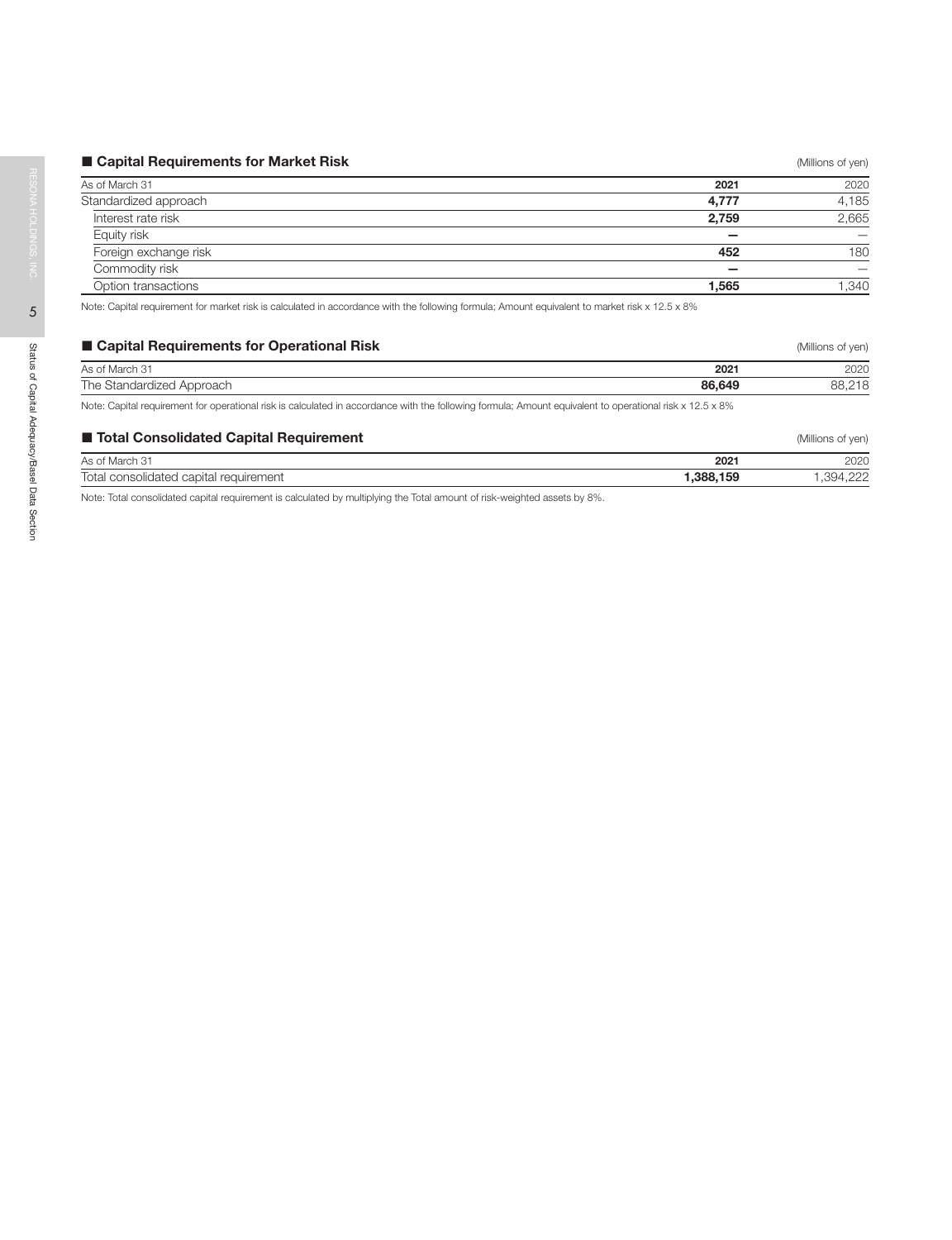## ■ Capital Requirements for Market Risk

(Millions of yen)

| As of March 31 | 2021 | 2020 |
| --- | --- | --- |
| Standardized approach | **4,777** | 4,185 |
| Interest rate risk | **2,759** | 2,665 |
| Equity risk | **—** | — |
| Foreign exchange risk | **452** | 180 |
| Commodity risk | **—** | — |
| Option transactions | **1,565** | 1,340 |

Note: Capital requirement for market risk is calculated in accordance with the following formula; Amount equivalent to market risk x 12.5 x 8%

## ■ Capital Requirements for Operational Risk

(Millions of yen)

| As of March 31 | 2021 | 2020 |
| --- | --- | --- |
| The Standardized Approach | **86,649** | 88,218 |

Note: Capital requirement for operational risk is calculated in accordance with the following formula; Amount equivalent to operational risk x 12.5 x 8%

## ■ Total Consolidated Capital Requirement

(Millions of yen)

| As of March 31 | 2021 | 2020 |
| --- | --- | --- |
| Total consolidated capital requirement | **1,388,159** | 1,394,222 |

Note: Total consolidated capital requirement is calculated by multiplying the Total amount of risk-weighted assets by 8%.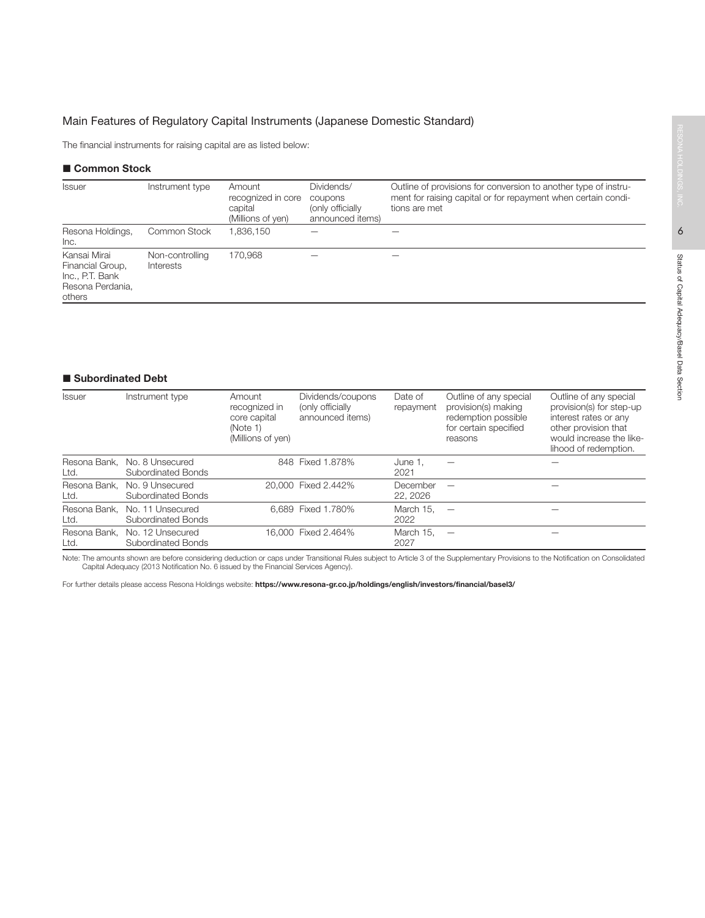## Main Features of Regulatory Capital Instruments (Japanese Domestic Standard)

The financial instruments for raising capital are as listed below:

### ■ Common Stock

| Issuer | Instrument type | Amount recognized in core capital (Millions of yen) | Dividends/ coupons (only officially announced items) | Outline of provisions for conversion to another type of instrument for raising capital or for repayment when certain conditions are met |
|---|---|---|---|---|
| Resona Holdings, Inc. | Common Stock | 1,836,150 | — | — |
| Kansai Mirai Financial Group, Inc., P.T. Bank Resona Perdania, others | Non-controlling Interests | 170,968 | — | — |

### ■ Subordinated Debt

| Issuer | Instrument type | Amount recognized in core capital (Note 1) (Millions of yen) | Dividends/coupons (only officially announced items) | Date of repayment | Outline of any special provision(s) making redemption possible for certain specified reasons | Outline of any special provision(s) for step-up interest rates or any other provision that would increase the likelihood of redemption. |
|---|---|---|---|---|---|---|
| Resona Bank, Ltd. | No. 8 Unsecured Subordinated Bonds | 848 | Fixed 1.878% | June 1, 2021 | — | — |
| Resona Bank, Ltd. | No. 9 Unsecured Subordinated Bonds | 20,000 | Fixed 2.442% | December 22, 2026 | — | — |
| Resona Bank, Ltd. | No. 11 Unsecured Subordinated Bonds | 6,689 | Fixed 1.780% | March 15, 2022 | — | — |
| Resona Bank, Ltd. | No. 12 Unsecured Subordinated Bonds | 16,000 | Fixed 2.464% | March 15, 2027 | — | — |

Note: The amounts shown are before considering deduction or caps under Transitional Rules subject to Article 3 of the Supplementary Provisions to the Notification on Consolidated Capital Adequacy (2013 Notification No. 6 issued by the Financial Services Agency).

For further details please access Resona Holdings website: **https://www.resona-gr.co.jp/holdings/english/investors/financial/basel3/**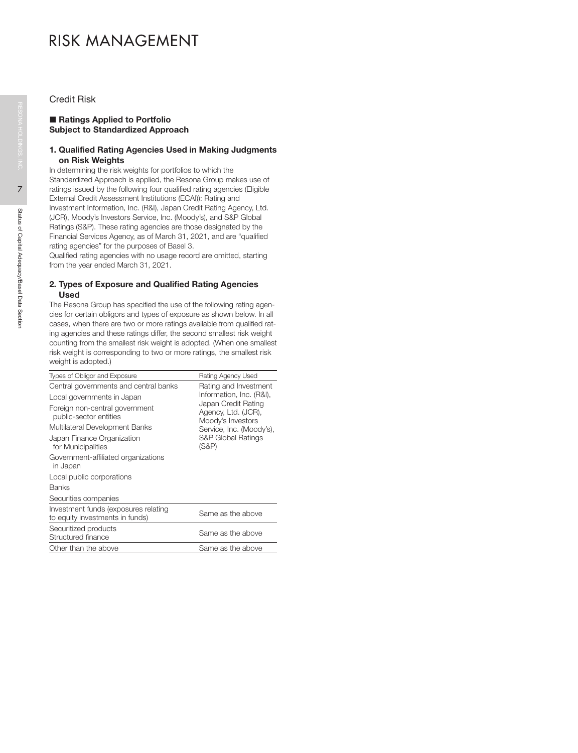# RISK MANAGEMENT

## Credit Risk

### ■ Ratings Applied to Portfolio Subject to Standardized Approach

#### 1. Qualified Rating Agencies Used in Making Judgments on Risk Weights

In determining the risk weights for portfolios to which the Standardized Approach is applied, the Resona Group makes use of ratings issued by the following four qualified rating agencies (Eligible External Credit Assessment Institutions (ECAI)): Rating and Investment Information, Inc. (R&I), Japan Credit Rating Agency, Ltd. (JCR), Moody's Investors Service, Inc. (Moody's), and S&P Global Ratings (S&P). These rating agencies are those designated by the Financial Services Agency, as of March 31, 2021, and are "qualified rating agencies" for the purposes of Basel 3.

Qualified rating agencies with no usage record are omitted, starting from the year ended March 31, 2021.

#### 2. Types of Exposure and Qualified Rating Agencies Used

The Resona Group has specified the use of the following rating agencies for certain obligors and types of exposure as shown below. In all cases, when there are two or more ratings available from qualified rating agencies and these ratings differ, the second smallest risk weight counting from the smallest risk weight is adopted. (When one smallest risk weight is corresponding to two or more ratings, the smallest risk weight is adopted.)

| Types of Obligor and Exposure | Rating Agency Used |
|---|---|
| Central governments and central banks<br>Local governments in Japan<br>Foreign non-central government public-sector entities<br>Multilateral Development Banks<br>Japan Finance Organization for Municipalities<br>Government-affiliated organizations in Japan<br>Local public corporations<br>Banks<br>Securities companies | Rating and Investment Information, Inc. (R&I), Japan Credit Rating Agency, Ltd. (JCR), Moody's Investors Service, Inc. (Moody's), S&P Global Ratings (S&P) |
| Investment funds (exposures relating to equity investments in funds) | Same as the above |
| Securitized products<br>Structured finance | Same as the above |
| Other than the above | Same as the above |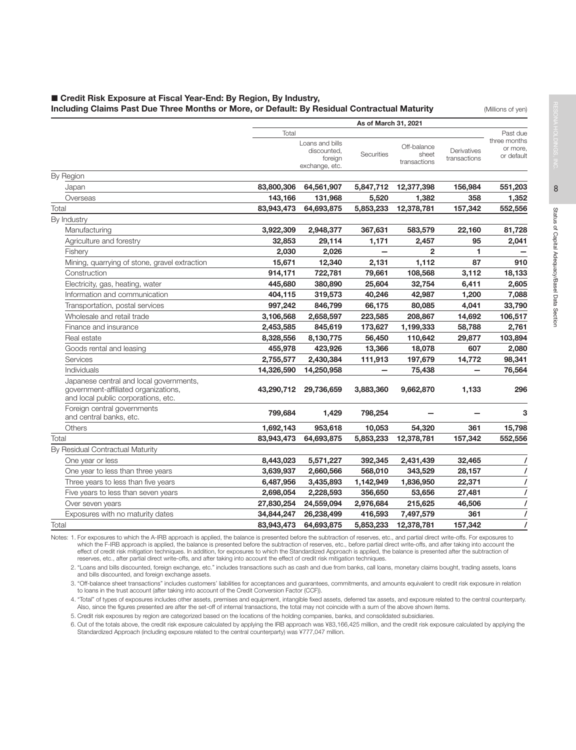## ■ Credit Risk Exposure at Fiscal Year-End: By Region, By Industry, Including Claims Past Due Three Months or More, or Default: By Residual Contractual Maturity

(Millions of yen)

| | As of March 31, 2021 | | | | | |
|---|---|---|---|---|---|---|
| | Total | | | | | Past due three months or more, or default |
| | | Loans and bills discounted, foreign exchange, etc. | Securities | Off-balance sheet transactions | Derivatives transactions | |
| **By Region** | | | | | | |
| Japan | **83,800,306** | **64,561,907** | **5,847,712** | **12,377,398** | **156,984** | **551,203** |
| Overseas | **143,166** | **131,968** | **5,520** | **1,382** | **358** | **1,352** |
| Total | **83,943,473** | **64,693,875** | **5,853,233** | **12,378,781** | **157,342** | **552,556** |
| **By Industry** | | | | | | |
| Manufacturing | **3,922,309** | **2,948,377** | **367,631** | **583,579** | **22,160** | **81,728** |
| Agriculture and forestry | **32,853** | **29,114** | **1,171** | **2,457** | **95** | **2,041** |
| Fishery | **2,030** | **2,026** | **—** | **2** | **1** | **—** |
| Mining, quarrying of stone, gravel extraction | **15,671** | **12,340** | **2,131** | **1,112** | **87** | **910** |
| Construction | **914,171** | **722,781** | **79,661** | **108,568** | **3,112** | **18,133** |
| Electricity, gas, heating, water | **445,680** | **380,890** | **25,604** | **32,754** | **6,411** | **2,605** |
| Information and communication | **404,115** | **319,573** | **40,246** | **42,987** | **1,200** | **7,088** |
| Transportation, postal services | **997,242** | **846,799** | **66,175** | **80,085** | **4,041** | **33,790** |
| Wholesale and retail trade | **3,106,568** | **2,658,597** | **223,585** | **208,867** | **14,692** | **106,517** |
| Finance and insurance | **2,453,585** | **845,619** | **173,627** | **1,199,333** | **58,788** | **2,761** |
| Real estate | **8,328,556** | **8,130,775** | **56,450** | **110,642** | **29,877** | **103,894** |
| Goods rental and leasing | **455,978** | **423,926** | **13,366** | **18,078** | **607** | **2,080** |
| Services | **2,755,577** | **2,430,384** | **111,913** | **197,679** | **14,772** | **98,341** |
| Individuals | **14,326,590** | **14,250,958** | **—** | **75,438** | **—** | **76,564** |
| Japanese central and local governments, government-affiliated organizations, and local public corporations, etc. | **43,290,712** | **29,736,659** | **3,883,360** | **9,662,870** | **1,133** | **296** |
| Foreign central governments and central banks, etc. | **799,684** | **1,429** | **798,254** | **—** | **—** | **3** |
| Others | **1,692,143** | **953,618** | **10,053** | **54,320** | **361** | **15,798** |
| Total | **83,943,473** | **64,693,875** | **5,853,233** | **12,378,781** | **157,342** | **552,556** |
| **By Residual Contractual Maturity** | | | | | | |
| One year or less | **8,443,023** | **5,571,227** | **392,345** | **2,431,439** | **32,465** | / |
| One year to less than three years | **3,639,937** | **2,660,566** | **568,010** | **343,529** | **28,157** | / |
| Three years to less than five years | **6,487,956** | **3,435,893** | **1,142,949** | **1,836,950** | **22,371** | / |
| Five years to less than seven years | **2,698,054** | **2,228,593** | **356,650** | **53,656** | **27,481** | / |
| Over seven years | **27,830,254** | **24,559,094** | **2,976,684** | **215,625** | **46,506** | / |
| Exposures with no maturity dates | **34,844,247** | **26,238,499** | **416,593** | **7,497,579** | **361** | / |
| Total | **83,943,473** | **64,693,875** | **5,853,233** | **12,378,781** | **157,342** | / |

Notes: 1. For exposures to which the A-IRB approach is applied, the balance is presented before the subtraction of reserves, etc., and partial direct write-offs. For exposures to which the F-IRB approach is applied, the balance is presented before the subtraction of reserves, etc., before partial direct write-offs, and after taking into account the effect of credit risk mitigation techniques. In addition, for exposures to which the Standardized Approach is applied, the balance is presented after the subtraction of reserves, etc., after partial direct write-offs, and after taking into account the effect of credit risk mitigation techniques.

2. "Loans and bills discounted, foreign exchange, etc." includes transactions such as cash and due from banks, call loans, monetary claims bought, trading assets, loans and bills discounted, and foreign exchange assets.

3. "Off-balance sheet transactions" includes customers' liabilities for acceptances and guarantees, commitments, and amounts equivalent to credit risk exposure in relation to loans in the trust account (after taking into account of the Credit Conversion Factor (CCF)).

4. "Total" of types of exposures includes other assets, premises and equipment, intangible fixed assets, deferred tax assets, and exposure related to the central counterparty. Also, since the figures presented are after the set-off of internal transactions, the total may not coincide with a sum of the above shown items.

5. Credit risk exposures by region are categorized based on the locations of the holding companies, banks, and consolidated subsidiaries.

6. Out of the totals above, the credit risk exposure calculated by applying the IRB approach was ¥83,166,425 million, and the credit risk exposure calculated by applying the Standardized Approach (including exposure related to the central counterparty) was ¥777,047 million.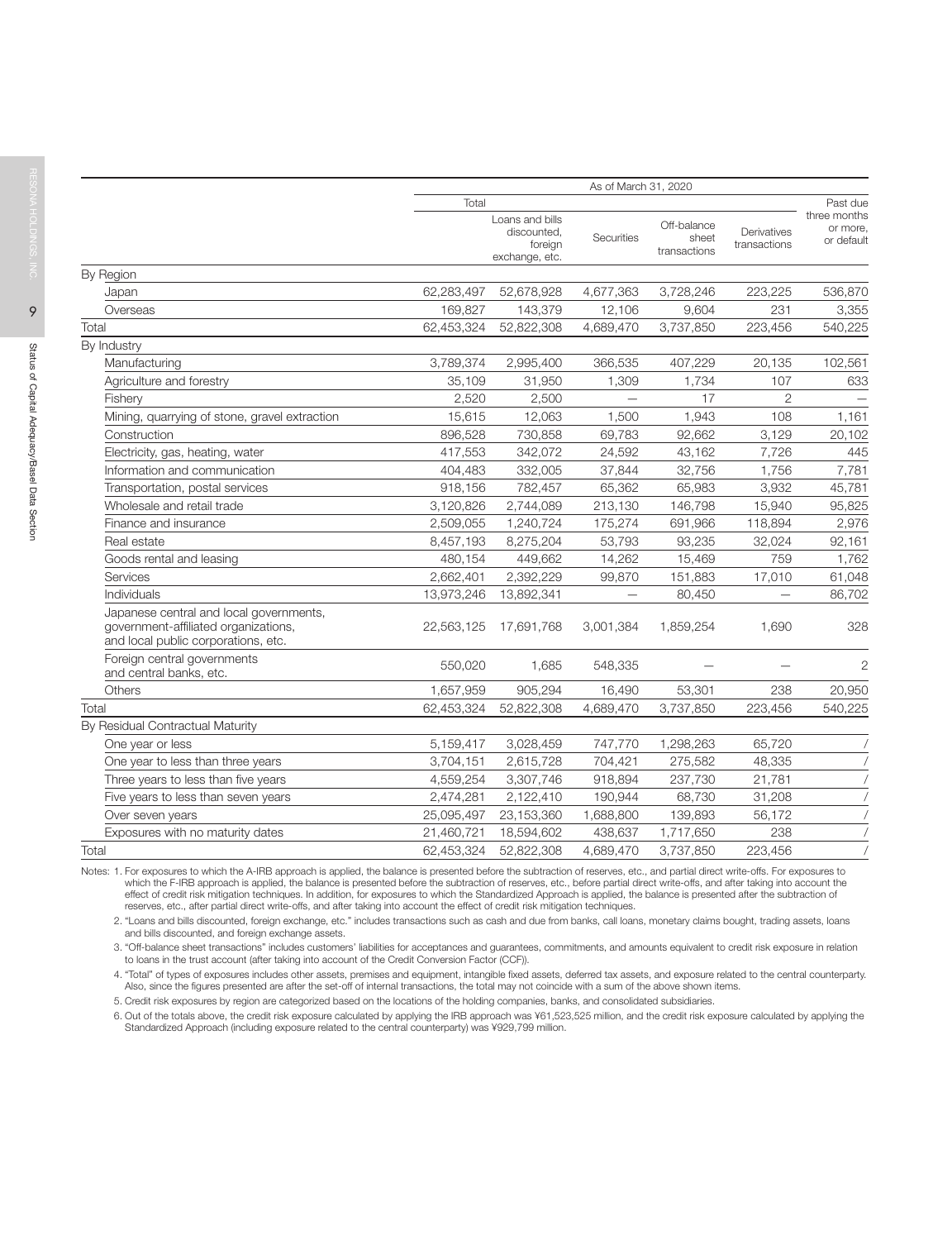| | As of March 31, 2020 | | | | | |
|---|---|---|---|---|---|---|
| | Total | | | | | Past due three months or more, or default |
| | | Loans and bills discounted, foreign exchange, etc. | Securities | Off-balance sheet transactions | Derivatives transactions | |
| By Region | | | | | | |
| Japan | 62,283,497 | 52,678,928 | 4,677,363 | 3,728,246 | 223,225 | 536,870 |
| Overseas | 169,827 | 143,379 | 12,106 | 9,604 | 231 | 3,355 |
| Total | 62,453,324 | 52,822,308 | 4,689,470 | 3,737,850 | 223,456 | 540,225 |
| By Industry | | | | | | |
| Manufacturing | 3,789,374 | 2,995,400 | 366,535 | 407,229 | 20,135 | 102,561 |
| Agriculture and forestry | 35,109 | 31,950 | 1,309 | 1,734 | 107 | 633 |
| Fishery | 2,520 | 2,500 | — | 17 | 2 | — |
| Mining, quarrying of stone, gravel extraction | 15,615 | 12,063 | 1,500 | 1,943 | 108 | 1,161 |
| Construction | 896,528 | 730,858 | 69,783 | 92,662 | 3,129 | 20,102 |
| Electricity, gas, heating, water | 417,553 | 342,072 | 24,592 | 43,162 | 7,726 | 445 |
| Information and communication | 404,483 | 332,005 | 37,844 | 32,756 | 1,756 | 7,781 |
| Transportation, postal services | 918,156 | 782,457 | 65,362 | 65,983 | 3,932 | 45,781 |
| Wholesale and retail trade | 3,120,826 | 2,744,089 | 213,130 | 146,798 | 15,940 | 95,825 |
| Finance and insurance | 2,509,055 | 1,240,724 | 175,274 | 691,966 | 118,894 | 2,976 |
| Real estate | 8,457,193 | 8,275,204 | 53,793 | 93,235 | 32,024 | 92,161 |
| Goods rental and leasing | 480,154 | 449,662 | 14,262 | 15,469 | 759 | 1,762 |
| Services | 2,662,401 | 2,392,229 | 99,870 | 151,883 | 17,010 | 61,048 |
| Individuals | 13,973,246 | 13,892,341 | — | 80,450 | — | 86,702 |
| Japanese central and local governments, government-affiliated organizations, and local public corporations, etc. | 22,563,125 | 17,691,768 | 3,001,384 | 1,859,254 | 1,690 | 328 |
| Foreign central governments and central banks, etc. | 550,020 | 1,685 | 548,335 | — | — | 2 |
| Others | 1,657,959 | 905,294 | 16,490 | 53,301 | 238 | 20,950 |
| Total | 62,453,324 | 52,822,308 | 4,689,470 | 3,737,850 | 223,456 | 540,225 |
| By Residual Contractual Maturity | | | | | | |
| One year or less | 5,159,417 | 3,028,459 | 747,770 | 1,298,263 | 65,720 | / |
| One year to less than three years | 3,704,151 | 2,615,728 | 704,421 | 275,582 | 48,335 | / |
| Three years to less than five years | 4,559,254 | 3,307,746 | 918,894 | 237,730 | 21,781 | / |
| Five years to less than seven years | 2,474,281 | 2,122,410 | 190,944 | 68,730 | 31,208 | / |
| Over seven years | 25,095,497 | 23,153,360 | 1,688,800 | 139,893 | 56,172 | / |
| Exposures with no maturity dates | 21,460,721 | 18,594,602 | 438,637 | 1,717,650 | 238 | / |
| Total | 62,453,324 | 52,822,308 | 4,689,470 | 3,737,850 | 223,456 | / |

Notes: 1. For exposures to which the A-IRB approach is applied, the balance is presented before the subtraction of reserves, etc., and partial direct write-offs. For exposures to which the F-IRB approach is applied, the balance is presented before the subtraction of reserves, etc., before partial direct write-offs, and after taking into account the effect of credit risk mitigation techniques. In addition, for exposures to which the Standardized Approach is applied, the balance is presented after the subtraction of reserves, etc., after partial direct write-offs, and after taking into account the effect of credit risk mitigation techniques.

2. "Loans and bills discounted, foreign exchange, etc." includes transactions such as cash and due from banks, call loans, monetary claims bought, trading assets, loans and bills discounted, and foreign exchange assets.

3. "Off-balance sheet transactions" includes customers' liabilities for acceptances and guarantees, commitments, and amounts equivalent to credit risk exposure in relation to loans in the trust account (after taking into account of the Credit Conversion Factor (CCF)).

4. "Total" of types of exposures includes other assets, premises and equipment, intangible fixed assets, deferred tax assets, and exposure related to the central counterparty. Also, since the figures presented are after the set-off of internal transactions, the total may not coincide with a sum of the above shown items.

5. Credit risk exposures by region are categorized based on the locations of the holding companies, banks, and consolidated subsidiaries.

6. Out of the totals above, the credit risk exposure calculated by applying the IRB approach was ¥61,523,525 million, and the credit risk exposure calculated by applying the Standardized Approach (including exposure related to the central counterparty) was ¥929,799 million.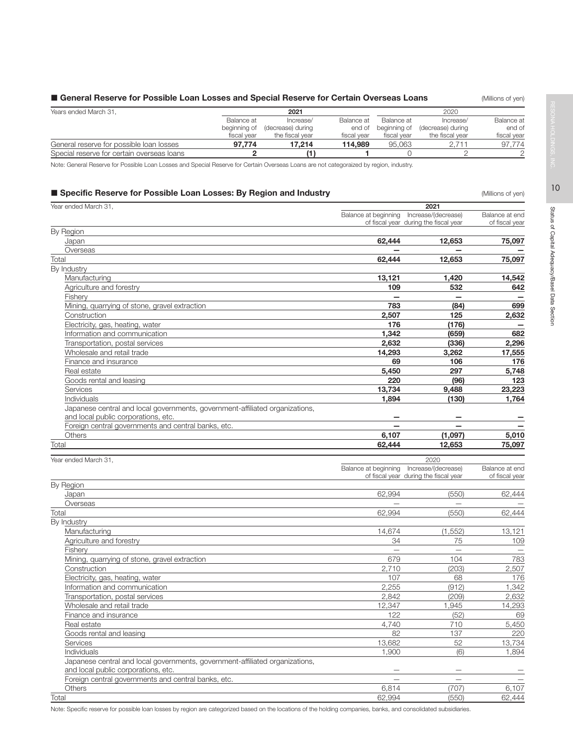## ■ General Reserve for Possible Loan Losses and Special Reserve for Certain Overseas Loans

(Millions of yen)

| Years ended March 31, | 2021 | | | 2020 | | |
|---|---|---|---|---|---|---|
| | Balance at beginning of fiscal year | Increase/ (decrease) during the fiscal year | Balance at end of fiscal year | Balance at beginning of fiscal year | Increase/ (decrease) during the fiscal year | Balance at end of fiscal year |
| General reserve for possible loan losses | **97,774** | **17,214** | **114,989** | 95,063 | 2,711 | 97,774 |
| Special reserve for certain overseas loans | **2** | **(1)** | **1** | 0 | 2 | 2 |

Note: General Reserve for Possible Loan Losses and Special Reserve for Certain Overseas Loans are not categoraized by region, industry.

## ■ Specific Reserve for Possible Loan Losses: By Region and Industry

(Millions of yen)

| Year ended March 31, | 2021 | | |
|---|---|---|---|
| | Balance at beginning of fiscal year | Increase/(decrease) during the fiscal year | Balance at end of fiscal year |
| By Region | | | |
| Japan | **62,444** | **12,653** | **75,097** |
| Overseas | **—** | **—** | **—** |
| Total | **62,444** | **12,653** | **75,097** |
| By Industry | | | |
| Manufacturing | **13,121** | **1,420** | **14,542** |
| Agriculture and forestry | **109** | **532** | **642** |
| Fishery | **—** | **—** | **—** |
| Mining, quarrying of stone, gravel extraction | **783** | **(84)** | **699** |
| Construction | **2,507** | **125** | **2,632** |
| Electricity, gas, heating, water | **176** | **(176)** | **—** |
| Information and communication | **1,342** | **(659)** | **682** |
| Transportation, postal services | **2,632** | **(336)** | **2,296** |
| Wholesale and retail trade | **14,293** | **3,262** | **17,555** |
| Finance and insurance | **69** | **106** | **176** |
| Real estate | **5,450** | **297** | **5,748** |
| Goods rental and leasing | **220** | **(96)** | **123** |
| Services | **13,734** | **9,488** | **23,223** |
| Individuals | **1,894** | **(130)** | **1,764** |
| Japanese central and local governments, government-affiliated organizations, and local public corporations, etc. | **—** | **—** | **—** |
| Foreign central governments and central banks, etc. | **—** | **—** | **—** |
| Others | **6,107** | **(1,097)** | **5,010** |
| Total | **62,444** | **12,653** | **75,097** |

| Year ended March 31, | 2020 | | |
|---|---|---|---|
| | Balance at beginning of fiscal year | Increase/(decrease) during the fiscal year | Balance at end of fiscal year |
| By Region | | | |
| Japan | 62,994 | (550) | 62,444 |
| Overseas | — | — | — |
| Total | 62,994 | (550) | 62,444 |
| By Industry | | | |
| Manufacturing | 14,674 | (1,552) | 13,121 |
| Agriculture and forestry | 34 | 75 | 109 |
| Fishery | — | — | — |
| Mining, quarrying of stone, gravel extraction | 679 | 104 | 783 |
| Construction | 2,710 | (203) | 2,507 |
| Electricity, gas, heating, water | 107 | 68 | 176 |
| Information and communication | 2,255 | (912) | 1,342 |
| Transportation, postal services | 2,842 | (209) | 2,632 |
| Wholesale and retail trade | 12,347 | 1,945 | 14,293 |
| Finance and insurance | 122 | (52) | 69 |
| Real estate | 4,740 | 710 | 5,450 |
| Goods rental and leasing | 82 | 137 | 220 |
| Services | 13,682 | 52 | 13,734 |
| Individuals | 1,900 | (6) | 1,894 |
| Japanese central and local governments, government-affiliated organizations, and local public corporations, etc. | — | — | — |
| Foreign central governments and central banks, etc. | — | — | — |
| Others | 6,814 | (707) | 6,107 |
| Total | 62,994 | (550) | 62,444 |

Note: Specific reserve for possible loan losses by region are categorized based on the locations of the holding companies, banks, and consolidated subsidiaries.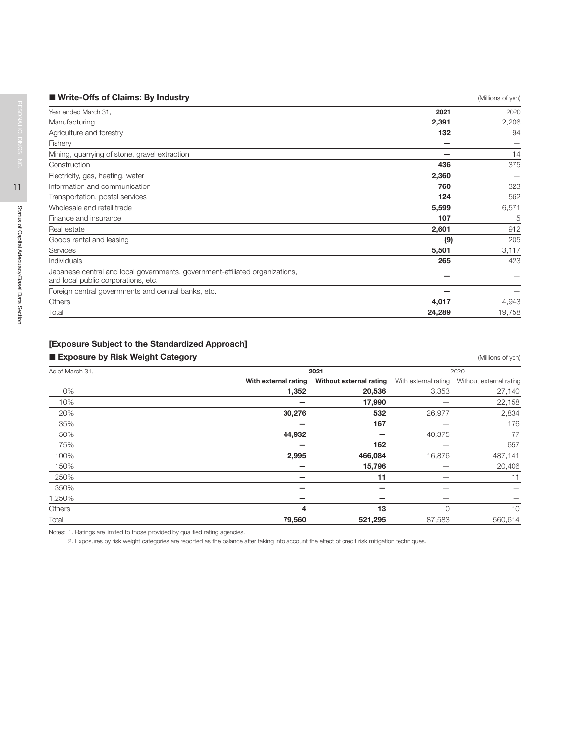## ■ Write-Offs of Claims: By Industry

(Millions of yen)

| Year ended March 31, | 2021 | 2020 |
|---|---|---|
| Manufacturing | **2,391** | 2,206 |
| Agriculture and forestry | **132** | 94 |
| Fishery | **—** | — |
| Mining, quarrying of stone, gravel extraction | **—** | 14 |
| Construction | **436** | 375 |
| Electricity, gas, heating, water | **2,360** | — |
| Information and communication | **760** | 323 |
| Transportation, postal services | **124** | 562 |
| Wholesale and retail trade | **5,599** | 6,571 |
| Finance and insurance | **107** | 5 |
| Real estate | **2,601** | 912 |
| Goods rental and leasing | **(9)** | 205 |
| Services | **5,501** | 3,117 |
| Individuals | **265** | 423 |
| Japanese central and local governments, government-affiliated organizations, and local public corporations, etc. | **—** | — |
| Foreign central governments and central banks, etc. | **—** | — |
| Others | **4,017** | 4,943 |
| Total | **24,289** | 19,758 |

## [Exposure Subject to the Standardized Approach]

## ■ Exposure by Risk Weight Category

(Millions of yen)

| As of March 31, | 2021 | | 2020 | |
|---|---|---|---|---|
| | **With external rating** | **Without external rating** | With external rating | Without external rating |
| 0% | **1,352** | **20,536** | 3,353 | 27,140 |
| 10% | **—** | **17,990** | — | 22,158 |
| 20% | **30,276** | **532** | 26,977 | 2,834 |
| 35% | **—** | **167** | — | 176 |
| 50% | **44,932** | **—** | 40,375 | 77 |
| 75% | **—** | **162** | — | 657 |
| 100% | **2,995** | **466,084** | 16,876 | 487,141 |
| 150% | **—** | **15,796** | — | 20,406 |
| 250% | **—** | **11** | — | 11 |
| 350% | **—** | **—** | — | — |
| 1,250% | **—** | **—** | — | — |
| Others | **4** | **13** | 0 | 10 |
| Total | **79,560** | **521,295** | 87,583 | 560,614 |

Notes: 1. Ratings are limited to those provided by qualified rating agencies.

2. Exposures by risk weight categories are reported as the balance after taking into account the effect of credit risk mitigation techniques.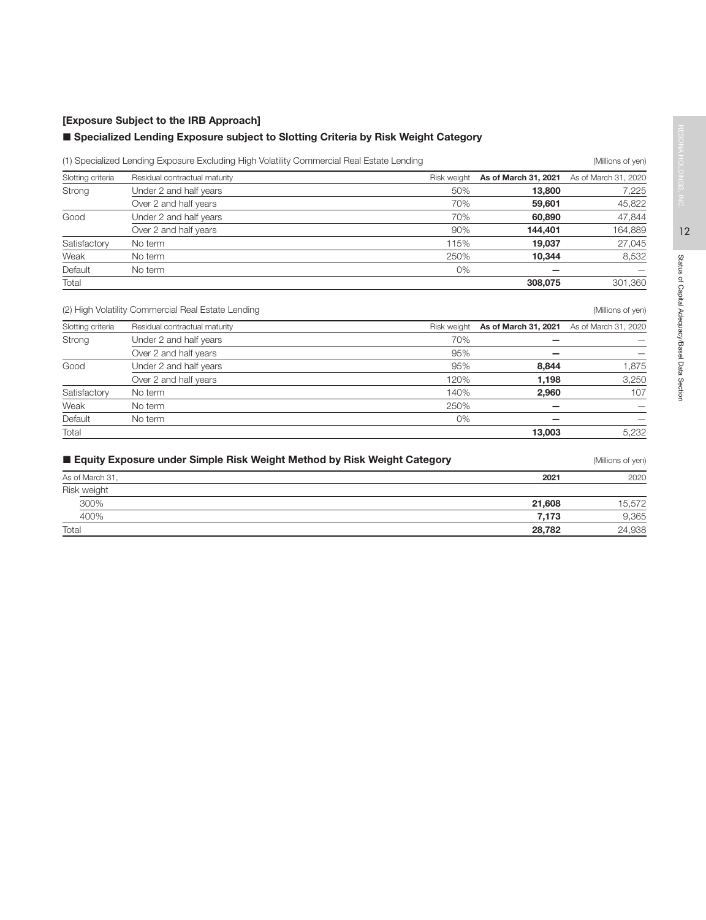### [Exposure Subject to the IRB Approach]

### ■ Specialized Lending Exposure subject to Slotting Criteria by Risk Weight Category

(1) Specialized Lending Exposure Excluding High Volatility Commercial Real Estate Lending (Millions of yen)

| Slotting criteria | Residual contractual maturity | Risk weight | As of March 31, 2021 | As of March 31, 2020 |
|---|---|---|---|---|
| Strong | Under 2 and half years | 50% | **13,800** | 7,225 |
| | Over 2 and half years | 70% | **59,601** | 45,822 |
| Good | Under 2 and half years | 70% | **60,890** | 47,844 |
| | Over 2 and half years | 90% | **144,401** | 164,889 |
| Satisfactory | No term | 115% | **19,037** | 27,045 |
| Weak | No term | 250% | **10,344** | 8,532 |
| Default | No term | 0% | **—** | — |
| Total | | | **308,075** | 301,360 |

(2) High Volatility Commercial Real Estate Lending (Millions of yen)

| Slotting criteria | Residual contractual maturity | Risk weight | As of March 31, 2021 | As of March 31, 2020 |
|---|---|---|---|---|
| Strong | Under 2 and half years | 70% | **—** | — |
| | Over 2 and half years | 95% | **—** | — |
| Good | Under 2 and half years | 95% | **8,844** | 1,875 |
| | Over 2 and half years | 120% | **1,198** | 3,250 |
| Satisfactory | No term | 140% | **2,960** | 107 |
| Weak | No term | 250% | **—** | — |
| Default | No term | 0% | **—** | — |
| Total | | | **13,003** | 5,232 |

### ■ Equity Exposure under Simple Risk Weight Method by Risk Weight Category

(Millions of yen)

| As of March 31, | 2021 | 2020 |
|---|---|---|
| Risk weight | | |
| 300% | **21,608** | 15,572 |
| 400% | **7,173** | 9,365 |
| Total | **28,782** | 24,938 |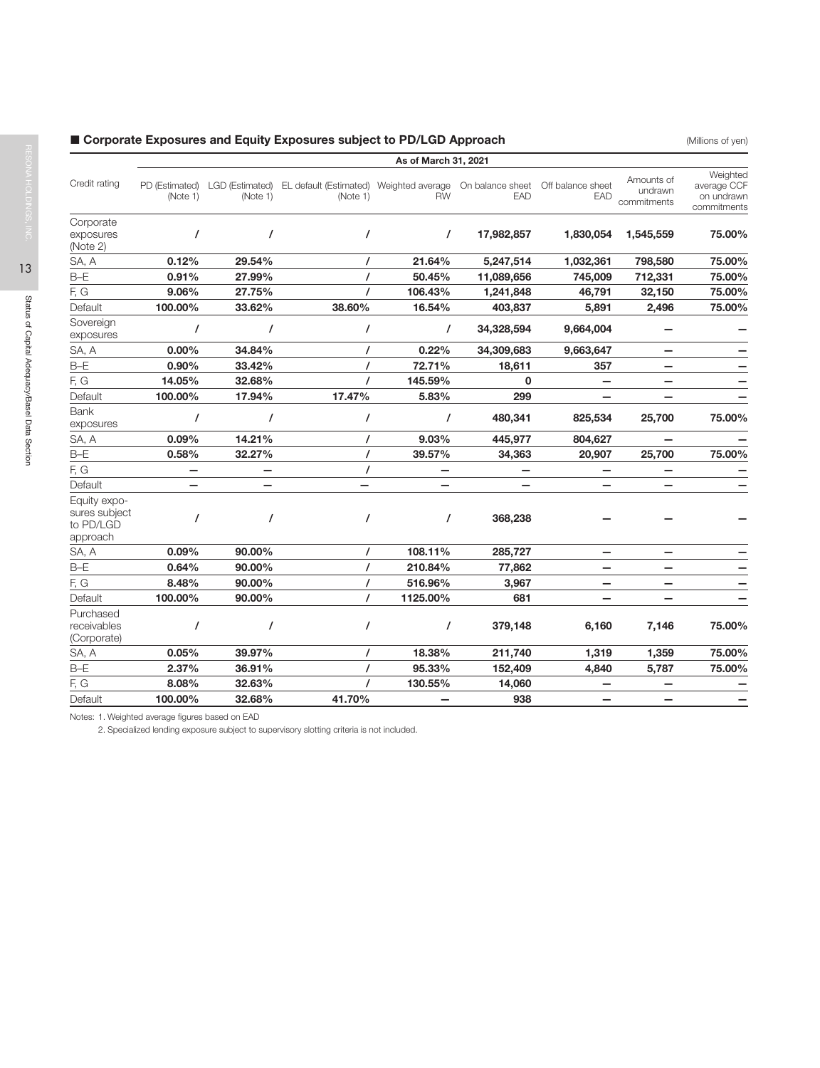## ■ Corporate Exposures and Equity Exposures subject to PD/LGD Approach

(Millions of yen)

| Credit rating | As of March 31, 2021 | | | | | | | |
|---|---|---|---|---|---|---|---|---|
| | PD (Estimated) (Note 1) | LGD (Estimated) (Note 1) | EL default (Estimated) (Note 1) | Weighted average RW | On balance sheet EAD | Off balance sheet EAD | Amounts of undrawn commitments | Weighted average CCF on undrawn commitments |
| Corporate exposures (Note 2) | / | / | / | / | **17,982,857** | **1,830,054** | **1,545,559** | **75.00%** |
| SA, A | **0.12%** | **29.54%** | / | **21.64%** | **5,247,514** | **1,032,361** | **798,580** | **75.00%** |
| B–E | **0.91%** | **27.99%** | / | **50.45%** | **11,089,656** | **745,009** | **712,331** | **75.00%** |
| F, G | **9.06%** | **27.75%** | / | **106.43%** | **1,241,848** | **46,791** | **32,150** | **75.00%** |
| Default | **100.00%** | **33.62%** | **38.60%** | **16.54%** | **403,837** | **5,891** | **2,496** | **75.00%** |
| Sovereign exposures | / | / | / | / | **34,328,594** | **9,664,004** | **—** | **—** |
| SA, A | **0.00%** | **34.84%** | / | **0.22%** | **34,309,683** | **9,663,647** | **—** | **—** |
| B–E | **0.90%** | **33.42%** | / | **72.71%** | **18,611** | **357** | **—** | **—** |
| F, G | **14.05%** | **32.68%** | / | **145.59%** | **0** | **—** | **—** | **—** |
| Default | **100.00%** | **17.94%** | **17.47%** | **5.83%** | **299** | **—** | **—** | **—** |
| Bank exposures | / | / | / | / | **480,341** | **825,534** | **25,700** | **75.00%** |
| SA, A | **0.09%** | **14.21%** | / | **9.03%** | **445,977** | **804,627** | **—** | **—** |
| B–E | **0.58%** | **32.27%** | / | **39.57%** | **34,363** | **20,907** | **25,700** | **75.00%** |
| F, G | **—** | **—** | / | **—** | **—** | **—** | **—** | **—** |
| Default | **—** | **—** | **—** | **—** | **—** | **—** | **—** | **—** |
| Equity exposures subject to PD/LGD approach | / | / | / | / | **368,238** | **—** | **—** | **—** |
| SA, A | **0.09%** | **90.00%** | / | **108.11%** | **285,727** | **—** | **—** | **—** |
| B–E | **0.64%** | **90.00%** | / | **210.84%** | **77,862** | **—** | **—** | **—** |
| F, G | **8.48%** | **90.00%** | / | **516.96%** | **3,967** | **—** | **—** | **—** |
| Default | **100.00%** | **90.00%** | / | **1125.00%** | **681** | **—** | **—** | **—** |
| Purchased receivables (Corporate) | / | / | / | / | **379,148** | **6,160** | **7,146** | **75.00%** |
| SA, A | **0.05%** | **39.97%** | / | **18.38%** | **211,740** | **1,319** | **1,359** | **75.00%** |
| B–E | **2.37%** | **36.91%** | / | **95.33%** | **152,409** | **4,840** | **5,787** | **75.00%** |
| F, G | **8.08%** | **32.63%** | / | **130.55%** | **14,060** | **—** | **—** | **—** |
| Default | **100.00%** | **32.68%** | **41.70%** | **—** | **938** | **—** | **—** | **—** |

Notes: 1. Weighted average figures based on EAD

2. Specialized lending exposure subject to supervisory slotting criteria is not included.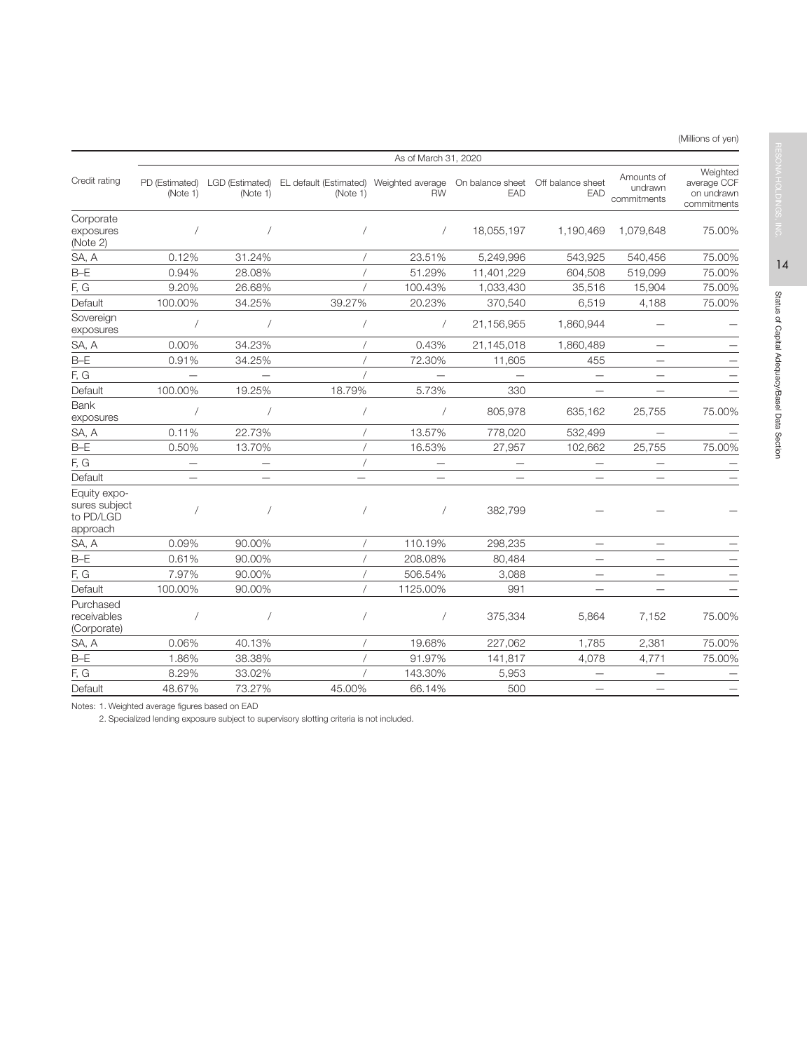(Millions of yen)

| Credit rating | As of March 31, 2020 | | | | | | | |
|---|---|---|---|---|---|---|---|---|
| | PD (Estimated) (Note 1) | LGD (Estimated) (Note 1) | EL default (Estimated) (Note 1) | Weighted average RW | On balance sheet EAD | Off balance sheet EAD | Amounts of undrawn commitments | Weighted average CCF on undrawn commitments |
| Corporate exposures (Note 2) | / | / | / | / | 18,055,197 | 1,190,469 | 1,079,648 | 75.00% |
| SA, A | 0.12% | 31.24% | / | 23.51% | 5,249,996 | 543,925 | 540,456 | 75.00% |
| B–E | 0.94% | 28.08% | / | 51.29% | 11,401,229 | 604,508 | 519,099 | 75.00% |
| F, G | 9.20% | 26.68% | / | 100.43% | 1,033,430 | 35,516 | 15,904 | 75.00% |
| Default | 100.00% | 34.25% | 39.27% | 20.23% | 370,540 | 6,519 | 4,188 | 75.00% |
| Sovereign exposures | / | / | / | / | 21,156,955 | 1,860,944 | — | — |
| SA, A | 0.00% | 34.23% | / | 0.43% | 21,145,018 | 1,860,489 | — | — |
| B–E | 0.91% | 34.25% | / | 72.30% | 11,605 | 455 | — | — |
| F, G | — | — | / | — | — | — | — | — |
| Default | 100.00% | 19.25% | 18.79% | 5.73% | 330 | — | — | — |
| Bank exposures | / | / | / | / | 805,978 | 635,162 | 25,755 | 75.00% |
| SA, A | 0.11% | 22.73% | / | 13.57% | 778,020 | 532,499 | — | — |
| B–E | 0.50% | 13.70% | / | 16.53% | 27,957 | 102,662 | 25,755 | 75.00% |
| F, G | — | — | / | — | — | — | — | — |
| Default | — | — | — | — | — | — | — | — |
| Equity exposures subject to PD/LGD approach | / | / | / | / | 382,799 | — | — | — |
| SA, A | 0.09% | 90.00% | / | 110.19% | 298,235 | — | — | — |
| B–E | 0.61% | 90.00% | / | 208.08% | 80,484 | — | — | — |
| F, G | 7.97% | 90.00% | / | 506.54% | 3,088 | — | — | — |
| Default | 100.00% | 90.00% | / | 1125.00% | 991 | — | — | — |
| Purchased receivables (Corporate) | / | / | / | / | 375,334 | 5,864 | 7,152 | 75.00% |
| SA, A | 0.06% | 40.13% | / | 19.68% | 227,062 | 1,785 | 2,381 | 75.00% |
| B–E | 1.86% | 38.38% | / | 91.97% | 141,817 | 4,078 | 4,771 | 75.00% |
| F, G | 8.29% | 33.02% | / | 143.30% | 5,953 | — | — | — |
| Default | 48.67% | 73.27% | 45.00% | 66.14% | 500 | — | — | — |

Notes: 1. Weighted average figures based on EAD

2. Specialized lending exposure subject to supervisory slotting criteria is not included.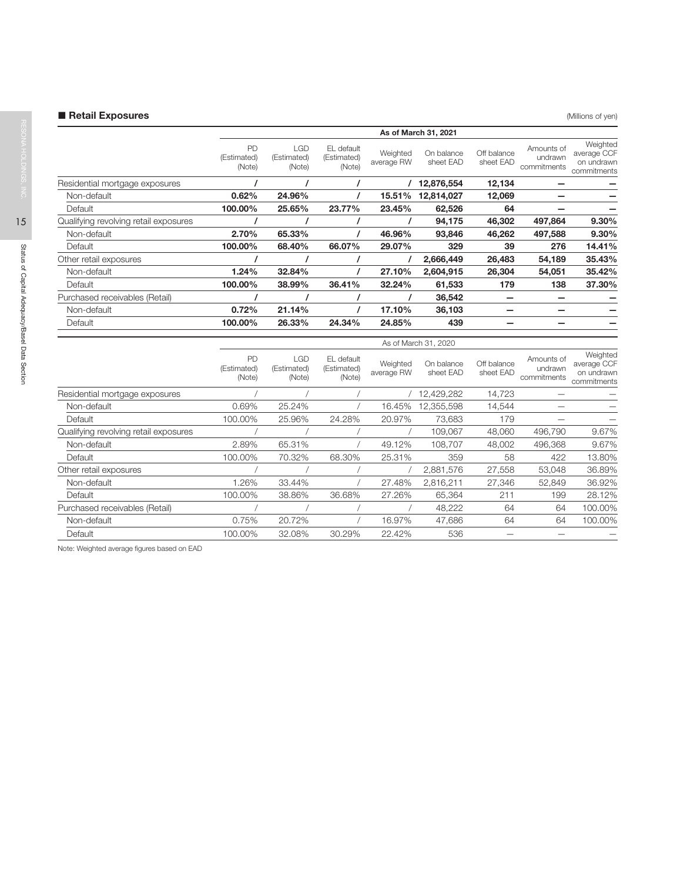## ■ Retail Exposures

(Millions of yen)

| | As of March 31, 2021 | | | | | | | |
|---|---|---|---|---|---|---|---|---|
| | PD (Estimated) (Note) | LGD (Estimated) (Note) | EL default (Estimated) (Note) | Weighted average RW | On balance sheet EAD | Off balance sheet EAD | Amounts of undrawn commitments | Weighted average CCF on undrawn commitments |
| Residential mortgage exposures | / | / | / | / | 12,876,554 | 12,134 | — | — |
| Non-default | 0.62% | 24.96% | / | 15.51% | 12,814,027 | 12,069 | — | — |
| Default | 100.00% | 25.65% | 23.77% | 23.45% | 62,526 | 64 | — | — |
| Qualifying revolving retail exposures | / | / | / | / | 94,175 | 46,302 | 497,864 | 9.30% |
| Non-default | 2.70% | 65.33% | / | 46.96% | 93,846 | 46,262 | 497,588 | 9.30% |
| Default | 100.00% | 68.40% | 66.07% | 29.07% | 329 | 39 | 276 | 14.41% |
| Other retail exposures | / | / | / | / | 2,666,449 | 26,483 | 54,189 | 35.43% |
| Non-default | 1.24% | 32.84% | / | 27.10% | 2,604,915 | 26,304 | 54,051 | 35.42% |
| Default | 100.00% | 38.99% | 36.41% | 32.24% | 61,533 | 179 | 138 | 37.30% |
| Purchased receivables (Retail) | / | / | / | / | 36,542 | — | — | — |
| Non-default | 0.72% | 21.14% | / | 17.10% | 36,103 | — | — | — |
| Default | 100.00% | 26.33% | 24.34% | 24.85% | 439 | — | — | — |

| | As of March 31, 2020 | | | | | | | |
|---|---|---|---|---|---|---|---|---|
| | PD (Estimated) (Note) | LGD (Estimated) (Note) | EL default (Estimated) (Note) | Weighted average RW | On balance sheet EAD | Off balance sheet EAD | Amounts of undrawn commitments | Weighted average CCF on undrawn commitments |
| Residential mortgage exposures | / | / | / | / | 12,429,282 | 14,723 | — | — |
| Non-default | 0.69% | 25.24% | / | 16.45% | 12,355,598 | 14,544 | — | — |
| Default | 100.00% | 25.96% | 24.28% | 20.97% | 73,683 | 179 | — | — |
| Qualifying revolving retail exposures | / | / | / | / | 109,067 | 48,060 | 496,790 | 9.67% |
| Non-default | 2.89% | 65.31% | / | 49.12% | 108,707 | 48,002 | 496,368 | 9.67% |
| Default | 100.00% | 70.32% | 68.30% | 25.31% | 359 | 58 | 422 | 13.80% |
| Other retail exposures | / | / | / | / | 2,881,576 | 27,558 | 53,048 | 36.89% |
| Non-default | 1.26% | 33.44% | / | 27.48% | 2,816,211 | 27,346 | 52,849 | 36.92% |
| Default | 100.00% | 38.86% | 36.68% | 27.26% | 65,364 | 211 | 199 | 28.12% |
| Purchased receivables (Retail) | / | / | / | / | 48,222 | 64 | 64 | 100.00% |
| Non-default | 0.75% | 20.72% | / | 16.97% | 47,686 | 64 | 64 | 100.00% |
| Default | 100.00% | 32.08% | 30.29% | 22.42% | 536 | — | — | — |

Note: Weighted average figures based on EAD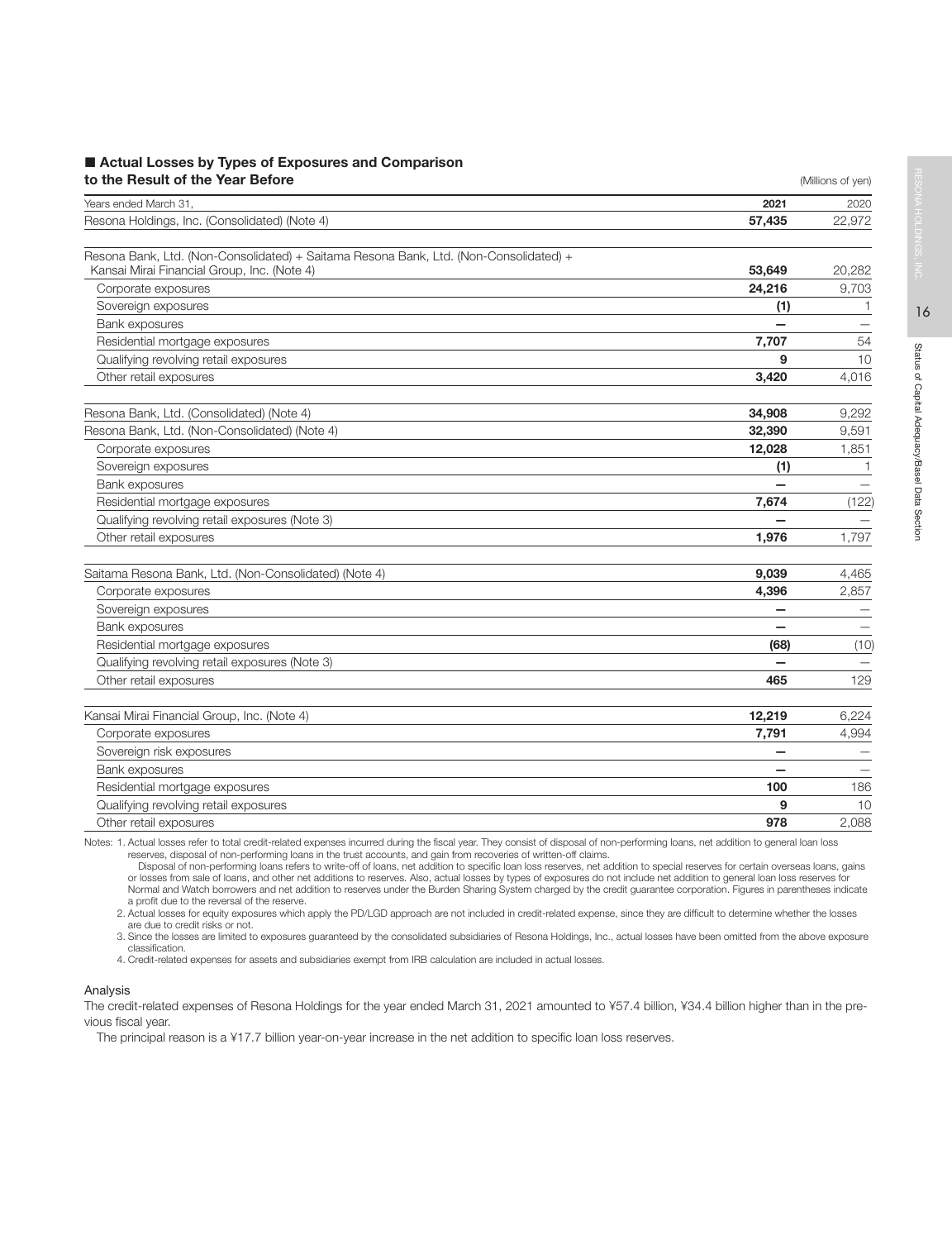## ■ Actual Losses by Types of Exposures and Comparison to the Result of the Year Before

(Millions of yen)

| Years ended March 31, | 2021 | 2020 |
|---|---|---|
| Resona Holdings, Inc. (Consolidated) (Note 4) | **57,435** | 22,972 |
| | | |
| Resona Bank, Ltd. (Non-Consolidated) + Saitama Resona Bank, Ltd. (Non-Consolidated) + Kansai Mirai Financial Group, Inc. (Note 4) | **53,649** | 20,282 |
| Corporate exposures | **24,216** | 9,703 |
| Sovereign exposures | **(1)** | 1 |
| Bank exposures | **—** | — |
| Residential mortgage exposures | **7,707** | 54 |
| Qualifying revolving retail exposures | **9** | 10 |
| Other retail exposures | **3,420** | 4,016 |
| | | |
| Resona Bank, Ltd. (Consolidated) (Note 4) | **34,908** | 9,292 |
| Resona Bank, Ltd. (Non-Consolidated) (Note 4) | **32,390** | 9,591 |
| Corporate exposures | **12,028** | 1,851 |
| Sovereign exposures | **(1)** | 1 |
| Bank exposures | **—** | — |
| Residential mortgage exposures | **7,674** | (122) |
| Qualifying revolving retail exposures (Note 3) | **—** | — |
| Other retail exposures | **1,976** | 1,797 |
| | | |
| Saitama Resona Bank, Ltd. (Non-Consolidated) (Note 4) | **9,039** | 4,465 |
| Corporate exposures | **4,396** | 2,857 |
| Sovereign exposures | **—** | — |
| Bank exposures | **—** | — |
| Residential mortgage exposures | **(68)** | (10) |
| Qualifying revolving retail exposures (Note 3) | **—** | — |
| Other retail exposures | **465** | 129 |
| | | |
| Kansai Mirai Financial Group, Inc. (Note 4) | **12,219** | 6,224 |
| Corporate exposures | **7,791** | 4,994 |
| Sovereign risk exposures | **—** | — |
| Bank exposures | **—** | — |
| Residential mortgage exposures | **100** | 186 |
| Qualifying revolving retail exposures | **9** | 10 |
| Other retail exposures | **978** | 2,088 |

Notes: 1. Actual losses refer to total credit-related expenses incurred during the fiscal year. They consist of disposal of non-performing loans, net addition to general loan loss reserves, disposal of non-performing loans in the trust accounts, and gain from recoveries of written-off claims.
Disposal of non-performing loans refers to write-off of loans, net addition to specific loan loss reserves, net addition to special reserves for certain overseas loans, gains or losses from sale of loans, and other net additions to reserves. Also, actual losses by types of exposures do not include net addition to general loan loss reserves for Normal and Watch borrowers and net addition to reserves under the Burden Sharing System charged by the credit guarantee corporation. Figures in parentheses indicate a profit due to the reversal of the reserve.
2. Actual losses for equity exposures which apply the PD/LGD approach are not included in credit-related expense, since they are difficult to determine whether the losses are due to credit risks or not.
3. Since the losses are limited to exposures guaranteed by the consolidated subsidiaries of Resona Holdings, Inc., actual losses have been omitted from the above exposure classification.
4. Credit-related expenses for assets and subsidiaries exempt from IRB calculation are included in actual losses.

### Analysis

The credit-related expenses of Resona Holdings for the year ended March 31, 2021 amounted to ¥57.4 billion, ¥34.4 billion higher than in the previous fiscal year.

The principal reason is a ¥17.7 billion year-on-year increase in the net addition to specific loan loss reserves.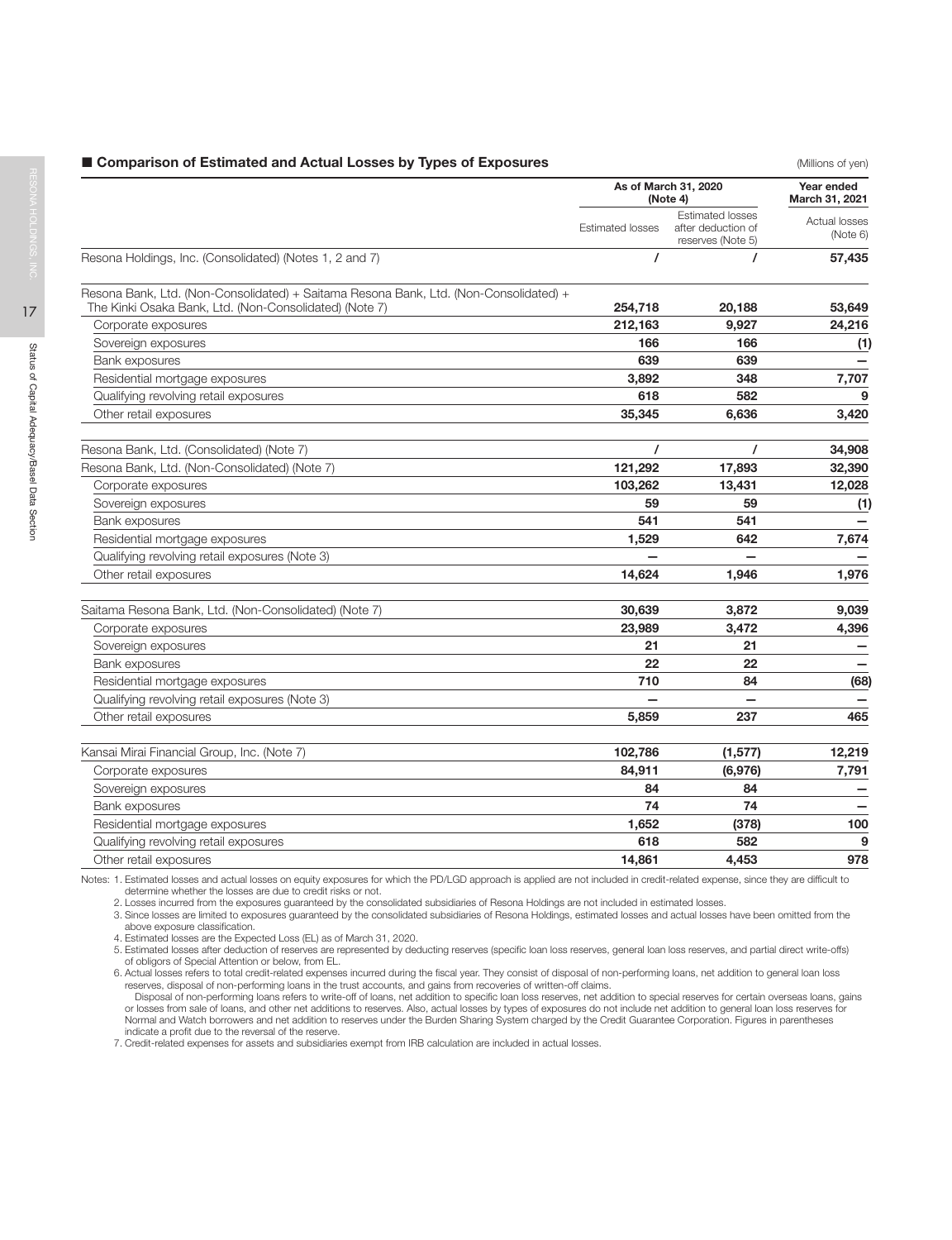## ■ Comparison of Estimated and Actual Losses by Types of Exposures

(Millions of yen)

| | As of March 31, 2020 (Note 4) | | Year ended March 31, 2021 |
|---|---|---|---|
| | Estimated losses | Estimated losses after deduction of reserves (Note 5) | Actual losses (Note 6) |
| Resona Holdings, Inc. (Consolidated) (Notes 1, 2 and 7) | / | / | 57,435 |
| Resona Bank, Ltd. (Non-Consolidated) + Saitama Resona Bank, Ltd. (Non-Consolidated) + The Kinki Osaka Bank, Ltd. (Non-Consolidated) (Note 7) | 254,718 | 20,188 | 53,649 |
| Corporate exposures | 212,163 | 9,927 | 24,216 |
| Sovereign exposures | 166 | 166 | (1) |
| Bank exposures | 639 | 639 | — |
| Residential mortgage exposures | 3,892 | 348 | 7,707 |
| Qualifying revolving retail exposures | 618 | 582 | 9 |
| Other retail exposures | 35,345 | 6,636 | 3,420 |
| Resona Bank, Ltd. (Consolidated) (Note 7) | / | / | 34,908 |
| Resona Bank, Ltd. (Non-Consolidated) (Note 7) | 121,292 | 17,893 | 32,390 |
| Corporate exposures | 103,262 | 13,431 | 12,028 |
| Sovereign exposures | 59 | 59 | (1) |
| Bank exposures | 541 | 541 | — |
| Residential mortgage exposures | 1,529 | 642 | 7,674 |
| Qualifying revolving retail exposures (Note 3) | — | — | — |
| Other retail exposures | 14,624 | 1,946 | 1,976 |
| Saitama Resona Bank, Ltd. (Non-Consolidated) (Note 7) | 30,639 | 3,872 | 9,039 |
| Corporate exposures | 23,989 | 3,472 | 4,396 |
| Sovereign exposures | 21 | 21 | — |
| Bank exposures | 22 | 22 | — |
| Residential mortgage exposures | 710 | 84 | (68) |
| Qualifying revolving retail exposures (Note 3) | — | — | — |
| Other retail exposures | 5,859 | 237 | 465 |
| Kansai Mirai Financial Group, Inc. (Note 7) | 102,786 | (1,577) | 12,219 |
| Corporate exposures | 84,911 | (6,976) | 7,791 |
| Sovereign exposures | 84 | 84 | — |
| Bank exposures | 74 | 74 | — |
| Residential mortgage exposures | 1,652 | (378) | 100 |
| Qualifying revolving retail exposures | 618 | 582 | 9 |
| Other retail exposures | 14,861 | 4,453 | 978 |

Notes: 1. Estimated losses and actual losses on equity exposures for which the PD/LGD approach is applied are not included in credit-related expense, since they are difficult to determine whether the losses are due to credit risks or not.

2. Losses incurred from the exposures guaranteed by the consolidated subsidiaries of Resona Holdings are not included in estimated losses.

3. Since losses are limited to exposures guaranteed by the consolidated subsidiaries of Resona Holdings, estimated losses and actual losses have been omitted from the above exposure classification.

4. Estimated losses are the Expected Loss (EL) as of March 31, 2020.

5. Estimated losses after deduction of reserves are represented by deducting reserves (specific loan loss reserves, general loan loss reserves, and partial direct write-offs) of obligors of Special Attention or below, from EL.

6. Actual losses refers to total credit-related expenses incurred during the fiscal year. They consist of disposal of non-performing loans, net addition to general loan loss reserves, disposal of non-performing loans in the trust accounts, and gains from recoveries of written-off claims.

Disposal of non-performing loans refers to write-off of loans, net addition to specific loan loss reserves, net addition to special reserves for certain overseas loans, gains or losses from sale of loans, and other net additions to reserves. Also, actual losses by types of exposures do not include net addition to general loan loss reserves for Normal and Watch borrowers and net addition to reserves under the Burden Sharing System charged by the Credit Guarantee Corporation. Figures in parentheses indicate a profit due to the reversal of the reserve.

7. Credit-related expenses for assets and subsidiaries exempt from IRB calculation are included in actual losses.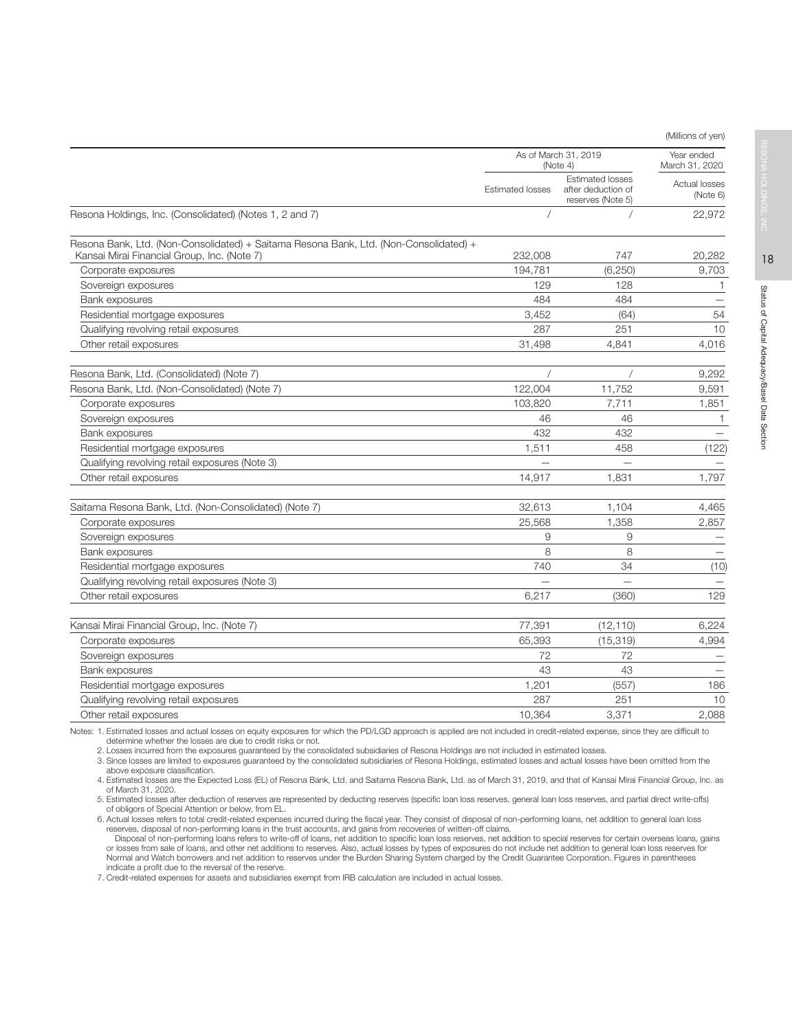(Millions of yen)

| | As of March 31, 2019 (Note 4) | | Year ended March 31, 2020 |
|---|---|---|---|
| | Estimated losses | Estimated losses after deduction of reserves (Note 5) | Actual losses (Note 6) |
| Resona Holdings, Inc. (Consolidated) (Notes 1, 2 and 7) | / | / | 22,972 |
| Resona Bank, Ltd. (Non-Consolidated) + Saitama Resona Bank, Ltd. (Non-Consolidated) + Kansai Mirai Financial Group, Inc. (Note 7) | 232,008 | 747 | 20,282 |
| Corporate exposures | 194,781 | (6,250) | 9,703 |
| Sovereign exposures | 129 | 128 | 1 |
| Bank exposures | 484 | 484 | — |
| Residential mortgage exposures | 3,452 | (64) | 54 |
| Qualifying revolving retail exposures | 287 | 251 | 10 |
| Other retail exposures | 31,498 | 4,841 | 4,016 |
| Resona Bank, Ltd. (Consolidated) (Note 7) | / | / | 9,292 |
| Resona Bank, Ltd. (Non-Consolidated) (Note 7) | 122,004 | 11,752 | 9,591 |
| Corporate exposures | 103,820 | 7,711 | 1,851 |
| Sovereign exposures | 46 | 46 | 1 |
| Bank exposures | 432 | 432 | — |
| Residential mortgage exposures | 1,511 | 458 | (122) |
| Qualifying revolving retail exposures (Note 3) | — | — | — |
| Other retail exposures | 14,917 | 1,831 | 1,797 |
| Saitama Resona Bank, Ltd. (Non-Consolidated) (Note 7) | 32,613 | 1,104 | 4,465 |
| Corporate exposures | 25,568 | 1,358 | 2,857 |
| Sovereign exposures | 9 | 9 | — |
| Bank exposures | 8 | 8 | — |
| Residential mortgage exposures | 740 | 34 | (10) |
| Qualifying revolving retail exposures (Note 3) | — | — | — |
| Other retail exposures | 6,217 | (360) | 129 |
| Kansai Mirai Financial Group, Inc. (Note 7) | 77,391 | (12,110) | 6,224 |
| Corporate exposures | 65,393 | (15,319) | 4,994 |
| Sovereign exposures | 72 | 72 | — |
| Bank exposures | 43 | 43 | — |
| Residential mortgage exposures | 1,201 | (557) | 186 |
| Qualifying revolving retail exposures | 287 | 251 | 10 |
| Other retail exposures | 10,364 | 3,371 | 2,088 |

Notes: 1. Estimated losses and actual losses on equity exposures for which the PD/LGD approach is applied are not included in credit-related expense, since they are difficult to determine whether the losses are due to credit risks or not.

2. Losses incurred from the exposures guaranteed by the consolidated subsidiaries of Resona Holdings are not included in estimated losses.

3. Since losses are limited to exposures guaranteed by the consolidated subsidiaries of Resona Holdings, estimated losses and actual losses have been omitted from the above exposure classification.

4. Estimated losses are the Expected Loss (EL) of Resona Bank, Ltd. and Saitama Resona Bank, Ltd. as of March 31, 2019, and that of Kansai Mirai Financial Group, Inc. as of March 31, 2020.

5. Estimated losses after deduction of reserves are represented by deducting reserves (specific loan loss reserves, general loan loss reserves, and partial direct write-offs) of obligors of Special Attention or below, from EL.

6. Actual losses refers to total credit-related expenses incurred during the fiscal year. They consist of disposal of non-performing loans, net addition to general loan loss reserves, disposal of non-performing loans in the trust accounts, and gains from recoveries of written-off claims.
Disposal of non-performing loans refers to write-off of loans, net addition to specific loan loss reserves, net addition to special reserves for certain overseas loans, gains or losses from sale of loans, and other net additions to reserves. Also, actual losses by types of exposures do not include net addition to general loan loss reserves for Normal and Watch borrowers and net addition to reserves under the Burden Sharing System charged by the Credit Guarantee Corporation. Figures in parentheses indicate a profit due to the reversal of the reserve.

7. Credit-related expenses for assets and subsidiaries exempt from IRB calculation are included in actual losses.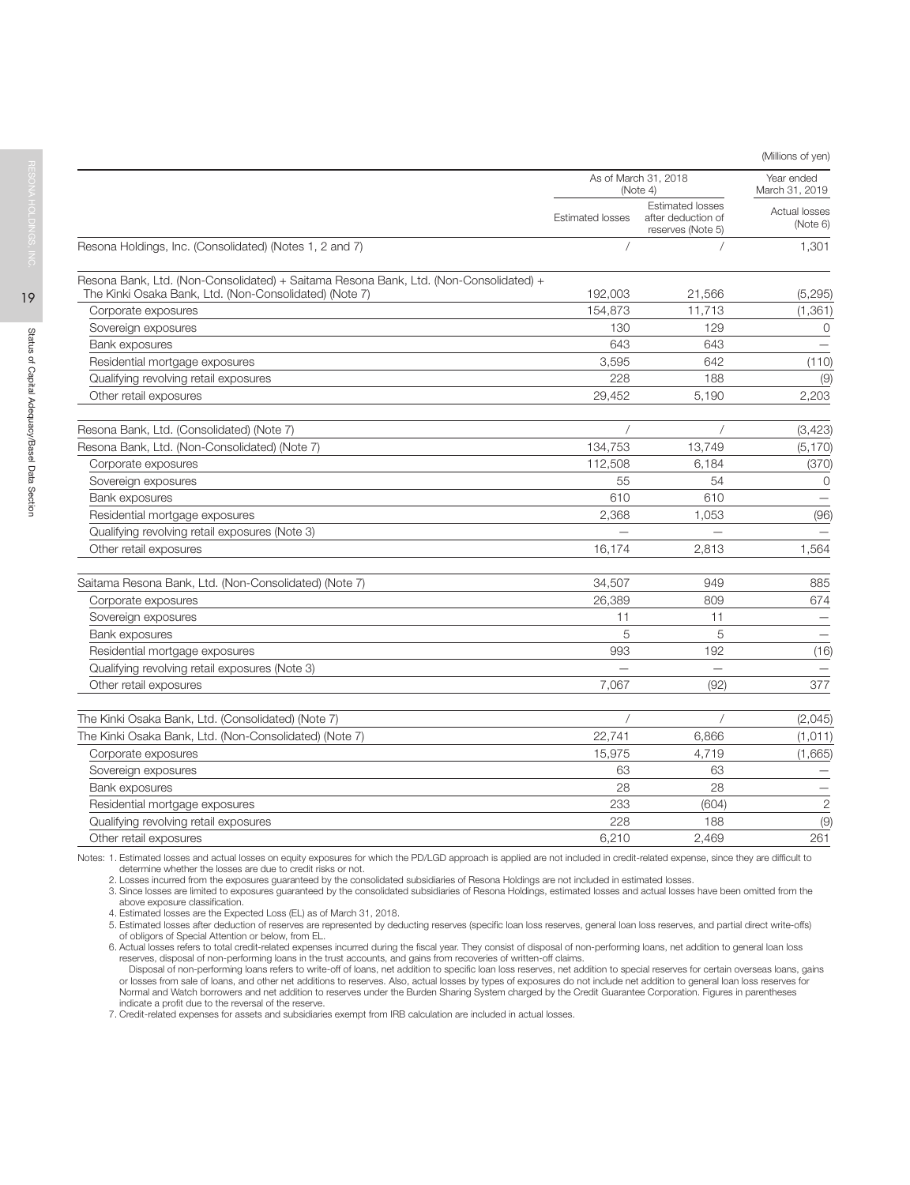(Millions of yen)

| | As of March 31, 2018 (Note 4) | | Year ended March 31, 2019 |
|---|---|---|---|
| | Estimated losses | Estimated losses after deduction of reserves (Note 5) | Actual losses (Note 6) |
| Resona Holdings, Inc. (Consolidated) (Notes 1, 2 and 7) | / | / | 1,301 |
| Resona Bank, Ltd. (Non-Consolidated) + Saitama Resona Bank, Ltd. (Non-Consolidated) + The Kinki Osaka Bank, Ltd. (Non-Consolidated) (Note 7) | 192,003 | 21,566 | (5,295) |
| Corporate exposures | 154,873 | 11,713 | (1,361) |
| Sovereign exposures | 130 | 129 | 0 |
| Bank exposures | 643 | 643 | — |
| Residential mortgage exposures | 3,595 | 642 | (110) |
| Qualifying revolving retail exposures | 228 | 188 | (9) |
| Other retail exposures | 29,452 | 5,190 | 2,203 |
| Resona Bank, Ltd. (Consolidated) (Note 7) | / | / | (3,423) |
| Resona Bank, Ltd. (Non-Consolidated) (Note 7) | 134,753 | 13,749 | (5,170) |
| Corporate exposures | 112,508 | 6,184 | (370) |
| Sovereign exposures | 55 | 54 | 0 |
| Bank exposures | 610 | 610 | — |
| Residential mortgage exposures | 2,368 | 1,053 | (96) |
| Qualifying revolving retail exposures (Note 3) | — | — | — |
| Other retail exposures | 16,174 | 2,813 | 1,564 |
| Saitama Resona Bank, Ltd. (Non-Consolidated) (Note 7) | 34,507 | 949 | 885 |
| Corporate exposures | 26,389 | 809 | 674 |
| Sovereign exposures | 11 | 11 | — |
| Bank exposures | 5 | 5 | — |
| Residential mortgage exposures | 993 | 192 | (16) |
| Qualifying revolving retail exposures (Note 3) | — | — | — |
| Other retail exposures | 7,067 | (92) | 377 |
| The Kinki Osaka Bank, Ltd. (Consolidated) (Note 7) | / | / | (2,045) |
| The Kinki Osaka Bank, Ltd. (Non-Consolidated) (Note 7) | 22,741 | 6,866 | (1,011) |
| Corporate exposures | 15,975 | 4,719 | (1,665) |
| Sovereign exposures | 63 | 63 | — |
| Bank exposures | 28 | 28 | — |
| Residential mortgage exposures | 233 | (604) | 2 |
| Qualifying revolving retail exposures | 228 | 188 | (9) |
| Other retail exposures | 6,210 | 2,469 | 261 |

Notes: 1. Estimated losses and actual losses on equity exposures for which the PD/LGD approach is applied are not included in credit-related expense, since they are difficult to determine whether the losses are due to credit risks or not.

2. Losses incurred from the exposures guaranteed by the consolidated subsidiaries of Resona Holdings are not included in estimated losses.

3. Since losses are limited to exposures guaranteed by the consolidated subsidiaries of Resona Holdings, estimated losses and actual losses have been omitted from the above exposure classification.

4. Estimated losses are the Expected Loss (EL) as of March 31, 2018.

5. Estimated losses after deduction of reserves are represented by deducting reserves (specific loan loss reserves, general loan loss reserves, and partial direct write-offs) of obligors of Special Attention or below, from EL.

6. Actual losses refers to total credit-related expenses incurred during the fiscal year. They consist of disposal of non-performing loans, net addition to general loan loss reserves, disposal of non-performing loans in the trust accounts, and gains from recoveries of written-off claims.

Disposal of non-performing loans refers to write-off of loans, net addition to specific loan loss reserves, net addition to special reserves for certain overseas loans, gains or losses from sale of loans, and other net additions to reserves. Also, actual losses by types of exposures do not include net addition to general loan loss reserves for Normal and Watch borrowers and net addition to reserves under the Burden Sharing System charged by the Credit Guarantee Corporation. Figures in parentheses indicate a profit due to the reversal of the reserve.

7. Credit-related expenses for assets and subsidiaries exempt from IRB calculation are included in actual losses.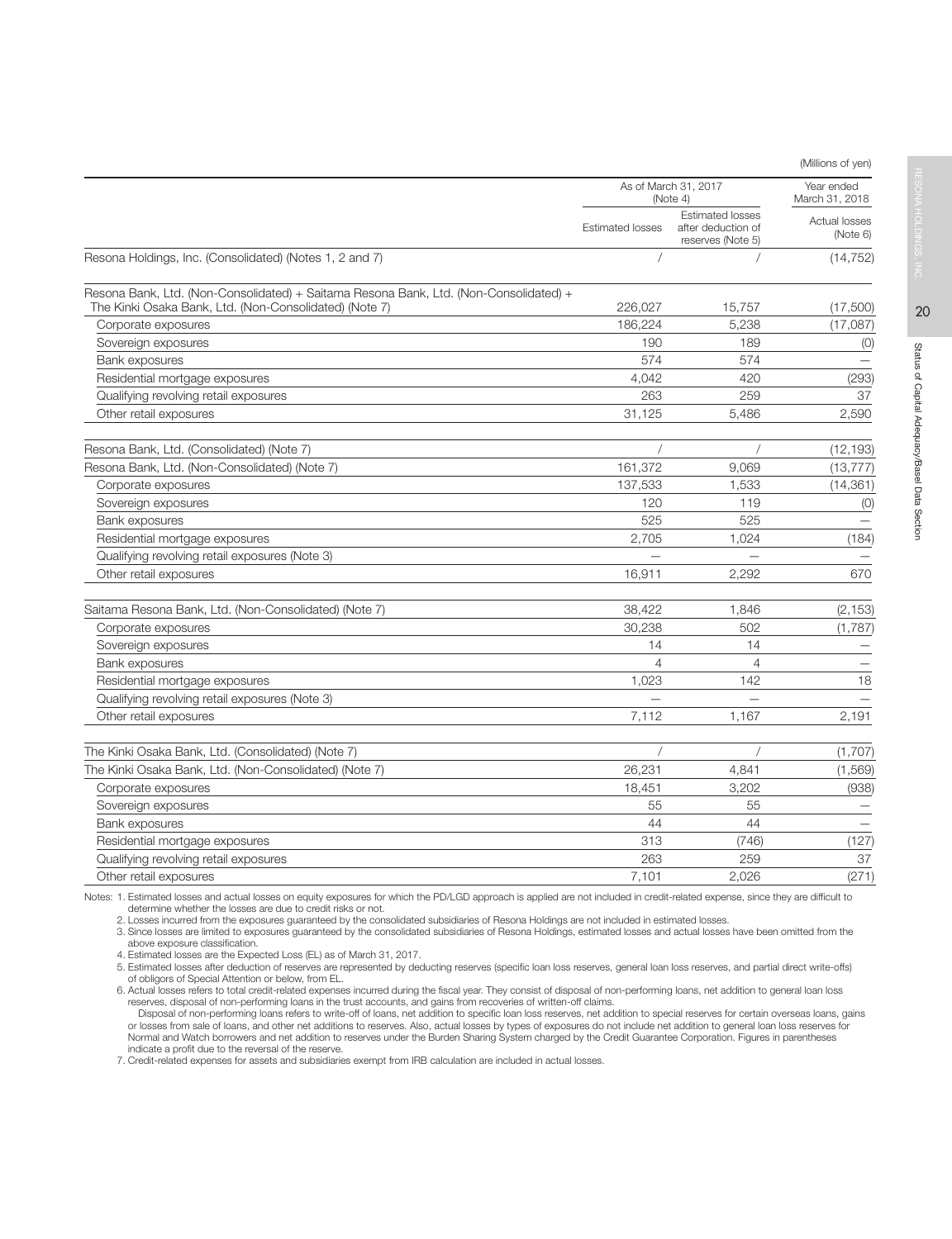(Millions of yen)

| | As of March 31, 2017 (Note 4) | | Year ended March 31, 2018 |
|---|---|---|---|
| | Estimated losses | Estimated losses after deduction of reserves (Note 5) | Actual losses (Note 6) |
| Resona Holdings, Inc. (Consolidated) (Notes 1, 2 and 7) | / | / | (14,752) |
| Resona Bank, Ltd. (Non-Consolidated) + Saitama Resona Bank, Ltd. (Non-Consolidated) + The Kinki Osaka Bank, Ltd. (Non-Consolidated) (Note 7) | 226,027 | 15,757 | (17,500) |
| Corporate exposures | 186,224 | 5,238 | (17,087) |
| Sovereign exposures | 190 | 189 | (0) |
| Bank exposures | 574 | 574 | — |
| Residential mortgage exposures | 4,042 | 420 | (293) |
| Qualifying revolving retail exposures | 263 | 259 | 37 |
| Other retail exposures | 31,125 | 5,486 | 2,590 |
| Resona Bank, Ltd. (Consolidated) (Note 7) | / | / | (12,193) |
| Resona Bank, Ltd. (Non-Consolidated) (Note 7) | 161,372 | 9,069 | (13,777) |
| Corporate exposures | 137,533 | 1,533 | (14,361) |
| Sovereign exposures | 120 | 119 | (0) |
| Bank exposures | 525 | 525 | — |
| Residential mortgage exposures | 2,705 | 1,024 | (184) |
| Qualifying revolving retail exposures (Note 3) | — | — | — |
| Other retail exposures | 16,911 | 2,292 | 670 |
| Saitama Resona Bank, Ltd. (Non-Consolidated) (Note 7) | 38,422 | 1,846 | (2,153) |
| Corporate exposures | 30,238 | 502 | (1,787) |
| Sovereign exposures | 14 | 14 | — |
| Bank exposures | 4 | 4 | — |
| Residential mortgage exposures | 1,023 | 142 | 18 |
| Qualifying revolving retail exposures (Note 3) | — | — | — |
| Other retail exposures | 7,112 | 1,167 | 2,191 |
| The Kinki Osaka Bank, Ltd. (Consolidated) (Note 7) | / | / | (1,707) |
| The Kinki Osaka Bank, Ltd. (Non-Consolidated) (Note 7) | 26,231 | 4,841 | (1,569) |
| Corporate exposures | 18,451 | 3,202 | (938) |
| Sovereign exposures | 55 | 55 | — |
| Bank exposures | 44 | 44 | — |
| Residential mortgage exposures | 313 | (746) | (127) |
| Qualifying revolving retail exposures | 263 | 259 | 37 |
| Other retail exposures | 7,101 | 2,026 | (271) |

Notes: 1. Estimated losses and actual losses on equity exposures for which the PD/LGD approach is applied are not included in credit-related expense, since they are difficult to determine whether the losses are due to credit risks or not.

2. Losses incurred from the exposures guaranteed by the consolidated subsidiaries of Resona Holdings are not included in estimated losses.

3. Since losses are limited to exposures guaranteed by the consolidated subsidiaries of Resona Holdings, estimated losses and actual losses have been omitted from the above exposure classification.

4. Estimated losses are the Expected Loss (EL) as of March 31, 2017.

5. Estimated losses after deduction of reserves are represented by deducting reserves (specific loan loss reserves, general loan loss reserves, and partial direct write-offs) of obligors of Special Attention or below, from EL.

6. Actual losses refers to total credit-related expenses incurred during the fiscal year. They consist of disposal of non-performing loans, net addition to general loan loss reserves, disposal of non-performing loans in the trust accounts, and gains from recoveries of written-off claims.
Disposal of non-performing loans refers to write-off of loans, net addition to specific loan loss reserves, net addition to special reserves for certain overseas loans, gains or losses from sale of loans, and other net additions to reserves. Also, actual losses by types of exposures do not include net addition to general loan loss reserves for Normal and Watch borrowers and net addition to reserves under the Burden Sharing System charged by the Credit Guarantee Corporation. Figures in parentheses indicate a profit due to the reversal of the reserve.

7. Credit-related expenses for assets and subsidiaries exempt from IRB calculation are included in actual losses.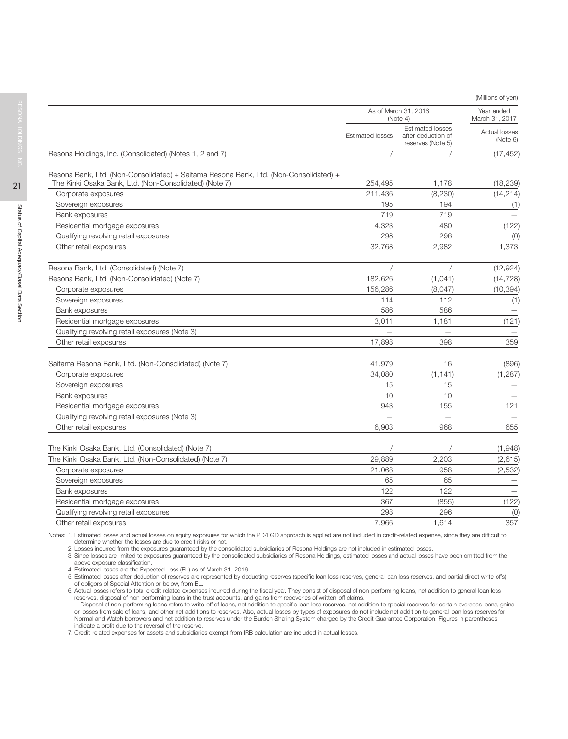(Millions of yen)

| | As of March 31, 2016 (Note 4) | | Year ended March 31, 2017 |
|---|---|---|---|
| | Estimated losses | Estimated losses after deduction of reserves (Note 5) | Actual losses (Note 6) |
| Resona Holdings, Inc. (Consolidated) (Notes 1, 2 and 7) | / | / | (17,452) |
| Resona Bank, Ltd. (Non-Consolidated) + Saitama Resona Bank, Ltd. (Non-Consolidated) + The Kinki Osaka Bank, Ltd. (Non-Consolidated) (Note 7) | 254,495 | 1,178 | (18,239) |
| Corporate exposures | 211,436 | (8,230) | (14,214) |
| Sovereign exposures | 195 | 194 | (1) |
| Bank exposures | 719 | 719 | — |
| Residential mortgage exposures | 4,323 | 480 | (122) |
| Qualifying revolving retail exposures | 298 | 296 | (0) |
| Other retail exposures | 32,768 | 2,982 | 1,373 |
| Resona Bank, Ltd. (Consolidated) (Note 7) | / | / | (12,924) |
| Resona Bank, Ltd. (Non-Consolidated) (Note 7) | 182,626 | (1,041) | (14,728) |
| Corporate exposures | 156,286 | (8,047) | (10,394) |
| Sovereign exposures | 114 | 112 | (1) |
| Bank exposures | 586 | 586 | — |
| Residential mortgage exposures | 3,011 | 1,181 | (121) |
| Qualifying revolving retail exposures (Note 3) | — | — | — |
| Other retail exposures | 17,898 | 398 | 359 |
| Saitama Resona Bank, Ltd. (Non-Consolidated) (Note 7) | 41,979 | 16 | (896) |
| Corporate exposures | 34,080 | (1,141) | (1,287) |
| Sovereign exposures | 15 | 15 | — |
| Bank exposures | 10 | 10 | — |
| Residential mortgage exposures | 943 | 155 | 121 |
| Qualifying revolving retail exposures (Note 3) | — | — | — |
| Other retail exposures | 6,903 | 968 | 655 |
| The Kinki Osaka Bank, Ltd. (Consolidated) (Note 7) | / | / | (1,948) |
| The Kinki Osaka Bank, Ltd. (Non-Consolidated) (Note 7) | 29,889 | 2,203 | (2,615) |
| Corporate exposures | 21,068 | 958 | (2,532) |
| Sovereign exposures | 65 | 65 | — |
| Bank exposures | 122 | 122 | — |
| Residential mortgage exposures | 367 | (855) | (122) |
| Qualifying revolving retail exposures | 298 | 296 | (0) |
| Other retail exposures | 7,966 | 1,614 | 357 |

Notes: 1. Estimated losses and actual losses on equity exposures for which the PD/LGD approach is applied are not included in credit-related expense, since they are difficult to determine whether the losses are due to credit risks or not.

2. Losses incurred from the exposures guaranteed by the consolidated subsidiaries of Resona Holdings are not included in estimated losses.

3. Since losses are limited to exposures guaranteed by the consolidated subsidiaries of Resona Holdings, estimated losses and actual losses have been omitted from the above exposure classification.

4. Estimated losses are the Expected Loss (EL) as of March 31, 2016.

5. Estimated losses after deduction of reserves are represented by deducting reserves (specific loan loss reserves, general loan loss reserves, and partial direct write-offs) of obligors of Special Attention or below, from EL.

6. Actual losses refers to total credit-related expenses incurred during the fiscal year. They consist of disposal of non-performing loans, net addition to general loan loss reserves, disposal of non-performing loans in the trust accounts, and gains from recoveries of written-off claims.
Disposal of non-performing loans refers to write-off of loans, net addition to specific loan loss reserves, net addition to special reserves for certain overseas loans, gains or losses from sale of loans, and other net additions to reserves. Also, actual losses by types of exposures do not include net addition to general loan loss reserves for Normal and Watch borrowers and net addition to reserves under the Burden Sharing System charged by the Credit Guarantee Corporation. Figures in parentheses indicate a profit due to the reversal of the reserve.

7. Credit-related expenses for assets and subsidiaries exempt from IRB calculation are included in actual losses.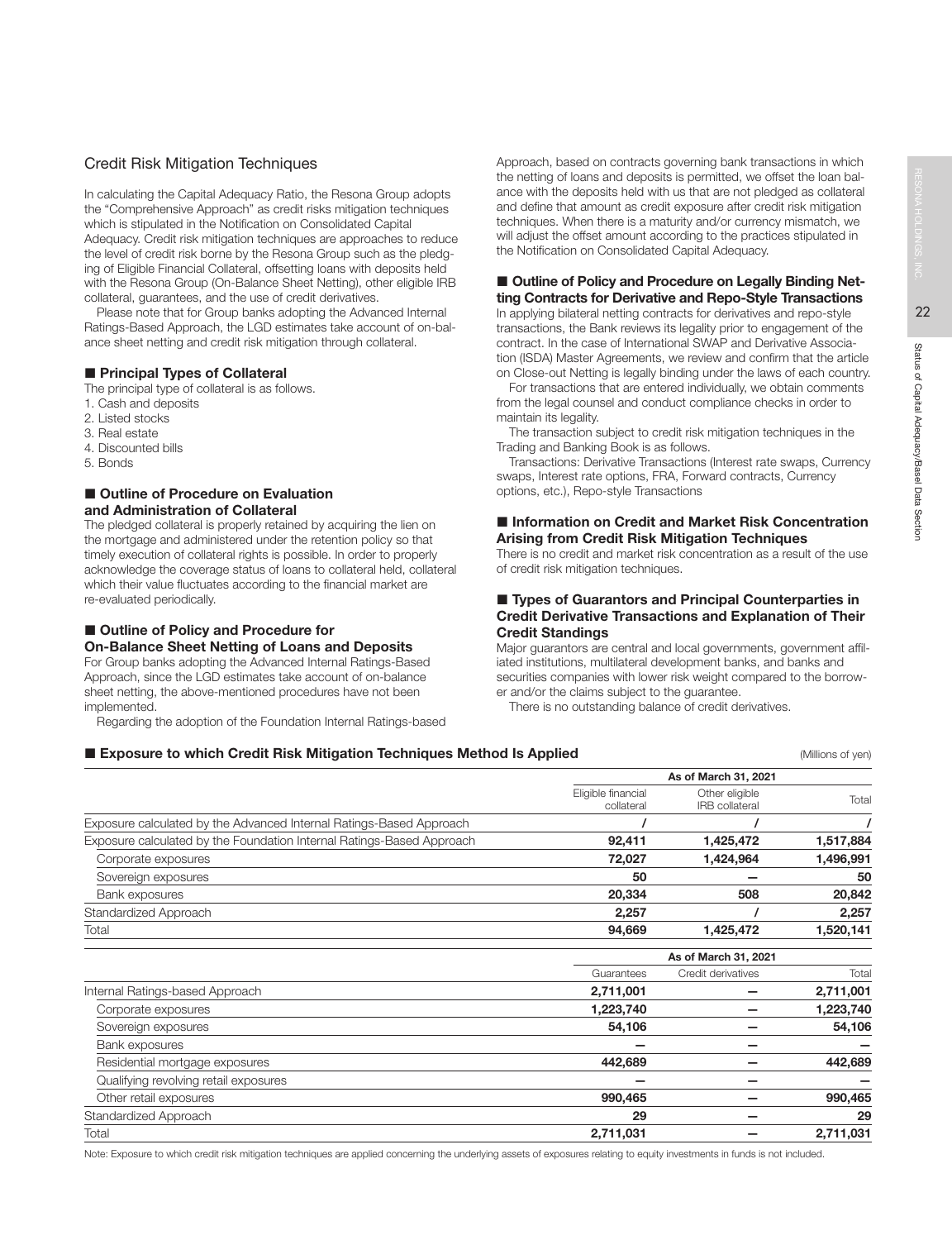## Credit Risk Mitigation Techniques

In calculating the Capital Adequacy Ratio, the Resona Group adopts the "Comprehensive Approach" as credit risks mitigation techniques which is stipulated in the Notification on Consolidated Capital Adequacy. Credit risk mitigation techniques are approaches to reduce the level of credit risk borne by the Resona Group such as the pledging of Eligible Financial Collateral, offsetting loans with deposits held with the Resona Group (On-Balance Sheet Netting), other eligible IRB collateral, guarantees, and the use of credit derivatives.

Please note that for Group banks adopting the Advanced Internal Ratings-Based Approach, the LGD estimates take account of on-balance sheet netting and credit risk mitigation through collateral.

### ■ Principal Types of Collateral

The principal type of collateral is as follows.

1. Cash and deposits
2. Listed stocks
3. Real estate
4. Discounted bills
5. Bonds

### ■ Outline of Procedure on Evaluation and Administration of Collateral

The pledged collateral is properly retained by acquiring the lien on the mortgage and administered under the retention policy so that timely execution of collateral rights is possible. In order to properly acknowledge the coverage status of loans to collateral held, collateral which their value fluctuates according to the financial market are re-evaluated periodically.

### ■ Outline of Policy and Procedure for On-Balance Sheet Netting of Loans and Deposits

For Group banks adopting the Advanced Internal Ratings-Based Approach, since the LGD estimates take account of on-balance sheet netting, the above-mentioned procedures have not been implemented.

Regarding the adoption of the Foundation Internal Ratings-based Approach, based on contracts governing bank transactions in which the netting of loans and deposits is permitted, we offset the loan balance with the deposits held with us that are not pledged as collateral and define that amount as credit exposure after credit risk mitigation techniques. When there is a maturity and/or currency mismatch, we will adjust the offset amount according to the practices stipulated in the Notification on Consolidated Capital Adequacy.

### ■ Outline of Policy and Procedure on Legally Binding Netting Contracts for Derivative and Repo-Style Transactions

In applying bilateral netting contracts for derivatives and repo-style transactions, the Bank reviews its legality prior to engagement of the contract. In the case of International SWAP and Derivative Association (ISDA) Master Agreements, we review and confirm that the article on Close-out Netting is legally binding under the laws of each country.

For transactions that are entered individually, we obtain comments from the legal counsel and conduct compliance checks in order to maintain its legality.

The transaction subject to credit risk mitigation techniques in the Trading and Banking Book is as follows.

Transactions: Derivative Transactions (Interest rate swaps, Currency swaps, Interest rate options, FRA, Forward contracts, Currency options, etc.), Repo-style Transactions

### ■ Information on Credit and Market Risk Concentration Arising from Credit Risk Mitigation Techniques

There is no credit and market risk concentration as a result of the use of credit risk mitigation techniques.

### ■ Types of Guarantors and Principal Counterparties in Credit Derivative Transactions and Explanation of Their Credit Standings

Major guarantors are central and local governments, government affiliated institutions, multilateral development banks, and banks and securities companies with lower risk weight compared to the borrower and/or the claims subject to the guarantee.

There is no outstanding balance of credit derivatives.

### ■ Exposure to which Credit Risk Mitigation Techniques Method Is Applied

(Millions of yen)

| | As of March 31, 2021 | | |
|---|---|---|---|
| | Eligible financial collateral | Other eligible IRB collateral | Total |
| Exposure calculated by the Advanced Internal Ratings-Based Approach | / | / | / |
| Exposure calculated by the Foundation Internal Ratings-Based Approach | 92,411 | 1,425,472 | 1,517,884 |
| Corporate exposures | 72,027 | 1,424,964 | 1,496,991 |
| Sovereign exposures | 50 | — | 50 |
| Bank exposures | 20,334 | 508 | 20,842 |
| Standardized Approach | 2,257 | / | 2,257 |
| Total | 94,669 | 1,425,472 | 1,520,141 |

| | As of March 31, 2021 | | |
|---|---|---|---|
| | Guarantees | Credit derivatives | Total |
| Internal Ratings-based Approach | 2,711,001 | — | 2,711,001 |
| Corporate exposures | 1,223,740 | — | 1,223,740 |
| Sovereign exposures | 54,106 | — | 54,106 |
| Bank exposures | — | — | — |
| Residential mortgage exposures | 442,689 | — | 442,689 |
| Qualifying revolving retail exposures | — | — | — |
| Other retail exposures | 990,465 | — | 990,465 |
| Standardized Approach | 29 | — | 29 |
| Total | 2,711,031 | — | 2,711,031 |

Note: Exposure to which credit risk mitigation techniques are applied concerning the underlying assets of exposures relating to equity investments in funds is not included.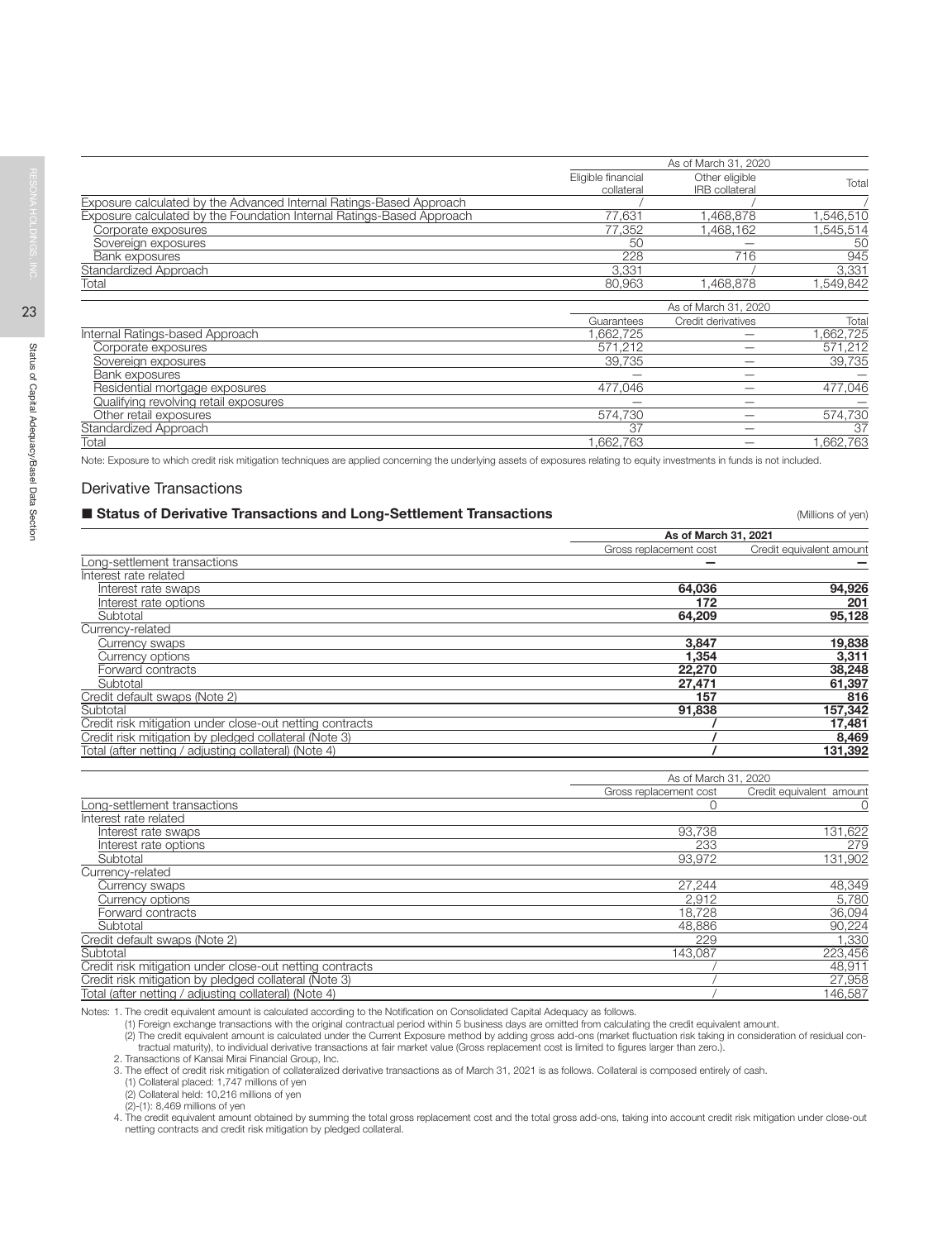| | As of March 31, 2020 | | |
|---|---|---|---|
| | Eligible financial collateral | Other eligible IRB collateral | Total |
| Exposure calculated by the Advanced Internal Ratings-Based Approach | / | / | / |
| Exposure calculated by the Foundation Internal Ratings-Based Approach | 77,631 | 1,468,878 | 1,546,510 |
| Corporate exposures | 77,352 | 1,468,162 | 1,545,514 |
| Sovereign exposures | 50 | — | 50 |
| Bank exposures | 228 | 716 | 945 |
| Standardized Approach | 3,331 | / | 3,331 |
| Total | 80,963 | 1,468,878 | 1,549,842 |

| | As of March 31, 2020 | | |
|---|---|---|---|
| | Guarantees | Credit derivatives | Total |
| Internal Ratings-based Approach | 1,662,725 | — | 1,662,725 |
| Corporate exposures | 571,212 | — | 571,212 |
| Sovereign exposures | 39,735 | — | 39,735 |
| Bank exposures | — | — | — |
| Residential mortgage exposures | 477,046 | — | 477,046 |
| Qualifying revolving retail exposures | — | — | — |
| Other retail exposures | 574,730 | — | 574,730 |
| Standardized Approach | 37 | — | 37 |
| Total | 1,662,763 | — | 1,662,763 |

Note: Exposure to which credit risk mitigation techniques are applied concerning the underlying assets of exposures relating to equity investments in funds is not included.

## Derivative Transactions

### ■ Status of Derivative Transactions and Long-Settlement Transactions

(Millions of yen)

| | **As of March 31, 2021** | |
|---|---|---|
| | Gross replacement cost | Credit equivalent amount |
| Long-settlement transactions | **—** | **—** |
| Interest rate related | | |
| Interest rate swaps | **64,036** | **94,926** |
| Interest rate options | **172** | **201** |
| Subtotal | **64,209** | **95,128** |
| Currency-related | | |
| Currency swaps | **3,847** | **19,838** |
| Currency options | **1,354** | **3,311** |
| Forward contracts | **22,270** | **38,248** |
| Subtotal | **27,471** | **61,397** |
| Credit default swaps (Note 2) | **157** | **816** |
| Subtotal | **91,838** | **157,342** |
| Credit risk mitigation under close-out netting contracts | **/** | **17,481** |
| Credit risk mitigation by pledged collateral (Note 3) | **/** | **8,469** |
| Total (after netting / adjusting collateral) (Note 4) | **/** | **131,392** |

| | As of March 31, 2020 | |
|---|---|---|
| | Gross replacement cost | Credit equivalent amount |
| Long-settlement transactions | 0 | 0 |
| Interest rate related | | |
| Interest rate swaps | 93,738 | 131,622 |
| Interest rate options | 233 | 279 |
| Subtotal | 93,972 | 131,902 |
| Currency-related | | |
| Currency swaps | 27,244 | 48,349 |
| Currency options | 2,912 | 5,780 |
| Forward contracts | 18,728 | 36,094 |
| Subtotal | 48,886 | 90,224 |
| Credit default swaps (Note 2) | 229 | 1,330 |
| Subtotal | 143,087 | 223,456 |
| Credit risk mitigation under close-out netting contracts | / | 48,911 |
| Credit risk mitigation by pledged collateral (Note 3) | / | 27,958 |
| Total (after netting / adjusting collateral) (Note 4) | / | 146,587 |

Notes: 1. The credit equivalent amount is calculated according to the Notification on Consolidated Capital Adequacy as follows.
(1) Foreign exchange transactions with the original contractual period within 5 business days are omitted from calculating the credit equivalent amount.
(2) The credit equivalent amount is calculated under the Current Exposure method by adding gross add-ons (market fluctuation risk taking in consideration of residual contractual maturity), to individual derivative transactions at fair market value (Gross replacement cost is limited to figures larger than zero.).
2. Transactions of Kansai Mirai Financial Group, Inc.
3. The effect of credit risk mitigation of collateralized derivative transactions as of March 31, 2021 is as follows. Collateral is composed entirely of cash.
(1) Collateral placed: 1,747 millions of yen
(2) Collateral held: 10,216 millions of yen
(2)-(1): 8,469 millions of yen
4. The credit equivalent amount obtained by summing the total gross replacement cost and the total gross add-ons, taking into account credit risk mitigation under close-out netting contracts and credit risk mitigation by pledged collateral.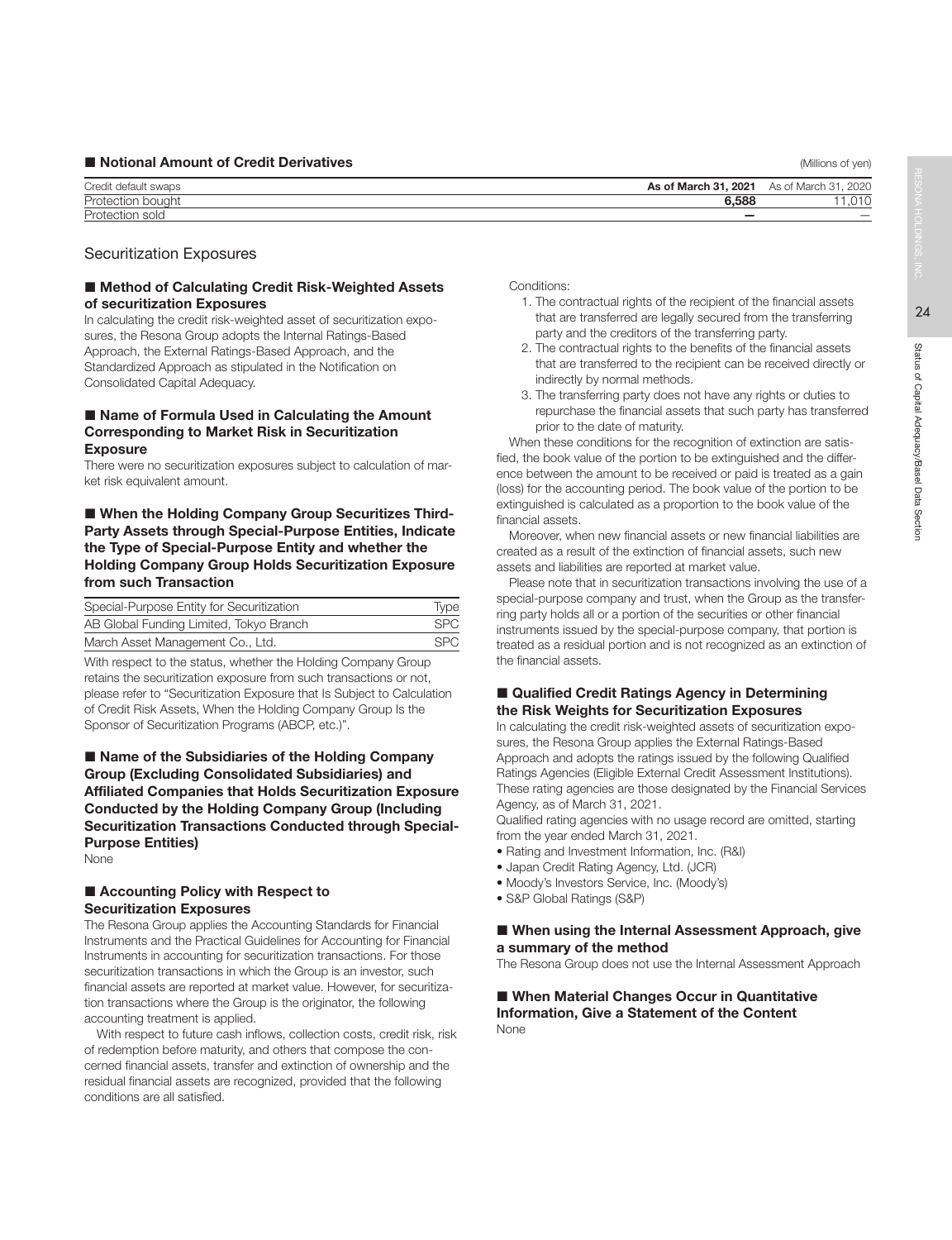## ■ Notional Amount of Credit Derivatives

(Millions of yen)

| Credit default swaps | As of March 31, 2021 | As of March 31, 2020 |
|---|---|---|
| Protection bought | 6,588 | 11,010 |
| Protection sold | — | — |

## Securitization Exposures

### ■ Method of Calculating Credit Risk-Weighted Assets of securitization Exposures

In calculating the credit risk-weighted asset of securitization exposures, the Resona Group adopts the Internal Ratings-Based Approach, the External Ratings-Based Approach, and the Standardized Approach as stipulated in the Notification on Consolidated Capital Adequacy.

### ■ Name of Formula Used in Calculating the Amount Corresponding to Market Risk in Securitization Exposure

There were no securitization exposures subject to calculation of market risk equivalent amount.

### ■ When the Holding Company Group Securitizes Third-Party Assets through Special-Purpose Entities, Indicate the Type of Special-Purpose Entity and whether the Holding Company Group Holds Securitization Exposure from such Transaction

| Special-Purpose Entity for Securitization | Type |
|---|---|
| AB Global Funding Limited, Tokyo Branch | SPC |
| March Asset Management Co., Ltd. | SPC |

With respect to the status, whether the Holding Company Group retains the securitization exposure from such transactions or not, please refer to "Securitization Exposure that Is Subject to Calculation of Credit Risk Assets, When the Holding Company Group Is the Sponsor of Securitization Programs (ABCP, etc.)".

### ■ Name of the Subsidiaries of the Holding Company Group (Excluding Consolidated Subsidiaries) and Affiliated Companies that Holds Securitization Exposure Conducted by the Holding Company Group (Including Securitization Transactions Conducted through Special-Purpose Entities)

None

### ■ Accounting Policy with Respect to Securitization Exposures

The Resona Group applies the Accounting Standards for Financial Instruments and the Practical Guidelines for Accounting for Financial Instruments in accounting for securitization transactions. For those securitization transactions in which the Group is an investor, such financial assets are reported at market value. However, for securitization transactions where the Group is the originator, the following accounting treatment is applied.

With respect to future cash inflows, collection costs, credit risk, risk of redemption before maturity, and others that compose the concerned financial assets, transfer and extinction of ownership and the residual financial assets are recognized, provided that the following conditions are all satisfied.

Conditions:

1. The contractual rights of the recipient of the financial assets that are transferred are legally secured from the transferring party and the creditors of the transferring party.
2. The contractual rights to the benefits of the financial assets that are transferred to the recipient can be received directly or indirectly by normal methods.
3. The transferring party does not have any rights or duties to repurchase the financial assets that such party has transferred prior to the date of maturity.

When these conditions for the recognition of extinction are satisfied, the book value of the portion to be extinguished and the difference between the amount to be received or paid is treated as a gain (loss) for the accounting period. The book value of the portion to be extinguished is calculated as a proportion to the book value of the financial assets.

Moreover, when new financial assets or new financial liabilities are created as a result of the extinction of financial assets, such new assets and liabilities are reported at market value.

Please note that in securitization transactions involving the use of a special-purpose company and trust, when the Group as the transferring party holds all or a portion of the securities or other financial instruments issued by the special-purpose company, that portion is treated as a residual portion and is not recognized as an extinction of the financial assets.

### ■ Qualified Credit Ratings Agency in Determining the Risk Weights for Securitization Exposures

In calculating the credit risk-weighted assets of securitization exposures, the Resona Group applies the External Ratings-Based Approach and adopts the ratings issued by the following Qualified Ratings Agencies (Eligible External Credit Assessment Institutions). These rating agencies are those designated by the Financial Services Agency, as of March 31, 2021.

Qualified rating agencies with no usage record are omitted, starting from the year ended March 31, 2021.

- Rating and Investment Information, Inc. (R&I)
- Japan Credit Rating Agency, Ltd. (JCR)
- Moody's Investors Service, Inc. (Moody's)
- S&P Global Ratings (S&P)

### ■ When using the Internal Assessment Approach, give a summary of the method

The Resona Group does not use the Internal Assessment Approach

### ■ When Material Changes Occur in Quantitative Information, Give a Statement of the Content

None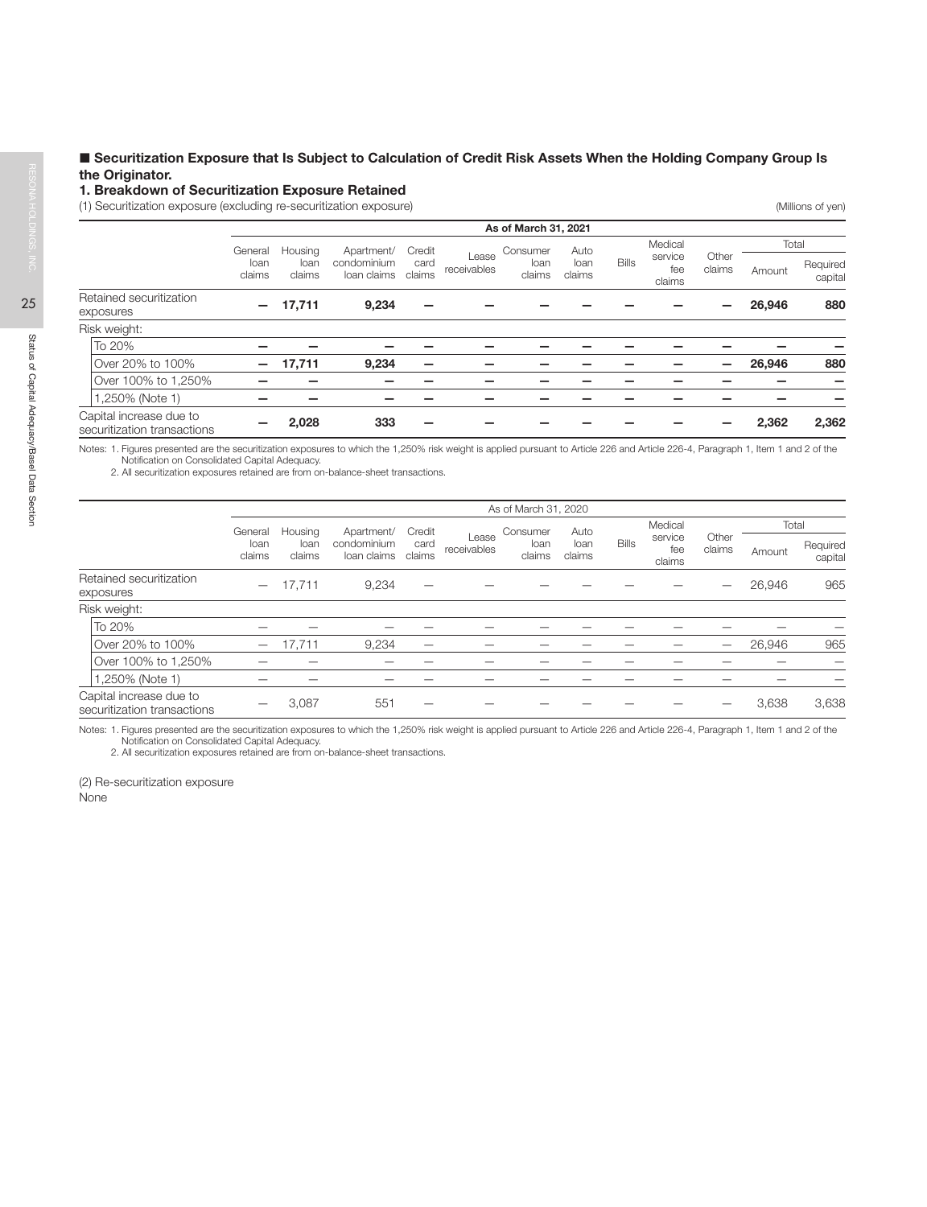## ■ Securitization Exposure that Is Subject to Calculation of Credit Risk Assets When the Holding Company Group Is the Originator.

### 1. Breakdown of Securitization Exposure Retained

(1) Securitization exposure (excluding re-securitization exposure)

(Millions of yen)

| | As of March 31, 2021 | | | | | | | | | | | |
|---|---|---|---|---|---|---|---|---|---|---|---|---|
| | General loan claims | Housing loan claims | Apartment/ condominium loan claims | Credit card claims | Lease receivables | Consumer loan claims | Auto loan claims | Bills | Medical service fee claims | Other claims | Total | |
| | | | | | | | | | | | Amount | Required capital |
| **Retained securitization exposures** | **—** | **17,711** | **9,234** | **—** | **—** | **—** | **—** | **—** | **—** | **—** | **26,946** | **880** |
| Risk weight: | | | | | | | | | | | | |
| To 20% | **—** | **—** | **—** | **—** | **—** | **—** | **—** | **—** | **—** | **—** | **—** | **—** |
| Over 20% to 100% | **—** | **17,711** | **9,234** | **—** | **—** | **—** | **—** | **—** | **—** | **—** | **26,946** | **880** |
| Over 100% to 1,250% | **—** | **—** | **—** | **—** | **—** | **—** | **—** | **—** | **—** | **—** | **—** | **—** |
| 1,250% (Note 1) | **—** | **—** | **—** | **—** | **—** | **—** | **—** | **—** | **—** | **—** | **—** | **—** |
| **Capital increase due to securitization transactions** | **—** | **2,028** | **333** | **—** | **—** | **—** | **—** | **—** | **—** | **—** | **2,362** | **2,362** |

Notes: 1. Figures presented are the securitization exposures to which the 1,250% risk weight is applied pursuant to Article 226 and Article 226-4, Paragraph 1, Item 1 and 2 of the Notification on Consolidated Capital Adequacy.
2. All securitization exposures retained are from on-balance-sheet transactions.

| | As of March 31, 2020 | | | | | | | | | | | |
|---|---|---|---|---|---|---|---|---|---|---|---|---|
| | General loan claims | Housing loan claims | Apartment/ condominium loan claims | Credit card claims | Lease receivables | Consumer loan claims | Auto loan claims | Bills | Medical service fee claims | Other claims | Total | |
| | | | | | | | | | | | Amount | Required capital |
| Retained securitization exposures | — | 17,711 | 9,234 | — | — | — | — | — | — | — | 26,946 | 965 |
| Risk weight: | | | | | | | | | | | | |
| To 20% | — | — | — | — | — | — | — | — | — | — | — | — |
| Over 20% to 100% | — | 17,711 | 9,234 | — | — | — | — | — | — | — | 26,946 | 965 |
| Over 100% to 1,250% | — | — | — | — | — | — | — | — | — | — | — | — |
| 1,250% (Note 1) | — | — | — | — | — | — | — | — | — | — | — | — |
| Capital increase due to securitization transactions | — | 3,087 | 551 | — | — | — | — | — | — | — | 3,638 | 3,638 |

Notes: 1. Figures presented are the securitization exposures to which the 1,250% risk weight is applied pursuant to Article 226 and Article 226-4, Paragraph 1, Item 1 and 2 of the Notification on Consolidated Capital Adequacy.
2. All securitization exposures retained are from on-balance-sheet transactions.

(2) Re-securitization exposure

None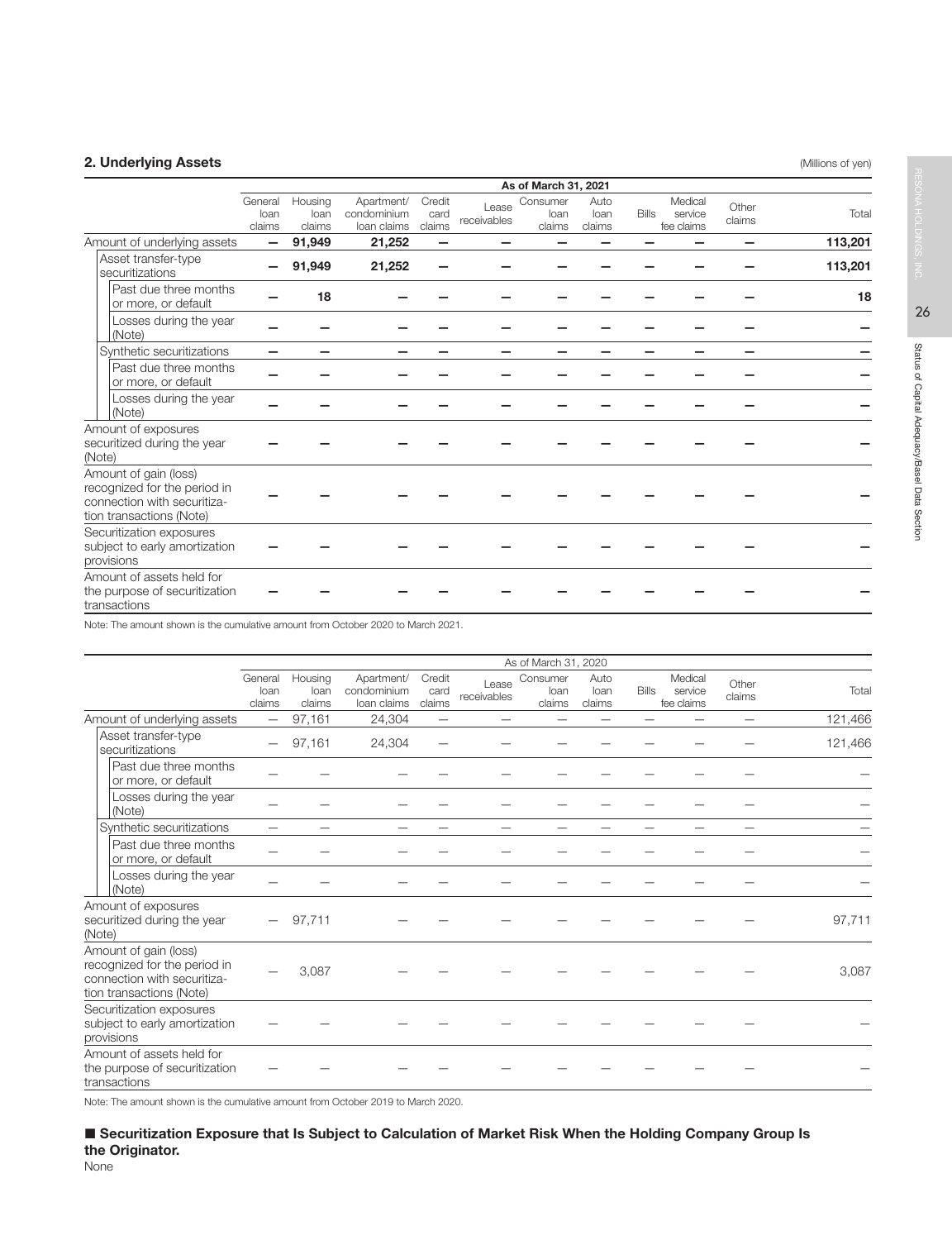## 2. Underlying Assets

(Millions of yen)

| | As of March 31, 2021 | | | | | | | | | | |
|---|---|---|---|---|---|---|---|---|---|---|---|
| | General loan claims | Housing loan claims | Apartment/ condominium loan claims | Credit card claims | Lease receivables | Consumer loan claims | Auto loan claims | Bills | Medical service fee claims | Other claims | Total |
| Amount of underlying assets | — | 91,949 | 21,252 | — | — | — | — | — | — | — | 113,201 |
| Asset transfer-type securitizations | — | 91,949 | 21,252 | — | — | — | — | — | — | — | 113,201 |
| Past due three months or more, or default | — | 18 | — | — | — | — | — | — | — | — | 18 |
| Losses during the year (Note) | — | — | — | — | — | — | — | — | — | — | — |
| Synthetic securitizations | — | — | — | — | — | — | — | — | — | — | — |
| Past due three months or more, or default | — | — | — | — | — | — | — | — | — | — | — |
| Losses during the year (Note) | — | — | — | — | — | — | — | — | — | — | — |
| Amount of exposures securitized during the year (Note) | — | — | — | — | — | — | — | — | — | — | — |
| Amount of gain (loss) recognized for the period in connection with securitization transactions (Note) | — | — | — | — | — | — | — | — | — | — | — |
| Securitization exposures subject to early amortization provisions | — | — | — | — | — | — | — | — | — | — | — |
| Amount of assets held for the purpose of securitization transactions | — | — | — | — | — | — | — | — | — | — | — |

Note: The amount shown is the cumulative amount from October 2020 to March 2021.

| | As of March 31, 2020 | | | | | | | | | | |
|---|---|---|---|---|---|---|---|---|---|---|---|
| | General loan claims | Housing loan claims | Apartment/ condominium loan claims | Credit card claims | Lease receivables | Consumer loan claims | Auto loan claims | Bills | Medical service fee claims | Other claims | Total |
| Amount of underlying assets | — | 97,161 | 24,304 | — | — | — | — | — | — | — | 121,466 |
| Asset transfer-type securitizations | — | 97,161 | 24,304 | — | — | — | — | — | — | — | 121,466 |
| Past due three months or more, or default | — | — | — | — | — | — | — | — | — | — | — |
| Losses during the year (Note) | — | — | — | — | — | — | — | — | — | — | — |
| Synthetic securitizations | — | — | — | — | — | — | — | — | — | — | — |
| Past due three months or more, or default | — | — | — | — | — | — | — | — | — | — | — |
| Losses during the year (Note) | — | — | — | — | — | — | — | — | — | — | — |
| Amount of exposures securitized during the year (Note) | — | 97,711 | — | — | — | — | — | — | — | — | 97,711 |
| Amount of gain (loss) recognized for the period in connection with securitization transactions (Note) | — | 3,087 | — | — | — | — | — | — | — | — | 3,087 |
| Securitization exposures subject to early amortization provisions | — | — | — | — | — | — | — | — | — | — | — |
| Amount of assets held for the purpose of securitization transactions | — | — | — | — | — | — | — | — | — | — | — |

Note: The amount shown is the cumulative amount from October 2019 to March 2020.

### ■ Securitization Exposure that Is Subject to Calculation of Market Risk When the Holding Company Group Is the Originator.

None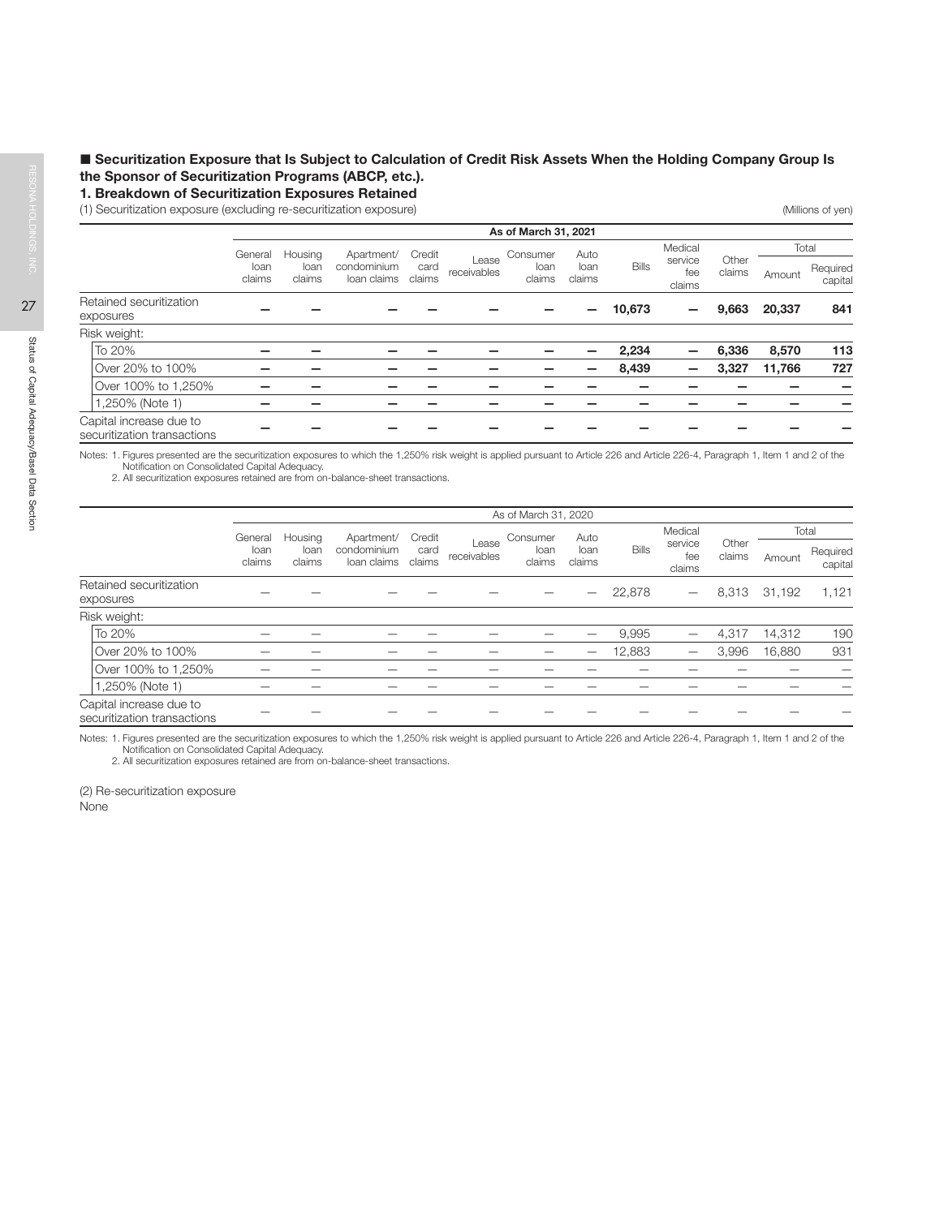## ■ Securitization Exposure that Is Subject to Calculation of Credit Risk Assets When the Holding Company Group Is the Sponsor of Securitization Programs (ABCP, etc.).

### 1. Breakdown of Securitization Exposures Retained

(1) Securitization exposure (excluding re-securitization exposure)

(Millions of yen)

| | As of March 31, 2021 | | | | | | | | | | | |
|---|---|---|---|---|---|---|---|---|---|---|---|---|
| | General loan claims | Housing loan claims | Apartment/ condominium loan claims | Credit card claims | Lease receivables | Consumer loan claims | Auto loan claims | Bills | Medical service fee claims | Other claims | Total | |
| | | | | | | | | | | | Amount | Required capital |
| **Retained securitization exposures** | **—** | **—** | **—** | **—** | **—** | **—** | **—** | **10,673** | **—** | **9,663** | **20,337** | **841** |
| Risk weight: | | | | | | | | | | | | |
| To 20% | **—** | **—** | **—** | **—** | **—** | **—** | **—** | **2,234** | **—** | **6,336** | **8,570** | **113** |
| Over 20% to 100% | **—** | **—** | **—** | **—** | **—** | **—** | **—** | **8,439** | **—** | **3,327** | **11,766** | **727** |
| Over 100% to 1,250% | **—** | **—** | **—** | **—** | **—** | **—** | **—** | **—** | **—** | **—** | **—** | **—** |
| 1,250% (Note 1) | **—** | **—** | **—** | **—** | **—** | **—** | **—** | **—** | **—** | **—** | **—** | **—** |
| Capital increase due to securitization transactions | **—** | **—** | **—** | **—** | **—** | **—** | **—** | **—** | **—** | **—** | **—** | **—** |

Notes: 1. Figures presented are the securitization exposures to which the 1,250% risk weight is applied pursuant to Article 226 and Article 226-4, Paragraph 1, Item 1 and 2 of the Notification on Consolidated Capital Adequacy.
2. All securitization exposures retained are from on-balance-sheet transactions.

| | As of March 31, 2020 | | | | | | | | | | | |
|---|---|---|---|---|---|---|---|---|---|---|---|---|
| | General loan claims | Housing loan claims | Apartment/ condominium loan claims | Credit card claims | Lease receivables | Consumer loan claims | Auto loan claims | Bills | Medical service fee claims | Other claims | Total | |
| | | | | | | | | | | | Amount | Required capital |
| Retained securitization exposures | — | — | — | — | — | — | — | 22,878 | — | 8,313 | 31,192 | 1,121 |
| Risk weight: | | | | | | | | | | | | |
| To 20% | — | — | — | — | — | — | — | 9,995 | — | 4,317 | 14,312 | 190 |
| Over 20% to 100% | — | — | — | — | — | — | — | 12,883 | — | 3,996 | 16,880 | 931 |
| Over 100% to 1,250% | — | — | — | — | — | — | — | — | — | — | — | — |
| 1,250% (Note 1) | — | — | — | — | — | — | — | — | — | — | — | — |
| Capital increase due to securitization transactions | — | — | — | — | — | — | — | — | — | — | — | — |

Notes: 1. Figures presented are the securitization exposures to which the 1,250% risk weight is applied pursuant to Article 226 and Article 226-4, Paragraph 1, Item 1 and 2 of the Notification on Consolidated Capital Adequacy.
2. All securitization exposures retained are from on-balance-sheet transactions.

(2) Re-securitization exposure

None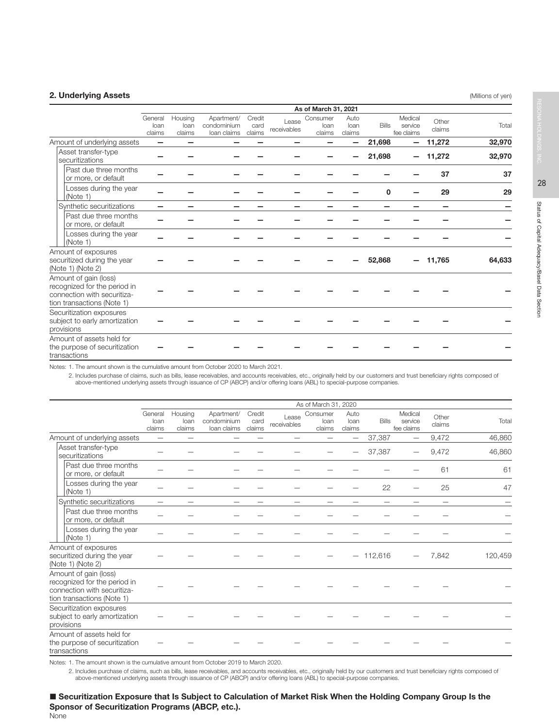## 2. Underlying Assets

(Millions of yen)

| | As of March 31, 2021 | | | | | | | | | | |
|---|---|---|---|---|---|---|---|---|---|---|---|
| | General loan claims | Housing loan claims | Apartment/ condominium loan claims | Credit card claims | Lease receivables | Consumer loan claims | Auto loan claims | Bills | Medical service fee claims | Other claims | Total |
| Amount of underlying assets | — | — | — | — | — | — | — | 21,698 | — | 11,272 | 32,970 |
| Asset transfer-type securitizations | — | — | — | — | — | — | — | 21,698 | — | 11,272 | 32,970 |
| Past due three months or more, or default | — | — | — | — | — | — | — | — | — | 37 | 37 |
| Losses during the year (Note 1) | — | — | — | — | — | — | — | 0 | — | 29 | 29 |
| Synthetic securitizations | — | — | — | — | — | — | — | — | — | — | — |
| Past due three months or more, or default | — | — | — | — | — | — | — | — | — | — | — |
| Losses during the year (Note 1) | — | — | — | — | — | — | — | — | — | — | — |
| Amount of exposures securitized during the year (Note 1) (Note 2) | — | — | — | — | — | — | — | 52,868 | — | 11,765 | 64,633 |
| Amount of gain (loss) recognized for the period in connection with securitization transactions (Note 1) | — | — | — | — | — | — | — | — | — | — | — |
| Securitization exposures subject to early amortization provisions | — | — | — | — | — | — | — | — | — | — | — |
| Amount of assets held for the purpose of securitization transactions | — | — | — | — | — | — | — | — | — | — | — |

Notes: 1. The amount shown is the cumulative amount from October 2020 to March 2021.

2. Includes purchase of claims, such as bills, lease receivables, and accounts receivables, etc., originally held by our customers and trust beneficiary rights composed of above-mentioned underlying assets through issuance of CP (ABCP) and/or offering loans (ABL) to special-purpose companies.

| | As of March 31, 2020 | | | | | | | | | | |
|---|---|---|---|---|---|---|---|---|---|---|---|
| | General loan claims | Housing loan claims | Apartment/ condominium loan claims | Credit card claims | Lease receivables | Consumer loan claims | Auto loan claims | Bills | Medical service fee claims | Other claims | Total |
| Amount of underlying assets | — | — | — | — | — | — | — | 37,387 | — | 9,472 | 46,860 |
| Asset transfer-type securitizations | — | — | — | — | — | — | — | 37,387 | — | 9,472 | 46,860 |
| Past due three months or more, or default | — | — | — | — | — | — | — | — | — | 61 | 61 |
| Losses during the year (Note 1) | — | — | — | — | — | — | — | 22 | — | 25 | 47 |
| Synthetic securitizations | — | — | — | — | — | — | — | — | — | — | — |
| Past due three months or more, or default | — | — | — | — | — | — | — | — | — | — | — |
| Losses during the year (Note 1) | — | — | — | — | — | — | — | — | — | — | — |
| Amount of exposures securitized during the year (Note 1) (Note 2) | — | — | — | — | — | — | — | 112,616 | — | 7,842 | 120,459 |
| Amount of gain (loss) recognized for the period in connection with securitization transactions (Note 1) | — | — | — | — | — | — | — | — | — | — | — |
| Securitization exposures subject to early amortization provisions | — | — | — | — | — | — | — | — | — | — | — |
| Amount of assets held for the purpose of securitization transactions | — | — | — | — | — | — | — | — | — | — | — |

Notes: 1. The amount shown is the cumulative amount from October 2019 to March 2020.

2. Includes purchase of claims, such as bills, lease receivables, and accounts receivables, etc., originally held by our customers and trust beneficiary rights composed of above-mentioned underlying assets through issuance of CP (ABCP) and/or offering loans (ABL) to special-purpose companies.

### ■ Securitization Exposure that Is Subject to Calculation of Market Risk When the Holding Company Group Is the Sponsor of Securitization Programs (ABCP, etc.).

None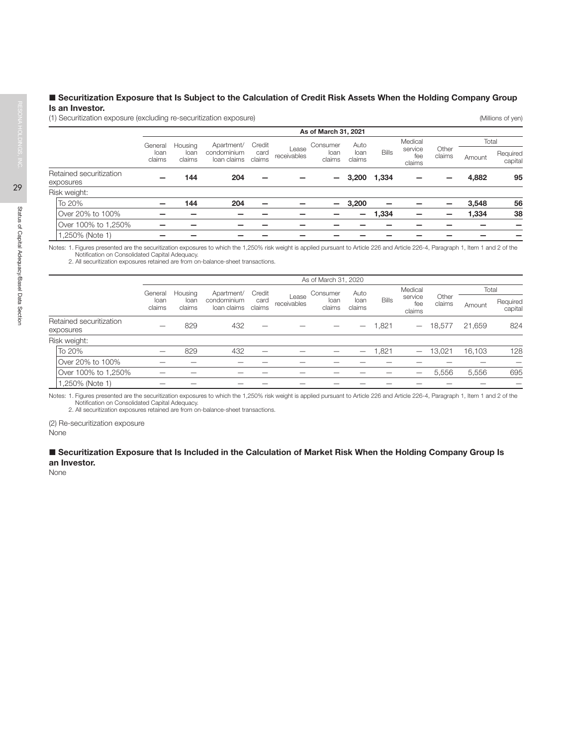## ■ Securitization Exposure that Is Subject to the Calculation of Credit Risk Assets When the Holding Company Group Is an Investor.

(1) Securitization exposure (excluding re-securitization exposure)

(Millions of yen)

| | As of March 31, 2021 | | | | | | | | | | | |
|---|---|---|---|---|---|---|---|---|---|---|---|---|
| | General loan claims | Housing loan claims | Apartment/ condominium loan claims | Credit card claims | Lease receivables | Consumer loan claims | Auto loan claims | Bills | Medical service fee claims | Other claims | Total | |
| | | | | | | | | | | | Amount | Required capital |
| **Retained securitization exposures** | **—** | **144** | **204** | **—** | **—** | **—** | **3,200** | **1,334** | **—** | **—** | **4,882** | **95** |
| Risk weight: | | | | | | | | | | | | |
| To 20% | **—** | **144** | **204** | **—** | **—** | **—** | **3,200** | **—** | **—** | **—** | **3,548** | **56** |
| Over 20% to 100% | **—** | **—** | **—** | **—** | **—** | **—** | **—** | **1,334** | **—** | **—** | **1,334** | **38** |
| Over 100% to 1,250% | **—** | **—** | **—** | **—** | **—** | **—** | **—** | **—** | **—** | **—** | **—** | **—** |
| 1,250% (Note 1) | **—** | **—** | **—** | **—** | **—** | **—** | **—** | **—** | **—** | **—** | **—** | **—** |

Notes: 1. Figures presented are the securitization exposures to which the 1,250% risk weight is applied pursuant to Article 226 and Article 226-4, Paragraph 1, Item 1 and 2 of the Notification on Consolidated Capital Adequacy.
2. All securitization exposures retained are from on-balance-sheet transactions.

| | As of March 31, 2020 | | | | | | | | | | | |
|---|---|---|---|---|---|---|---|---|---|---|---|---|
| | General loan claims | Housing loan claims | Apartment/ condominium loan claims | Credit card claims | Lease receivables | Consumer loan claims | Auto loan claims | Bills | Medical service fee claims | Other claims | Total | |
| | | | | | | | | | | | Amount | Required capital |
| Retained securitization exposures | — | 829 | 432 | — | — | — | — | 1,821 | — | 18,577 | 21,659 | 824 |
| Risk weight: | | | | | | | | | | | | |
| To 20% | — | 829 | 432 | — | — | — | — | 1,821 | — | 13,021 | 16,103 | 128 |
| Over 20% to 100% | — | — | — | — | — | — | — | — | — | — | — | — |
| Over 100% to 1,250% | — | — | — | — | — | — | — | — | — | 5,556 | 5,556 | 695 |
| 1,250% (Note 1) | — | — | — | — | — | — | — | — | — | — | — | — |

Notes: 1. Figures presented are the securitization exposures to which the 1,250% risk weight is applied pursuant to Article 226 and Article 226-4, Paragraph 1, Item 1 and 2 of the Notification on Consolidated Capital Adequacy.
2. All securitization exposures retained are from on-balance-sheet transactions.

(2) Re-securitization exposure

None

## ■ Securitization Exposure that Is Included in the Calculation of Market Risk When the Holding Company Group Is an Investor.

None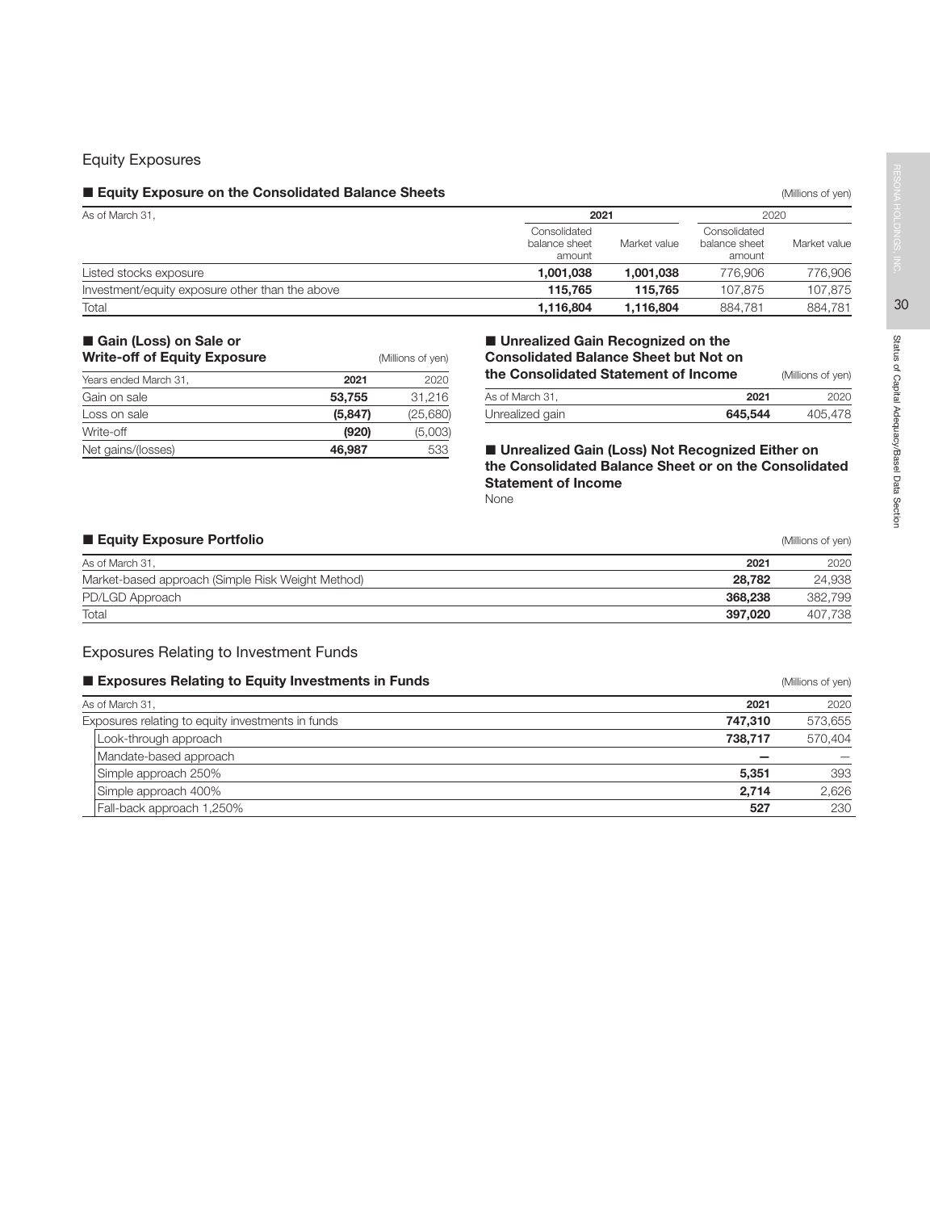## Equity Exposures

### ■ Equity Exposure on the Consolidated Balance Sheets

(Millions of yen)

| As of March 31, | 2021 | | 2020 | |
|---|---|---|---|---|
| | Consolidated balance sheet amount | Market value | Consolidated balance sheet amount | Market value |
| Listed stocks exposure | **1,001,038** | **1,001,038** | 776,906 | 776,906 |
| Investment/equity exposure other than the above | **115,765** | **115,765** | 107,875 | 107,875 |
| Total | **1,116,804** | **1,116,804** | 884,781 | 884,781 |

### ■ Gain (Loss) on Sale or Write-off of Equity Exposure

(Millions of yen)

| Years ended March 31, | 2021 | 2020 |
|---|---|---|
| Gain on sale | **53,755** | 31,216 |
| Loss on sale | **(5,847)** | (25,680) |
| Write-off | **(920)** | (5,003) |
| Net gains/(losses) | **46,987** | 533 |

### ■ Unrealized Gain Recognized on the Consolidated Balance Sheet but Not on the Consolidated Statement of Income

(Millions of yen)

| As of March 31, | 2021 | 2020 |
|---|---|---|
| Unrealized gain | **645,544** | 405,478 |

### ■ Unrealized Gain (Loss) Not Recognized Either on the Consolidated Balance Sheet or on the Consolidated Statement of Income

None

### ■ Equity Exposure Portfolio

(Millions of yen)

| As of March 31, | 2021 | 2020 |
|---|---|---|
| Market-based approach (Simple Risk Weight Method) | **28,782** | 24,938 |
| PD/LGD Approach | **368,238** | 382,799 |
| Total | **397,020** | 407,738 |

## Exposures Relating to Investment Funds

### ■ Exposures Relating to Equity Investments in Funds

(Millions of yen)

| As of March 31, | 2021 | 2020 |
|---|---|---|
| Exposures relating to equity investments in funds | **747,310** | 573,655 |
| Look-through approach | **738,717** | 570,404 |
| Mandate-based approach | **—** | — |
| Simple approach 250% | **5,351** | 393 |
| Simple approach 400% | **2,714** | 2,626 |
| Fall-back approach 1,250% | **527** | 230 |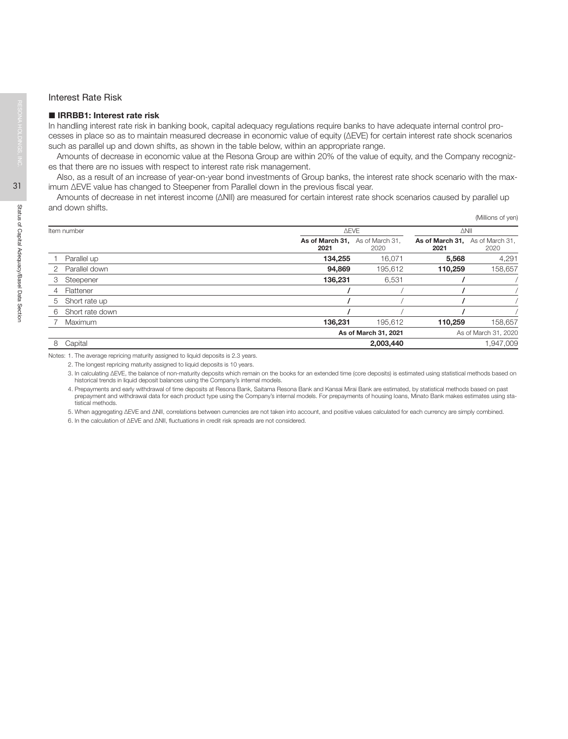## Interest Rate Risk

### ■ IRRBB1: Interest rate risk

In handling interest rate risk in banking book, capital adequacy regulations require banks to have adequate internal control processes in place so as to maintain measured decrease in economic value of equity (ΔEVE) for certain interest rate shock scenarios such as parallel up and down shifts, as shown in the table below, within an appropriate range.

Amounts of decrease in economic value at the Resona Group are within 20% of the value of equity, and the Company recognizes that there are no issues with respect to interest rate risk management.

Also, as a result of an increase of year-on-year bond investments of Group banks, the interest rate shock scenario with the maximum ΔEVE value has changed to Steepener from Parallel down in the previous fiscal year.

Amounts of decrease in net interest income (ΔNII) are measured for certain interest rate shock scenarios caused by parallel up and down shifts.

(Millions of yen)

| Item number | | ΔEVE | | ΔNII | |
|---|---|---|---|---|---|
| | | **As of March 31, 2021** | As of March 31, 2020 | **As of March 31, 2021** | As of March 31, 2020 |
| 1 | Parallel up | **134,255** | 16,071 | **5,568** | 4,291 |
| 2 | Parallel down | **94,869** | 195,612 | **110,259** | 158,657 |
| 3 | Steepener | **136,231** | 6,531 | **/** | / |
| 4 | Flattener | **/** | / | **/** | / |
| 5 | Short rate up | **/** | / | **/** | / |
| 6 | Short rate down | **/** | / | **/** | / |
| 7 | Maximum | **136,231** | 195,612 | **110,259** | 158,657 |
| | | **As of March 31, 2021** | | As of March 31, 2020 | |
| 8 | Capital | **2,003,440** | | 1,947,009 | |

Notes: 1. The average repricing maturity assigned to liquid deposits is 2.3 years.

2. The longest repricing maturity assigned to liquid deposits is 10 years.

3. In calculating ΔEVE, the balance of non-maturity deposits which remain on the books for an extended time (core deposits) is estimated using statistical methods based on historical trends in liquid deposit balances using the Company's internal models.

4. Prepayments and early withdrawal of time deposits at Resona Bank, Saitama Resona Bank and Kansai Mirai Bank are estimated, by statistical methods based on past prepayment and withdrawal data for each product type using the Company's internal models. For prepayments of housing loans, Minato Bank makes estimates using statistical methods.

5. When aggregating ΔEVE and ΔNII, correlations between currencies are not taken into account, and positive values calculated for each currency are simply combined.

6. In the calculation of ΔEVE and ΔNII, fluctuations in credit risk spreads are not considered.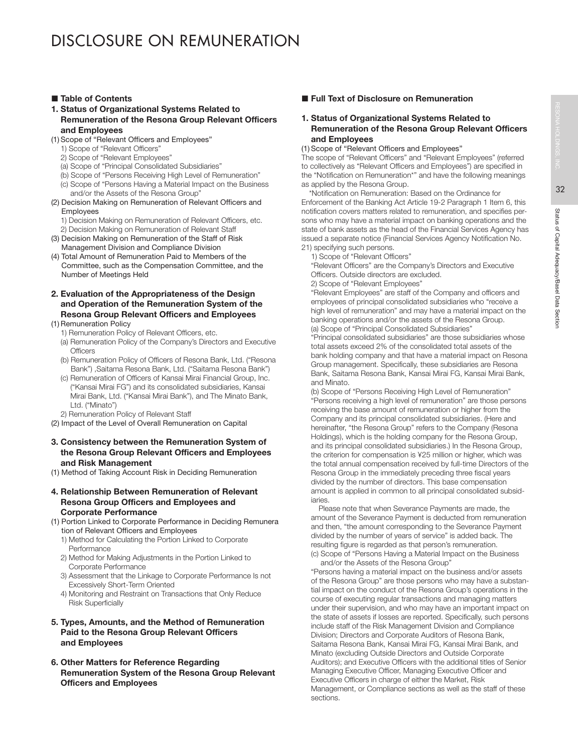# DISCLOSURE ON REMUNERATION

## ■ Table of Contents

**1. Status of Organizational Systems Related to Remuneration of the Resona Group Relevant Officers and Employees**

(1) Scope of "Relevant Officers and Employees"
  1) Scope of "Relevant Officers"
  2) Scope of "Relevant Employees"
  (a) Scope of "Principal Consolidated Subsidiaries"
  (b) Scope of "Persons Receiving High Level of Remuneration"
  (c) Scope of "Persons Having a Material Impact on the Business and/or the Assets of the Resona Group"

(2) Decision Making on Remuneration of Relevant Officers and Employees
  1) Decision Making on Remuneration of Relevant Officers, etc.
  2) Decision Making on Remuneration of Relevant Staff

(3) Decision Making on Remuneration of the Staff of Risk Management Division and Compliance Division

(4) Total Amount of Remuneration Paid to Members of the Committee, such as the Compensation Committee, and the Number of Meetings Held

**2. Evaluation of the Appropriateness of the Design and Operation of the Remuneration System of the Resona Group Relevant Officers and Employees**

(1) Remuneration Policy
  1) Remuneration Policy of Relevant Officers, etc.
  (a) Remuneration Policy of the Company's Directors and Executive Officers
  (b) Remuneration Policy of Officers of Resona Bank, Ltd. ("Resona Bank") ,Saitama Resona Bank, Ltd. ("Saitama Resona Bank")
  (c) Remuneration of Officers of Kansai Mirai Financial Group, Inc. ("Kansai Mirai FG") and its consolidated subsidiaries, Kansai Mirai Bank, Ltd. ("Kansai Mirai Bank"), and The Minato Bank, Ltd. ("Minato")
  2) Remuneration Policy of Relevant Staff

(2) Impact of the Level of Overall Remuneration on Capital

**3. Consistency between the Remuneration System of the Resona Group Relevant Officers and Employees and Risk Management**

(1) Method of Taking Account Risk in Deciding Remuneration

**4. Relationship Between Remuneration of Relevant Resona Group Officers and Employees and Corporate Performance**

(1) Portion Linked to Corporate Performance in Deciding Remunera tion of Relevant Officers and Employees
  1) Method for Calculating the Portion Linked to Corporate Performance
  2) Method for Making Adjustments in the Portion Linked to Corporate Performance
  3) Assessment that the Linkage to Corporate Performance Is not Excessively Short-Term Oriented
  4) Monitoring and Restraint on Transactions that Only Reduce Risk Superficially

**5. Types, Amounts, and the Method of Remuneration Paid to the Resona Group Relevant Officers and Employees**

**6. Other Matters for Reference Regarding Remuneration System of the Resona Group Relevant Officers and Employees**

## ■ Full Text of Disclosure on Remuneration

### 1. Status of Organizational Systems Related to Remuneration of the Resona Group Relevant Officers and Employees

(1) Scope of "Relevant Officers and Employees"

The scope of "Relevant Officers" and "Relevant Employees" (referred to collectively as "Relevant Officers and Employees") are specified in the "Notification on Remuneration*" and have the following meanings as applied by the Resona Group.

*Notification on Remuneration: Based on the Ordinance for Enforcement of the Banking Act Article 19-2 Paragraph 1 Item 6, this notification covers matters related to remuneration, and specifies persons who may have a material impact on banking operations and the state of bank assets as the head of the Financial Services Agency has issued a separate notice (Financial Services Agency Notification No. 21) specifying such persons.

1) Scope of "Relevant Officers"

"Relevant Officers" are the Company's Directors and Executive Officers. Outside directors are excluded.

2) Scope of "Relevant Employees"

"Relevant Employees" are staff of the Company and officers and employees of principal consolidated subsidiaries who "receive a high level of remuneration" and may have a material impact on the banking operations and/or the assets of the Resona Group.

(a) Scope of "Principal Consolidated Subsidiaries"

"Principal consolidated subsidiaries" are those subsidiaries whose total assets exceed 2% of the consolidated total assets of the bank holding company and that have a material impact on Resona Group management. Specifically, these subsidiaries are Resona Bank, Saitama Resona Bank, Kansai Mirai FG, Kansai Mirai Bank, and Minato.

(b) Scope of "Persons Receiving High Level of Remuneration"

"Persons receiving a high level of remuneration" are those persons receiving the base amount of remuneration or higher from the Company and its principal consolidated subsidiaries. (Here and hereinafter, "the Resona Group" refers to the Company (Resona Holdings), which is the holding company for the Resona Group, and its principal consolidated subsidiaries.) In the Resona Group, the criterion for compensation is ¥25 million or higher, which was the total annual compensation received by full-time Directors of the Resona Group in the immediately preceding three fiscal years divided by the number of directors. This base compensation amount is applied in common to all principal consolidated subsidiaries.

Please note that when Severance Payments are made, the amount of the Severance Payment is deducted from remuneration and then, "the amount corresponding to the Severance Payment divided by the number of years of service" is added back. The resulting figure is regarded as that person's remuneration.

(c) Scope of "Persons Having a Material Impact on the Business and/or the Assets of the Resona Group"

"Persons having a material impact on the business and/or assets of the Resona Group" are those persons who may have a substantial impact on the conduct of the Resona Group's operations in the course of executing regular transactions and managing matters under their supervision, and who may have an important impact on the state of assets if losses are reported. Specifically, such persons include staff of the Risk Management Division and Compliance Division; Directors and Corporate Auditors of Resona Bank, Saitama Resona Bank, Kansai Mirai FG, Kansai Mirai Bank, and Minato (excluding Outside Directors and Outside Corporate Auditors); and Executive Officers with the additional titles of Senior Managing Executive Officer, Managing Executive Officer and Executive Officers in charge of either the Market, Risk Management, or Compliance sections as well as the staff of these sections.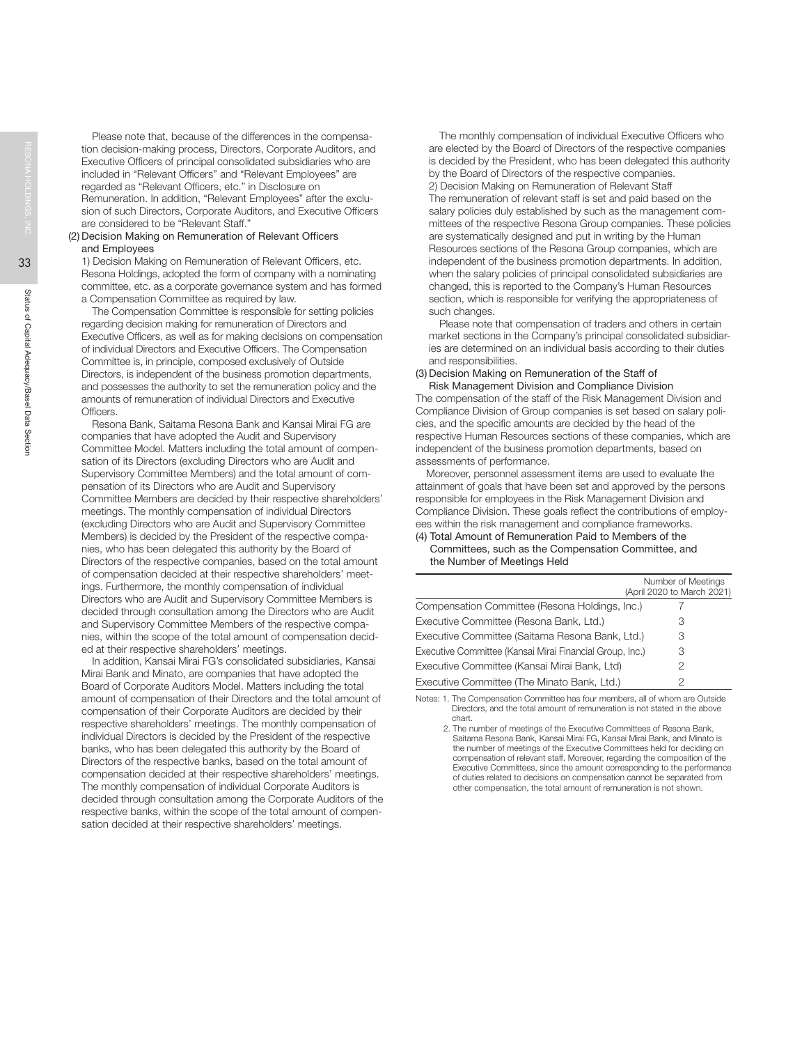Please note that, because of the differences in the compensation decision-making process, Directors, Corporate Auditors, and Executive Officers of principal consolidated subsidiaries who are included in "Relevant Officers" and "Relevant Employees" are regarded as "Relevant Officers, etc." in Disclosure on Remuneration. In addition, "Relevant Employees" after the exclusion of such Directors, Corporate Auditors, and Executive Officers are considered to be "Relevant Staff."

(2) Decision Making on Remuneration of Relevant Officers and Employees

1) Decision Making on Remuneration of Relevant Officers, etc.
Resona Holdings, adopted the form of company with a nominating committee, etc. as a corporate governance system and has formed a Compensation Committee as required by law.

The Compensation Committee is responsible for setting policies regarding decision making for remuneration of Directors and Executive Officers, as well as for making decisions on compensation of individual Directors and Executive Officers. The Compensation Committee is, in principle, composed exclusively of Outside Directors, is independent of the business promotion departments, and possesses the authority to set the remuneration policy and the amounts of remuneration of individual Directors and Executive Officers.

Resona Bank, Saitama Resona Bank and Kansai Mirai FG are companies that have adopted the Audit and Supervisory Committee Model. Matters including the total amount of compensation of its Directors (excluding Directors who are Audit and Supervisory Committee Members) and the total amount of compensation of its Directors who are Audit and Supervisory Committee Members are decided by their respective shareholders' meetings. The monthly compensation of individual Directors (excluding Directors who are Audit and Supervisory Committee Members) is decided by the President of the respective companies, who has been delegated this authority by the Board of Directors of the respective companies, based on the total amount of compensation decided at their respective shareholders' meetings. Furthermore, the monthly compensation of individual Directors who are Audit and Supervisory Committee Members is decided through consultation among the Directors who are Audit and Supervisory Committee Members of the respective companies, within the scope of the total amount of compensation decided at their respective shareholders' meetings.

In addition, Kansai Mirai FG's consolidated subsidiaries, Kansai Mirai Bank and Minato, are companies that have adopted the Board of Corporate Auditors Model. Matters including the total amount of compensation of their Directors and the total amount of compensation of their Corporate Auditors are decided by their respective shareholders' meetings. The monthly compensation of individual Directors is decided by the President of the respective banks, who has been delegated this authority by the Board of Directors of the respective banks, based on the total amount of compensation decided at their respective shareholders' meetings. The monthly compensation of individual Corporate Auditors is decided through consultation among the Corporate Auditors of the respective banks, within the scope of the total amount of compensation decided at their respective shareholders' meetings.

The monthly compensation of individual Executive Officers who are elected by the Board of Directors of the respective companies is decided by the President, who has been delegated this authority by the Board of Directors of the respective companies.

2) Decision Making on Remuneration of Relevant Staff
The remuneration of relevant staff is set and paid based on the salary policies duly established by such as the management committees of the respective Resona Group companies. These policies are systematically designed and put in writing by the Human Resources sections of the Resona Group companies, which are independent of the business promotion departments. In addition, when the salary policies of principal consolidated subsidiaries are changed, this is reported to the Company's Human Resources section, which is responsible for verifying the appropriateness of such changes.

Please note that compensation of traders and others in certain market sections in the Company's principal consolidated subsidiaries are determined on an individual basis according to their duties and responsibilities.

(3) Decision Making on Remuneration of the Staff of Risk Management Division and Compliance Division

The compensation of the staff of the Risk Management Division and Compliance Division of Group companies is set based on salary policies, and the specific amounts are decided by the head of the respective Human Resources sections of these companies, which are independent of the business promotion departments, based on assessments of performance.

Moreover, personnel assessment items are used to evaluate the attainment of goals that have been set and approved by the persons responsible for employees in the Risk Management Division and Compliance Division. These goals reflect the contributions of employees within the risk management and compliance frameworks.

(4) Total Amount of Remuneration Paid to Members of the Committees, such as the Compensation Committee, and the Number of Meetings Held

| | Number of Meetings (April 2020 to March 2021) |
|---|---|
| Compensation Committee (Resona Holdings, Inc.) | 7 |
| Executive Committee (Resona Bank, Ltd.) | 3 |
| Executive Committee (Saitama Resona Bank, Ltd.) | 3 |
| Executive Committee (Kansai Mirai Financial Group, Inc.) | 3 |
| Executive Committee (Kansai Mirai Bank, Ltd) | 2 |
| Executive Committee (The Minato Bank, Ltd.) | 2 |

Notes: 1. The Compensation Committee has four members, all of whom are Outside Directors, and the total amount of remuneration is not stated in the above chart.

2. The number of meetings of the Executive Committees of Resona Bank, Saitama Resona Bank, Kansai Mirai FG, Kansai Mirai Bank, and Minato is the number of meetings of the Executive Committees held for deciding on compensation of relevant staff. Moreover, regarding the composition of the Executive Committees, since the amount corresponding to the performance of duties related to decisions on compensation cannot be separated from other compensation, the total amount of remuneration is not shown.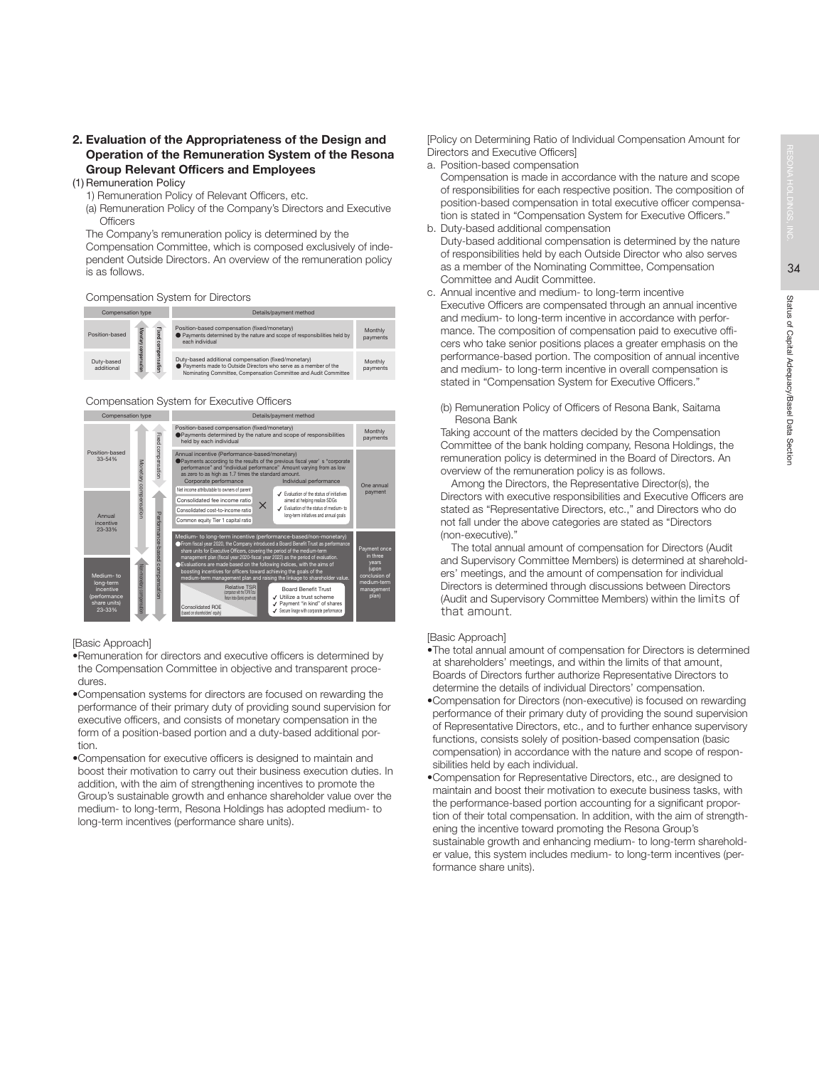## 2. Evaluation of the Appropriateness of the Design and Operation of the Remuneration System of the Resona Group Relevant Officers and Employees

(1) Remuneration Policy

1) Remuneration Policy of Relevant Officers, etc.

(a) Remuneration Policy of the Company's Directors and Executive Officers

The Company's remuneration policy is determined by the Compensation Committee, which is composed exclusively of independent Outside Directors. An overview of the remuneration policy is as follows.

Compensation System for Directors

| Compensation type | | | Details/payment method | |
|---|---|---|---|---|
| Position-based | Monetary compensation | Fixed compensation | Position-based compensation (fixed/monetary)<br>● Payments determined by the nature and scope of responsibilities held by each individual | Monthly payments |
| Duty-based additional | | | Duty-based additional compensation (fixed/monetary)<br>● Payments made to Outside Directors who serve as a member of the Nominating Committee, Compensation Committee and Audit Committee | Monthly payments |

Compensation System for Executive Officers

| Compensation type | | | Details/payment method | |
|---|---|---|---|---|
| Position-based 33-54% | Monetary compensation | Fixed compensation | Position-based compensation (fixed/monetary)<br>●Payments determined by the nature and scope of responsibilities held by each individual | Monthly payments |
| Annual incentive 23-33% | | Performance-based compensation | Annual incentive (Performance-based/monetary)<br>●Payments according to the results of the previous fiscal year's "corporate performance" and "individual performance" Amount varying from as low as zero to as high as 1.7 times the standard amount.<br>Corporate performance: Net income attributable to owners of parent; Consolidated fee income ratio; Consolidated cost-to-income ratio; Common equity Tier 1 capital ratio<br>× Individual performance: ✓ Evaluation of the status of initiatives aimed at helping realize SDGs; ✓ Evaluation of the status of medium- to long-term initiatives and annual goals | One annual payment |
| Medium- to long-term incentive (performance share units) 23-33% | Non-monetary compensation | | Medium- to long-term incentive (performance-based/non-monetary)<br>●From fiscal year 2020, the Company introduced a Board Benefit Trust as performance share units for Executive Officers, covering the period of the medium-term management plan (fiscal year 2020-fiscal year 2022) as the period of evaluation.<br>●Evaluations are made based on the following indices, with the aims of boosting incentives for officers toward achieving the goals of the medium-term management plan and raising the linkage to shareholder value.<br>Relative TSR (comparison with the TOPIX Bank Index growth rate); Consolidated ROE (based on shareholders' equity)<br>Board Benefit Trust: ✓ Utilize a trust scheme; ✓ Payment "in kind" of shares; ✓ Secure linkage with corporate performance | Payment once in three years (upon conclusion of medium-term management plan) |

[Basic Approach]

- Remuneration for directors and executive officers is determined by the Compensation Committee in objective and transparent procedures.
- Compensation systems for directors are focused on rewarding the performance of their primary duty of providing sound supervision for executive officers, and consists of monetary compensation in the form of a position-based portion and a duty-based additional portion.
- Compensation for executive officers is designed to maintain and boost their motivation to carry out their business execution duties. In addition, with the aim of strengthening incentives to promote the Group's sustainable growth and enhance shareholder value over the medium- to long-term, Resona Holdings has adopted medium- to long-term incentives (performance share units).

[Policy on Determining Ratio of Individual Compensation Amount for Directors and Executive Officers]

a. Position-based compensation
Compensation is made in accordance with the nature and scope of responsibilities for each respective position. The composition of position-based compensation in total executive officer compensation is stated in "Compensation System for Executive Officers."

b. Duty-based additional compensation
Duty-based additional compensation is determined by the nature of responsibilities held by each Outside Director who also serves as a member of the Nominating Committee, Compensation Committee and Audit Committee.

c. Annual incentive and medium- to long-term incentive
Executive Officers are compensated through an annual incentive and medium- to long-term incentive in accordance with performance. The composition of compensation paid to executive officers who take senior positions places a greater emphasis on the performance-based portion. The composition of annual incentive and medium- to long-term incentive in overall compensation is stated in "Compensation System for Executive Officers."

(b) Remuneration Policy of Officers of Resona Bank, Saitama Resona Bank

Taking account of the matters decided by the Compensation Committee of the bank holding company, Resona Holdings, the remuneration policy is determined in the Board of Directors. An overview of the remuneration policy is as follows.

Among the Directors, the Representative Director(s), the Directors with executive responsibilities and Executive Officers are stated as "Representative Directors, etc.," and Directors who do not fall under the above categories are stated as "Directors (non-executive)."

The total annual amount of compensation for Directors (Audit and Supervisory Committee Members) is determined at shareholders' meetings, and the amount of compensation for individual Directors is determined through discussions between Directors (Audit and Supervisory Committee Members) within the limits of that amount.

[Basic Approach]

- The total annual amount of compensation for Directors is determined at shareholders' meetings, and within the limits of that amount, Boards of Directors further authorize Representative Directors to determine the details of individual Directors' compensation.
- Compensation for Directors (non-executive) is focused on rewarding performance of their primary duty of providing the sound supervision of Representative Directors, etc., and to further enhance supervisory functions, consists solely of position-based compensation (basic compensation) in accordance with the nature and scope of responsibilities held by each individual.
- Compensation for Representative Directors, etc., are designed to maintain and boost their motivation to execute business tasks, with the performance-based portion accounting for a significant proportion of their total compensation. In addition, with the aim of strengthening the incentive toward promoting the Resona Group's sustainable growth and enhancing medium- to long-term shareholder value, this system includes medium- to long-term incentives (performance share units).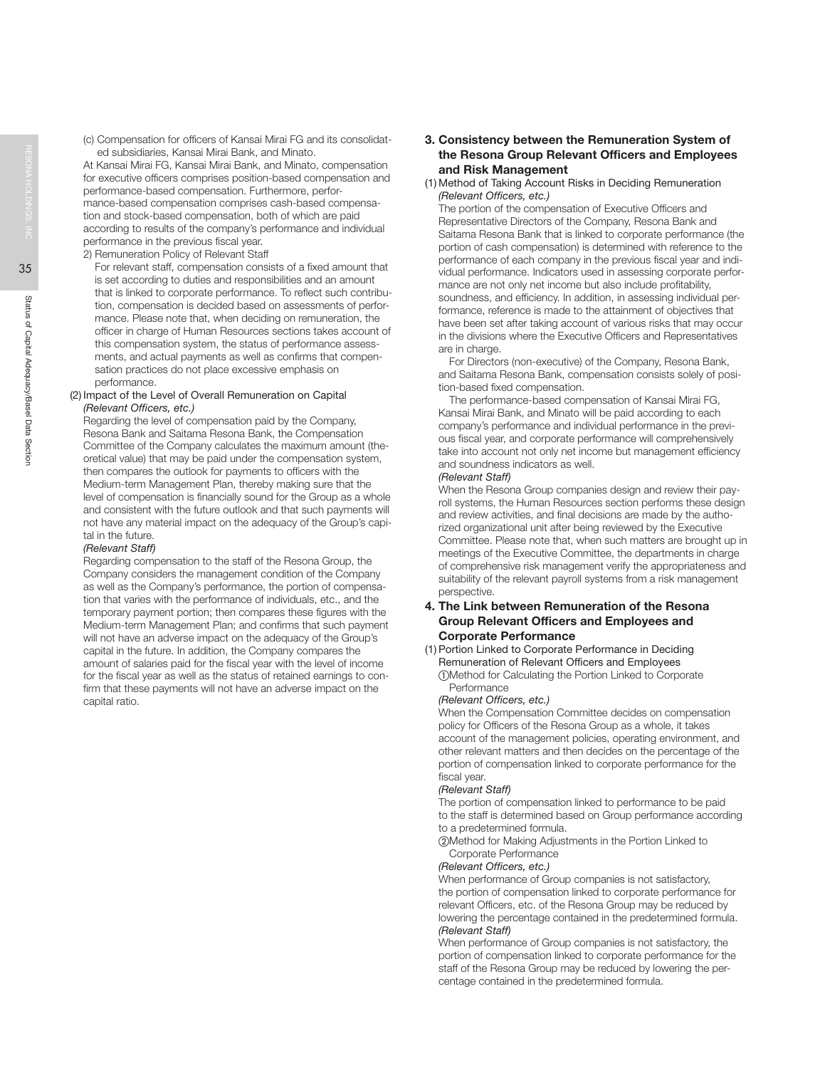(c) Compensation for officers of Kansai Mirai FG and its consolidated subsidiaries, Kansai Mirai Bank, and Minato.

At Kansai Mirai FG, Kansai Mirai Bank, and Minato, compensation for executive officers comprises position-based compensation and performance-based compensation. Furthermore, performance-based compensation comprises cash-based compensation and stock-based compensation, both of which are paid according to results of the company's performance and individual performance in the previous fiscal year.

2) Remuneration Policy of Relevant Staff

For relevant staff, compensation consists of a fixed amount that is set according to duties and responsibilities and an amount that is linked to corporate performance. To reflect such contribution, compensation is decided based on assessments of performance. Please note that, when deciding on remuneration, the officer in charge of Human Resources sections takes account of this compensation system, the status of performance assessments, and actual payments as well as confirms that compensation practices do not place excessive emphasis on performance.

(2) Impact of the Level of Overall Remuneration on Capital

*(Relevant Officers, etc.)*

Regarding the level of compensation paid by the Company, Resona Bank and Saitama Resona Bank, the Compensation Committee of the Company calculates the maximum amount (theoretical value) that may be paid under the compensation system, then compares the outlook for payments to officers with the Medium-term Management Plan, thereby making sure that the level of compensation is financially sound for the Group as a whole and consistent with the future outlook and that such payments will not have any material impact on the adequacy of the Group's capital in the future.

*(Relevant Staff)*

Regarding compensation to the staff of the Resona Group, the Company considers the management condition of the Company as well as the Company's performance, the portion of compensation that varies with the performance of individuals, etc., and the temporary payment portion; then compares these figures with the Medium-term Management Plan; and confirms that such payment will not have an adverse impact on the adequacy of the Group's capital in the future. In addition, the Company compares the amount of salaries paid for the fiscal year with the level of income for the fiscal year as well as the status of retained earnings to confirm that these payments will not have an adverse impact on the capital ratio.

## 3. Consistency between the Remuneration System of the Resona Group Relevant Officers and Employees and Risk Management

(1) Method of Taking Account Risks in Deciding Remuneration

*(Relevant Officers, etc.)*

The portion of the compensation of Executive Officers and Representative Directors of the Company, Resona Bank and Saitama Resona Bank that is linked to corporate performance (the portion of cash compensation) is determined with reference to the performance of each company in the previous fiscal year and individual performance. Indicators used in assessing corporate performance are not only net income but also include profitability, soundness, and efficiency. In addition, in assessing individual performance, reference is made to the attainment of objectives that have been set after taking account of various risks that may occur in the divisions where the Executive Officers and Representatives are in charge.

For Directors (non-executive) of the Company, Resona Bank, and Saitama Resona Bank, compensation consists solely of position-based fixed compensation.

The performance-based compensation of Kansai Mirai FG, Kansai Mirai Bank, and Minato will be paid according to each company's performance and individual performance in the previous fiscal year, and corporate performance will comprehensively take into account not only net income but management efficiency and soundness indicators as well.

*(Relevant Staff)*

When the Resona Group companies design and review their payroll systems, the Human Resources section performs these design and review activities, and final decisions are made by the authorized organizational unit after being reviewed by the Executive Committee. Please note that, when such matters are brought up in meetings of the Executive Committee, the departments in charge of comprehensive risk management verify the appropriateness and suitability of the relevant payroll systems from a risk management perspective.

## 4. The Link between Remuneration of the Resona Group Relevant Officers and Employees and Corporate Performance

(1) Portion Linked to Corporate Performance in Deciding Remuneration of Relevant Officers and Employees

① Method for Calculating the Portion Linked to Corporate Performance

*(Relevant Officers, etc.)*

When the Compensation Committee decides on compensation policy for Officers of the Resona Group as a whole, it takes account of the management policies, operating environment, and other relevant matters and then decides on the percentage of the portion of compensation linked to corporate performance for the fiscal year.

*(Relevant Staff)*

The portion of compensation linked to performance to be paid to the staff is determined based on Group performance according to a predetermined formula.

② Method for Making Adjustments in the Portion Linked to Corporate Performance

*(Relevant Officers, etc.)*

When performance of Group companies is not satisfactory, the portion of compensation linked to corporate performance for relevant Officers, etc. of the Resona Group may be reduced by lowering the percentage contained in the predetermined formula.

*(Relevant Staff)*

When performance of Group companies is not satisfactory, the portion of compensation linked to corporate performance for the staff of the Resona Group may be reduced by lowering the percentage contained in the predetermined formula.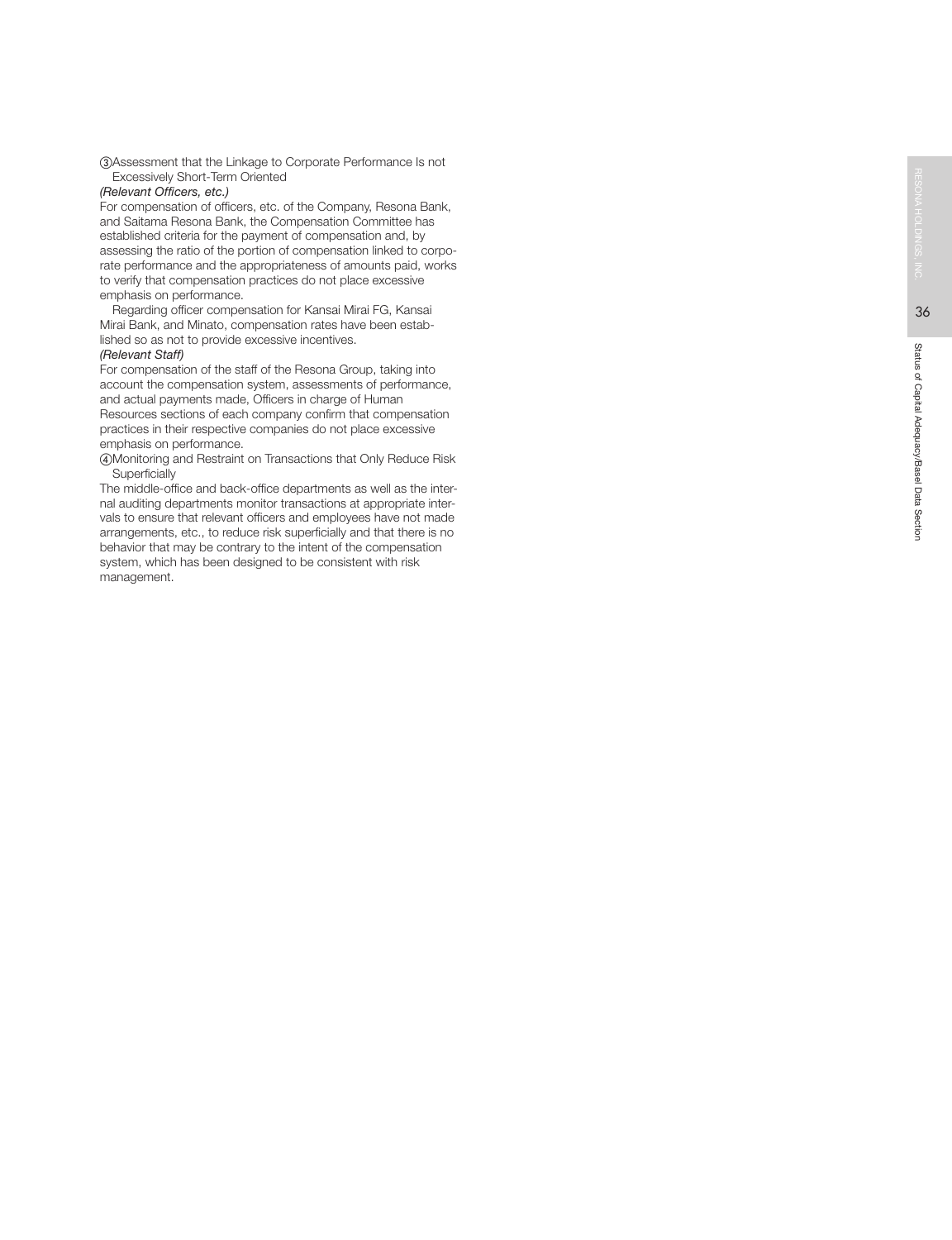③Assessment that the Linkage to Corporate Performance Is not Excessively Short-Term Oriented

*(Relevant Officers, etc.)*

For compensation of officers, etc. of the Company, Resona Bank, and Saitama Resona Bank, the Compensation Committee has established criteria for the payment of compensation and, by assessing the ratio of the portion of compensation linked to corporate performance and the appropriateness of amounts paid, works to verify that compensation practices do not place excessive emphasis on performance.

Regarding officer compensation for Kansai Mirai FG, Kansai Mirai Bank, and Minato, compensation rates have been established so as not to provide excessive incentives.

*(Relevant Staff)*

For compensation of the staff of the Resona Group, taking into account the compensation system, assessments of performance, and actual payments made, Officers in charge of Human Resources sections of each company confirm that compensation practices in their respective companies do not place excessive emphasis on performance.

④Monitoring and Restraint on Transactions that Only Reduce Risk Superficially

The middle-office and back-office departments as well as the internal auditing departments monitor transactions at appropriate intervals to ensure that relevant officers and employees have not made arrangements, etc., to reduce risk superficially and that there is no behavior that may be contrary to the intent of the compensation system, which has been designed to be consistent with risk management.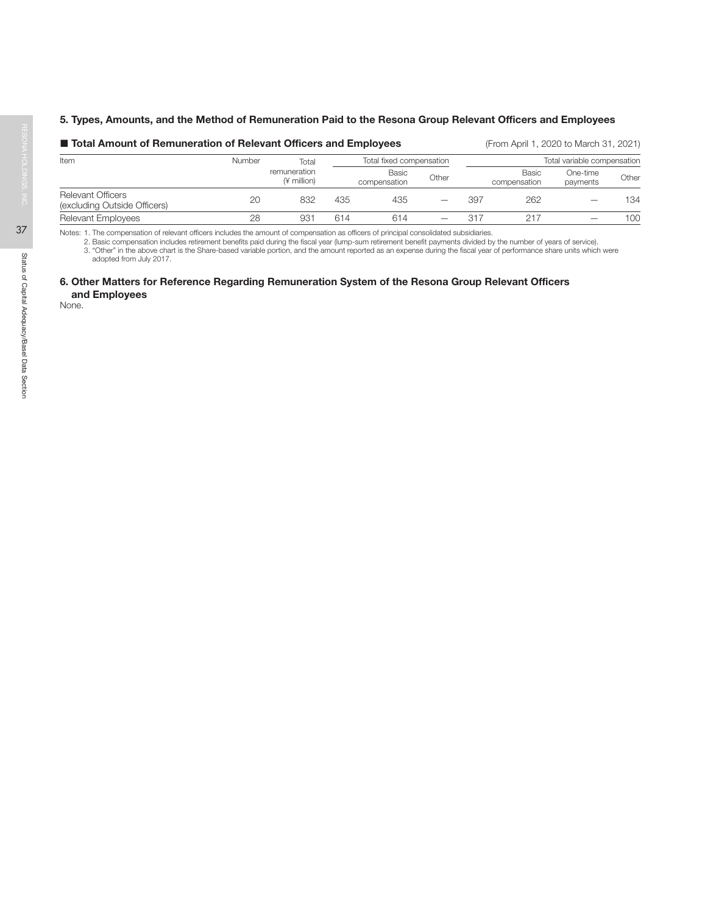## 5. Types, Amounts, and the Method of Remuneration Paid to the Resona Group Relevant Officers and Employees

### ■ Total Amount of Remuneration of Relevant Officers and Employees

(From April 1, 2020 to March 31, 2021)

| Item | Number | Total remuneration (¥ million) | Total fixed compensation | | | Total variable compensation | | | |
|---|---|---|---|---|---|---|---|---|---|
| | | | | Basic compensation | Other | | Basic compensation | One-time payments | Other |
| Relevant Officers (excluding Outside Officers) | 20 | 832 | 435 | 435 | — | 397 | 262 | — | 134 |
| Relevant Employees | 28 | 931 | 614 | 614 | — | 317 | 217 | — | 100 |

Notes: 1. The compensation of relevant officers includes the amount of compensation as officers of principal consolidated subsidiaries.
2. Basic compensation includes retirement benefits paid during the fiscal year (lump-sum retirement benefit payments divided by the number of years of service).
3. "Other" in the above chart is the Share-based variable portion, and the amount reported as an expense during the fiscal year of performance share units which were adopted from July 2017.

## 6. Other Matters for Reference Regarding Remuneration System of the Resona Group Relevant Officers and Employees

None.